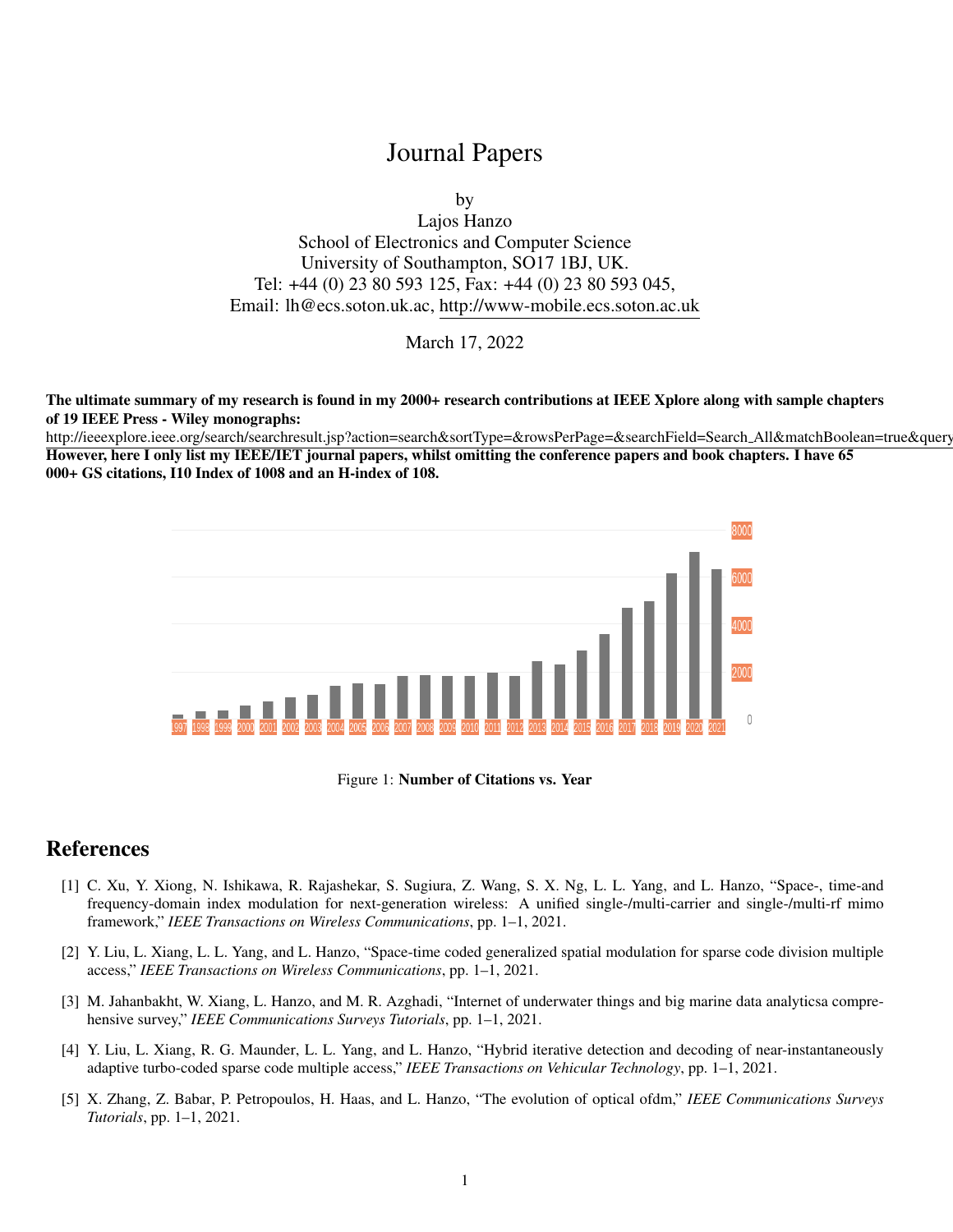# Journal Papers

by
Lajos Hanzo
School of Electronics and Computer Science
University of Southampton, SO17 1BJ, UK.
Tel: +44 (0) 23 80 593 125, Fax: +44 (0) 23 80 593 045,
Email: lh@ecs.soton.uk.ac, http://www-mobile.ecs.soton.ac.uk

March 17, 2022

**The ultimate summary of my research is found in my 2000+ research contributions at IEEE Xplore along with sample chapters of 19 IEEE Press - Wiley monographs:**
http://ieeexplore.ieee.org/search/searchresult.jsp?action=search&sortType=&rowsPerPage=&searchField=Search_All&matchBoolean=true&query
**However, here I only list my IEEE/IET journal papers, whilst omitting the conference papers and book chapters. I have 65 000+ GS citations, I10 Index of 1008 and an H-index of 108.**

Figure 1: **Number of Citations vs. Year**

## References

[1] C. Xu, Y. Xiong, N. Ishikawa, R. Rajashekar, S. Sugiura, Z. Wang, S. X. Ng, L. L. Yang, and L. Hanzo, "Space-, time-and frequency-domain index modulation for next-generation wireless: A unified single-/multi-carrier and single-/multi-rf mimo framework," *IEEE Transactions on Wireless Communications*, pp. 1–1, 2021.

[2] Y. Liu, L. Xiang, L. L. Yang, and L. Hanzo, "Space-time coded generalized spatial modulation for sparse code division multiple access," *IEEE Transactions on Wireless Communications*, pp. 1–1, 2021.

[3] M. Jahanbakht, W. Xiang, L. Hanzo, and M. R. Azghadi, "Internet of underwater things and big marine data analyticsa comprehensive survey," *IEEE Communications Surveys Tutorials*, pp. 1–1, 2021.

[4] Y. Liu, L. Xiang, R. G. Maunder, L. L. Yang, and L. Hanzo, "Hybrid iterative detection and decoding of near-instantaneously adaptive turbo-coded sparse code multiple access," *IEEE Transactions on Vehicular Technology*, pp. 1–1, 2021.

[5] X. Zhang, Z. Babar, P. Petropoulos, H. Haas, and L. Hanzo, "The evolution of optical ofdm," *IEEE Communications Surveys Tutorials*, pp. 1–1, 2021.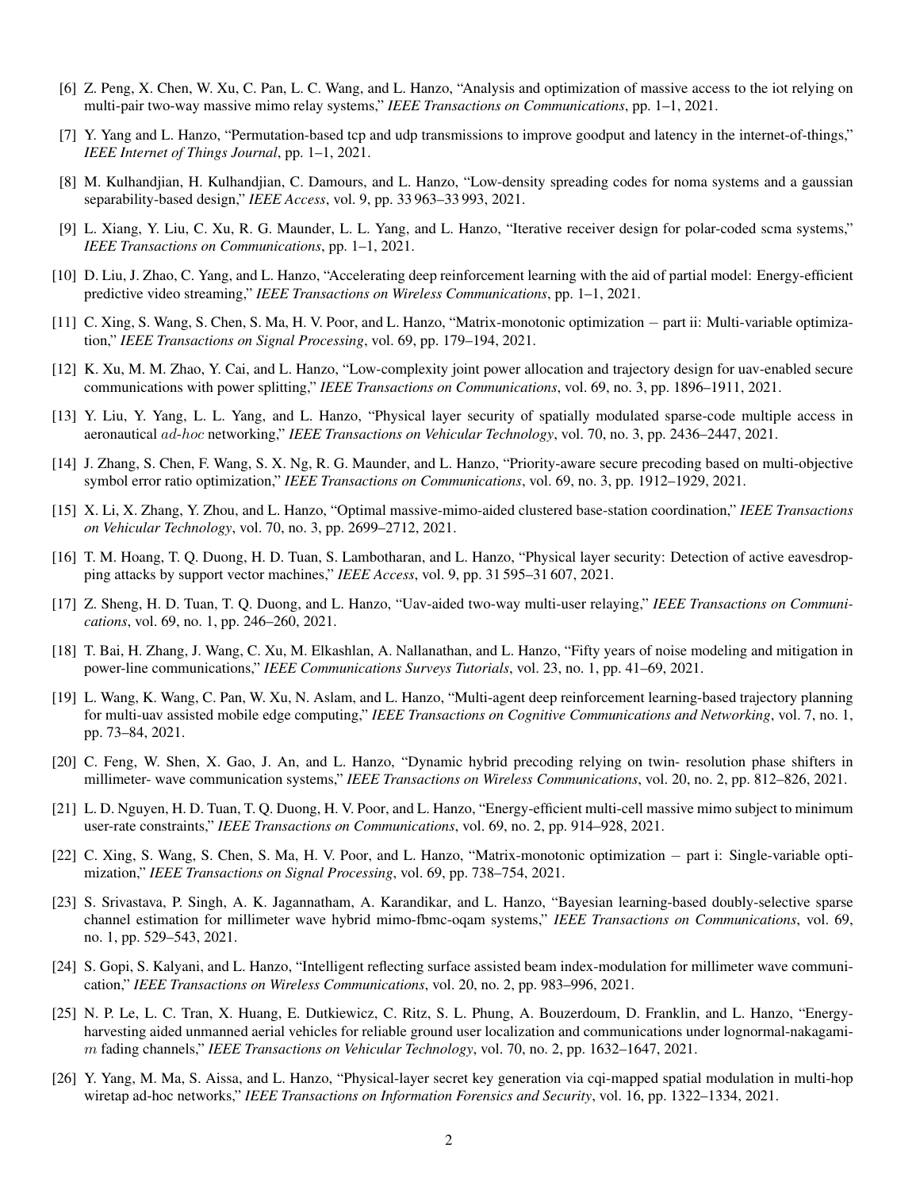[6] Z. Peng, X. Chen, W. Xu, C. Pan, L. C. Wang, and L. Hanzo, "Analysis and optimization of massive access to the iot relying on multi-pair two-way massive mimo relay systems," *IEEE Transactions on Communications*, pp. 1–1, 2021.

[7] Y. Yang and L. Hanzo, "Permutation-based tcp and udp transmissions to improve goodput and latency in the internet-of-things," *IEEE Internet of Things Journal*, pp. 1–1, 2021.

[8] M. Kulhandjian, H. Kulhandjian, C. Damours, and L. Hanzo, "Low-density spreading codes for noma systems and a gaussian separability-based design," *IEEE Access*, vol. 9, pp. 33 963–33 993, 2021.

[9] L. Xiang, Y. Liu, C. Xu, R. G. Maunder, L. L. Yang, and L. Hanzo, "Iterative receiver design for polar-coded scma systems," *IEEE Transactions on Communications*, pp. 1–1, 2021.

[10] D. Liu, J. Zhao, C. Yang, and L. Hanzo, "Accelerating deep reinforcement learning with the aid of partial model: Energy-efficient predictive video streaming," *IEEE Transactions on Wireless Communications*, pp. 1–1, 2021.

[11] C. Xing, S. Wang, S. Chen, S. Ma, H. V. Poor, and L. Hanzo, "Matrix-monotonic optimization – part ii: Multi-variable optimization," *IEEE Transactions on Signal Processing*, vol. 69, pp. 179–194, 2021.

[12] K. Xu, M. M. Zhao, Y. Cai, and L. Hanzo, "Low-complexity joint power allocation and trajectory design for uav-enabled secure communications with power splitting," *IEEE Transactions on Communications*, vol. 69, no. 3, pp. 1896–1911, 2021.

[13] Y. Liu, Y. Yang, L. L. Yang, and L. Hanzo, "Physical layer security of spatially modulated sparse-code multiple access in aeronautical $ad\text{-}hoc$ networking," *IEEE Transactions on Vehicular Technology*, vol. 70, no. 3, pp. 2436–2447, 2021.

[14] J. Zhang, S. Chen, F. Wang, S. X. Ng, R. G. Maunder, and L. Hanzo, "Priority-aware secure precoding based on multi-objective symbol error ratio optimization," *IEEE Transactions on Communications*, vol. 69, no. 3, pp. 1912–1929, 2021.

[15] X. Li, X. Zhang, Y. Zhou, and L. Hanzo, "Optimal massive-mimo-aided clustered base-station coordination," *IEEE Transactions on Vehicular Technology*, vol. 70, no. 3, pp. 2699–2712, 2021.

[16] T. M. Hoang, T. Q. Duong, H. D. Tuan, S. Lambotharan, and L. Hanzo, "Physical layer security: Detection of active eavesdropping attacks by support vector machines," *IEEE Access*, vol. 9, pp. 31 595–31 607, 2021.

[17] Z. Sheng, H. D. Tuan, T. Q. Duong, and L. Hanzo, "Uav-aided two-way multi-user relaying," *IEEE Transactions on Communications*, vol. 69, no. 1, pp. 246–260, 2021.

[18] T. Bai, H. Zhang, J. Wang, C. Xu, M. Elkashlan, A. Nallanathan, and L. Hanzo, "Fifty years of noise modeling and mitigation in power-line communications," *IEEE Communications Surveys Tutorials*, vol. 23, no. 1, pp. 41–69, 2021.

[19] L. Wang, K. Wang, C. Pan, W. Xu, N. Aslam, and L. Hanzo, "Multi-agent deep reinforcement learning-based trajectory planning for multi-uav assisted mobile edge computing," *IEEE Transactions on Cognitive Communications and Networking*, vol. 7, no. 1, pp. 73–84, 2021.

[20] C. Feng, W. Shen, X. Gao, J. An, and L. Hanzo, "Dynamic hybrid precoding relying on twin- resolution phase shifters in millimeter- wave communication systems," *IEEE Transactions on Wireless Communications*, vol. 20, no. 2, pp. 812–826, 2021.

[21] L. D. Nguyen, H. D. Tuan, T. Q. Duong, H. V. Poor, and L. Hanzo, "Energy-efficient multi-cell massive mimo subject to minimum user-rate constraints," *IEEE Transactions on Communications*, vol. 69, no. 2, pp. 914–928, 2021.

[22] C. Xing, S. Wang, S. Chen, S. Ma, H. V. Poor, and L. Hanzo, "Matrix-monotonic optimization – part i: Single-variable optimization," *IEEE Transactions on Signal Processing*, vol. 69, pp. 738–754, 2021.

[23] S. Srivastava, P. Singh, A. K. Jagannatham, A. Karandikar, and L. Hanzo, "Bayesian learning-based doubly-selective sparse channel estimation for millimeter wave hybrid mimo-fbmc-oqam systems," *IEEE Transactions on Communications*, vol. 69, no. 1, pp. 529–543, 2021.

[24] S. Gopi, S. Kalyani, and L. Hanzo, "Intelligent reflecting surface assisted beam index-modulation for millimeter wave communication," *IEEE Transactions on Wireless Communications*, vol. 20, no. 2, pp. 983–996, 2021.

[25] N. P. Le, L. C. Tran, X. Huang, E. Dutkiewicz, C. Ritz, S. L. Phung, A. Bouzerdoum, D. Franklin, and L. Hanzo, "Energy-harvesting aided unmanned aerial vehicles for reliable ground user localization and communications under lognormal-nakagami-$m$ fading channels," *IEEE Transactions on Vehicular Technology*, vol. 70, no. 2, pp. 1632–1647, 2021.

[26] Y. Yang, M. Ma, S. Aissa, and L. Hanzo, "Physical-layer secret key generation via cqi-mapped spatial modulation in multi-hop wiretap ad-hoc networks," *IEEE Transactions on Information Forensics and Security*, vol. 16, pp. 1322–1334, 2021.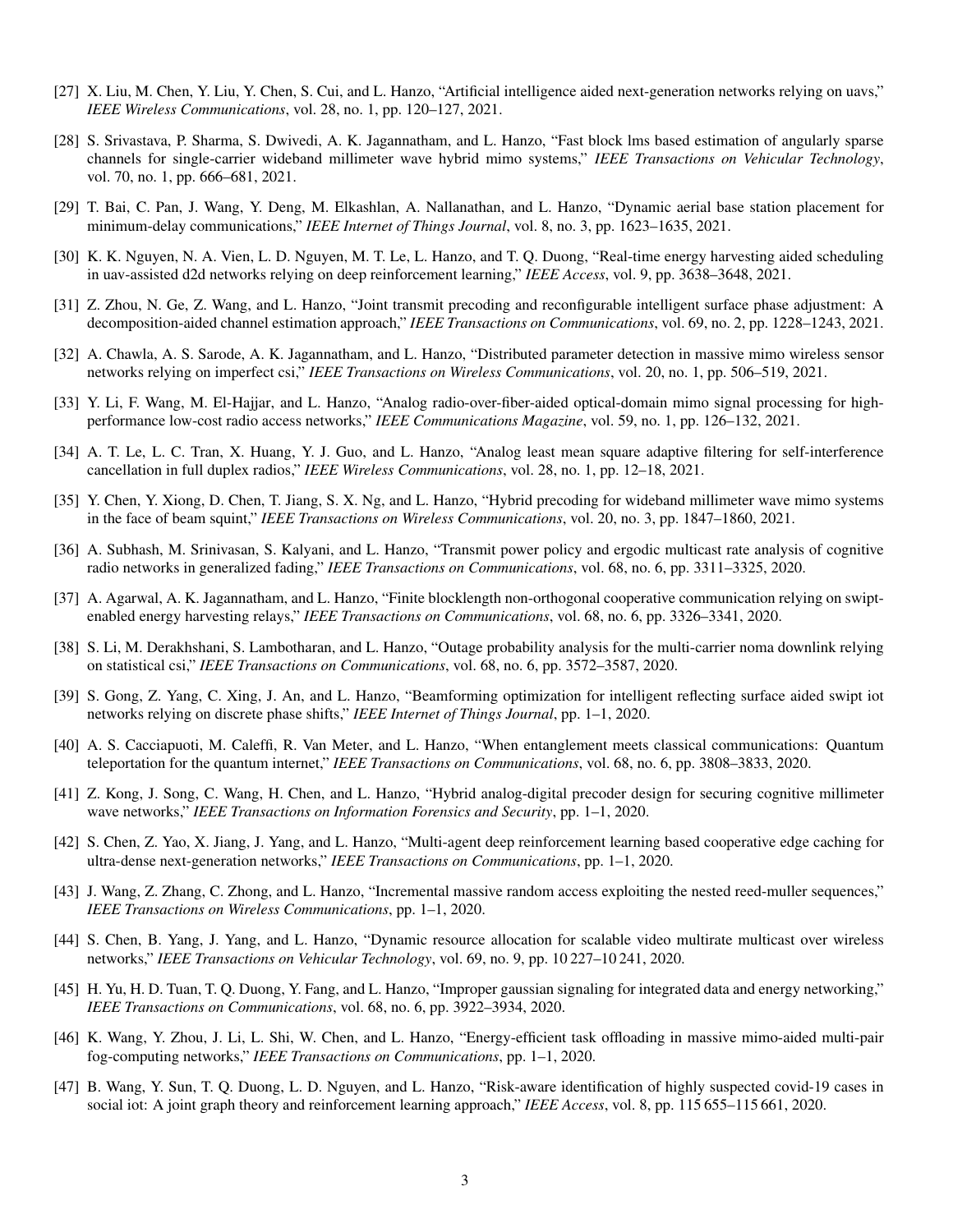[27] X. Liu, M. Chen, Y. Liu, Y. Chen, S. Cui, and L. Hanzo, "Artificial intelligence aided next-generation networks relying on uavs," *IEEE Wireless Communications*, vol. 28, no. 1, pp. 120–127, 2021.

[28] S. Srivastava, P. Sharma, S. Dwivedi, A. K. Jagannatham, and L. Hanzo, "Fast block lms based estimation of angularly sparse channels for single-carrier wideband millimeter wave hybrid mimo systems," *IEEE Transactions on Vehicular Technology*, vol. 70, no. 1, pp. 666–681, 2021.

[29] T. Bai, C. Pan, J. Wang, Y. Deng, M. Elkashlan, A. Nallanathan, and L. Hanzo, "Dynamic aerial base station placement for minimum-delay communications," *IEEE Internet of Things Journal*, vol. 8, no. 3, pp. 1623–1635, 2021.

[30] K. K. Nguyen, N. A. Vien, L. D. Nguyen, M. T. Le, L. Hanzo, and T. Q. Duong, "Real-time energy harvesting aided scheduling in uav-assisted d2d networks relying on deep reinforcement learning," *IEEE Access*, vol. 9, pp. 3638–3648, 2021.

[31] Z. Zhou, N. Ge, Z. Wang, and L. Hanzo, "Joint transmit precoding and reconfigurable intelligent surface phase adjustment: A decomposition-aided channel estimation approach," *IEEE Transactions on Communications*, vol. 69, no. 2, pp. 1228–1243, 2021.

[32] A. Chawla, A. S. Sarode, A. K. Jagannatham, and L. Hanzo, "Distributed parameter detection in massive mimo wireless sensor networks relying on imperfect csi," *IEEE Transactions on Wireless Communications*, vol. 20, no. 1, pp. 506–519, 2021.

[33] Y. Li, F. Wang, M. El-Hajjar, and L. Hanzo, "Analog radio-over-fiber-aided optical-domain mimo signal processing for high-performance low-cost radio access networks," *IEEE Communications Magazine*, vol. 59, no. 1, pp. 126–132, 2021.

[34] A. T. Le, L. C. Tran, X. Huang, Y. J. Guo, and L. Hanzo, "Analog least mean square adaptive filtering for self-interference cancellation in full duplex radios," *IEEE Wireless Communications*, vol. 28, no. 1, pp. 12–18, 2021.

[35] Y. Chen, Y. Xiong, D. Chen, T. Jiang, S. X. Ng, and L. Hanzo, "Hybrid precoding for wideband millimeter wave mimo systems in the face of beam squint," *IEEE Transactions on Wireless Communications*, vol. 20, no. 3, pp. 1847–1860, 2021.

[36] A. Subhash, M. Srinivasan, S. Kalyani, and L. Hanzo, "Transmit power policy and ergodic multicast rate analysis of cognitive radio networks in generalized fading," *IEEE Transactions on Communications*, vol. 68, no. 6, pp. 3311–3325, 2020.

[37] A. Agarwal, A. K. Jagannatham, and L. Hanzo, "Finite blocklength non-orthogonal cooperative communication relying on swipt-enabled energy harvesting relays," *IEEE Transactions on Communications*, vol. 68, no. 6, pp. 3326–3341, 2020.

[38] S. Li, M. Derakhshani, S. Lambotharan, and L. Hanzo, "Outage probability analysis for the multi-carrier noma downlink relying on statistical csi," *IEEE Transactions on Communications*, vol. 68, no. 6, pp. 3572–3587, 2020.

[39] S. Gong, Z. Yang, C. Xing, J. An, and L. Hanzo, "Beamforming optimization for intelligent reflecting surface aided swipt iot networks relying on discrete phase shifts," *IEEE Internet of Things Journal*, pp. 1–1, 2020.

[40] A. S. Cacciapuoti, M. Caleffi, R. Van Meter, and L. Hanzo, "When entanglement meets classical communications: Quantum teleportation for the quantum internet," *IEEE Transactions on Communications*, vol. 68, no. 6, pp. 3808–3833, 2020.

[41] Z. Kong, J. Song, C. Wang, H. Chen, and L. Hanzo, "Hybrid analog-digital precoder design for securing cognitive millimeter wave networks," *IEEE Transactions on Information Forensics and Security*, pp. 1–1, 2020.

[42] S. Chen, Z. Yao, X. Jiang, J. Yang, and L. Hanzo, "Multi-agent deep reinforcement learning based cooperative edge caching for ultra-dense next-generation networks," *IEEE Transactions on Communications*, pp. 1–1, 2020.

[43] J. Wang, Z. Zhang, C. Zhong, and L. Hanzo, "Incremental massive random access exploiting the nested reed-muller sequences," *IEEE Transactions on Wireless Communications*, pp. 1–1, 2020.

[44] S. Chen, B. Yang, J. Yang, and L. Hanzo, "Dynamic resource allocation for scalable video multirate multicast over wireless networks," *IEEE Transactions on Vehicular Technology*, vol. 69, no. 9, pp. 10 227–10 241, 2020.

[45] H. Yu, H. D. Tuan, T. Q. Duong, Y. Fang, and L. Hanzo, "Improper gaussian signaling for integrated data and energy networking," *IEEE Transactions on Communications*, vol. 68, no. 6, pp. 3922–3934, 2020.

[46] K. Wang, Y. Zhou, J. Li, L. Shi, W. Chen, and L. Hanzo, "Energy-efficient task offloading in massive mimo-aided multi-pair fog-computing networks," *IEEE Transactions on Communications*, pp. 1–1, 2020.

[47] B. Wang, Y. Sun, T. Q. Duong, L. D. Nguyen, and L. Hanzo, "Risk-aware identification of highly suspected covid-19 cases in social iot: A joint graph theory and reinforcement learning approach," *IEEE Access*, vol. 8, pp. 115 655–115 661, 2020.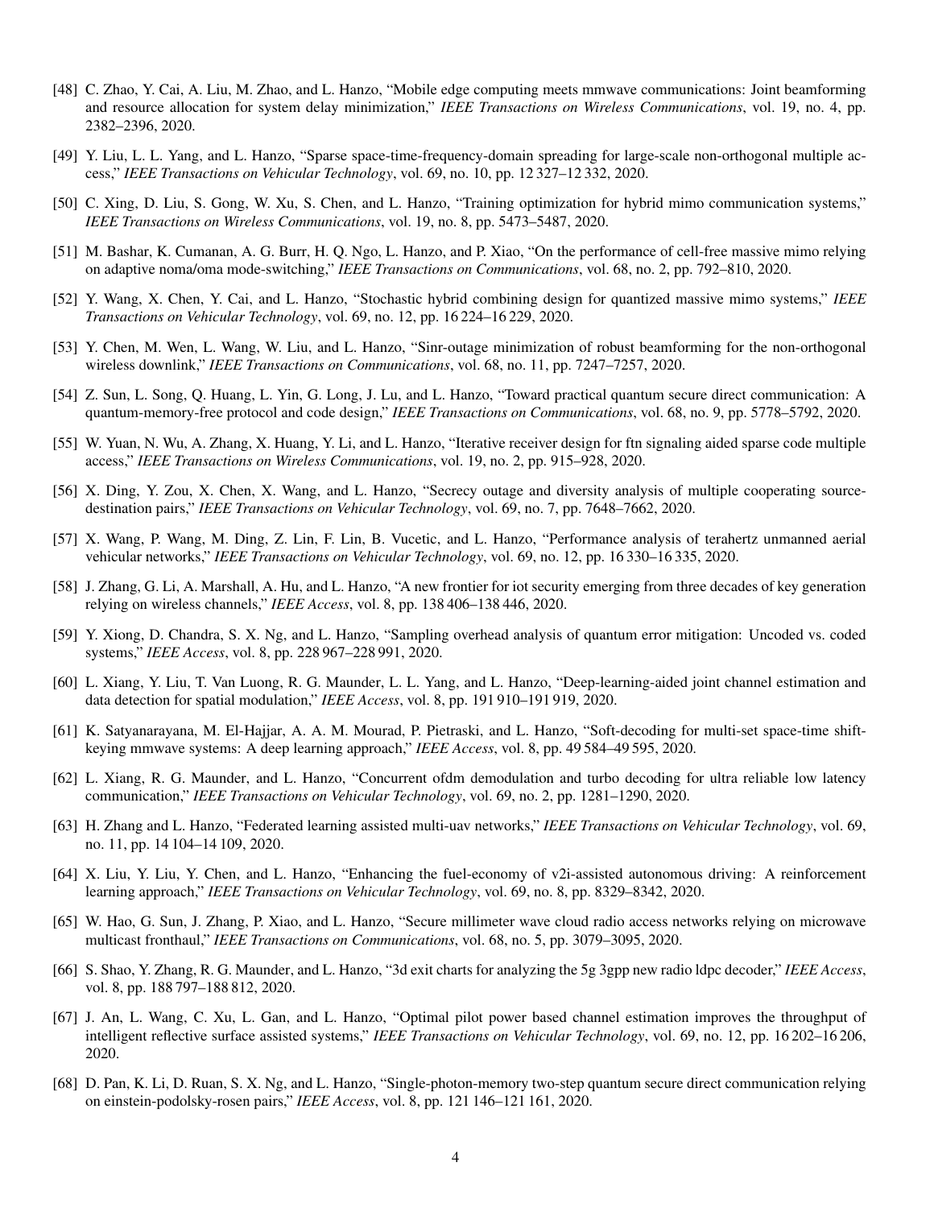[48] C. Zhao, Y. Cai, A. Liu, M. Zhao, and L. Hanzo, "Mobile edge computing meets mmwave communications: Joint beamforming and resource allocation for system delay minimization," *IEEE Transactions on Wireless Communications*, vol. 19, no. 4, pp. 2382–2396, 2020.

[49] Y. Liu, L. L. Yang, and L. Hanzo, "Sparse space-time-frequency-domain spreading for large-scale non-orthogonal multiple access," *IEEE Transactions on Vehicular Technology*, vol. 69, no. 10, pp. 12 327–12 332, 2020.

[50] C. Xing, D. Liu, S. Gong, W. Xu, S. Chen, and L. Hanzo, "Training optimization for hybrid mimo communication systems," *IEEE Transactions on Wireless Communications*, vol. 19, no. 8, pp. 5473–5487, 2020.

[51] M. Bashar, K. Cumanan, A. G. Burr, H. Q. Ngo, L. Hanzo, and P. Xiao, "On the performance of cell-free massive mimo relying on adaptive noma/oma mode-switching," *IEEE Transactions on Communications*, vol. 68, no. 2, pp. 792–810, 2020.

[52] Y. Wang, X. Chen, Y. Cai, and L. Hanzo, "Stochastic hybrid combining design for quantized massive mimo systems," *IEEE Transactions on Vehicular Technology*, vol. 69, no. 12, pp. 16 224–16 229, 2020.

[53] Y. Chen, M. Wen, L. Wang, W. Liu, and L. Hanzo, "Sinr-outage minimization of robust beamforming for the non-orthogonal wireless downlink," *IEEE Transactions on Communications*, vol. 68, no. 11, pp. 7247–7257, 2020.

[54] Z. Sun, L. Song, Q. Huang, L. Yin, G. Long, J. Lu, and L. Hanzo, "Toward practical quantum secure direct communication: A quantum-memory-free protocol and code design," *IEEE Transactions on Communications*, vol. 68, no. 9, pp. 5778–5792, 2020.

[55] W. Yuan, N. Wu, A. Zhang, X. Huang, Y. Li, and L. Hanzo, "Iterative receiver design for ftn signaling aided sparse code multiple access," *IEEE Transactions on Wireless Communications*, vol. 19, no. 2, pp. 915–928, 2020.

[56] X. Ding, Y. Zou, X. Chen, X. Wang, and L. Hanzo, "Secrecy outage and diversity analysis of multiple cooperating source-destination pairs," *IEEE Transactions on Vehicular Technology*, vol. 69, no. 7, pp. 7648–7662, 2020.

[57] X. Wang, P. Wang, M. Ding, Z. Lin, F. Lin, B. Vucetic, and L. Hanzo, "Performance analysis of terahertz unmanned aerial vehicular networks," *IEEE Transactions on Vehicular Technology*, vol. 69, no. 12, pp. 16 330–16 335, 2020.

[58] J. Zhang, G. Li, A. Marshall, A. Hu, and L. Hanzo, "A new frontier for iot security emerging from three decades of key generation relying on wireless channels," *IEEE Access*, vol. 8, pp. 138 406–138 446, 2020.

[59] Y. Xiong, D. Chandra, S. X. Ng, and L. Hanzo, "Sampling overhead analysis of quantum error mitigation: Uncoded vs. coded systems," *IEEE Access*, vol. 8, pp. 228 967–228 991, 2020.

[60] L. Xiang, Y. Liu, T. Van Luong, R. G. Maunder, L. L. Yang, and L. Hanzo, "Deep-learning-aided joint channel estimation and data detection for spatial modulation," *IEEE Access*, vol. 8, pp. 191 910–191 919, 2020.

[61] K. Satyanarayana, M. El-Hajjar, A. A. M. Mourad, P. Pietraski, and L. Hanzo, "Soft-decoding for multi-set space-time shift-keying mmwave systems: A deep learning approach," *IEEE Access*, vol. 8, pp. 49 584–49 595, 2020.

[62] L. Xiang, R. G. Maunder, and L. Hanzo, "Concurrent ofdm demodulation and turbo decoding for ultra reliable low latency communication," *IEEE Transactions on Vehicular Technology*, vol. 69, no. 2, pp. 1281–1290, 2020.

[63] H. Zhang and L. Hanzo, "Federated learning assisted multi-uav networks," *IEEE Transactions on Vehicular Technology*, vol. 69, no. 11, pp. 14 104–14 109, 2020.

[64] X. Liu, Y. Liu, Y. Chen, and L. Hanzo, "Enhancing the fuel-economy of v2i-assisted autonomous driving: A reinforcement learning approach," *IEEE Transactions on Vehicular Technology*, vol. 69, no. 8, pp. 8329–8342, 2020.

[65] W. Hao, G. Sun, J. Zhang, P. Xiao, and L. Hanzo, "Secure millimeter wave cloud radio access networks relying on microwave multicast fronthaul," *IEEE Transactions on Communications*, vol. 68, no. 5, pp. 3079–3095, 2020.

[66] S. Shao, Y. Zhang, R. G. Maunder, and L. Hanzo, "3d exit charts for analyzing the 5g 3gpp new radio ldpc decoder," *IEEE Access*, vol. 8, pp. 188 797–188 812, 2020.

[67] J. An, L. Wang, C. Xu, L. Gan, and L. Hanzo, "Optimal pilot power based channel estimation improves the throughput of intelligent reflective surface assisted systems," *IEEE Transactions on Vehicular Technology*, vol. 69, no. 12, pp. 16 202–16 206, 2020.

[68] D. Pan, K. Li, D. Ruan, S. X. Ng, and L. Hanzo, "Single-photon-memory two-step quantum secure direct communication relying on einstein-podolsky-rosen pairs," *IEEE Access*, vol. 8, pp. 121 146–121 161, 2020.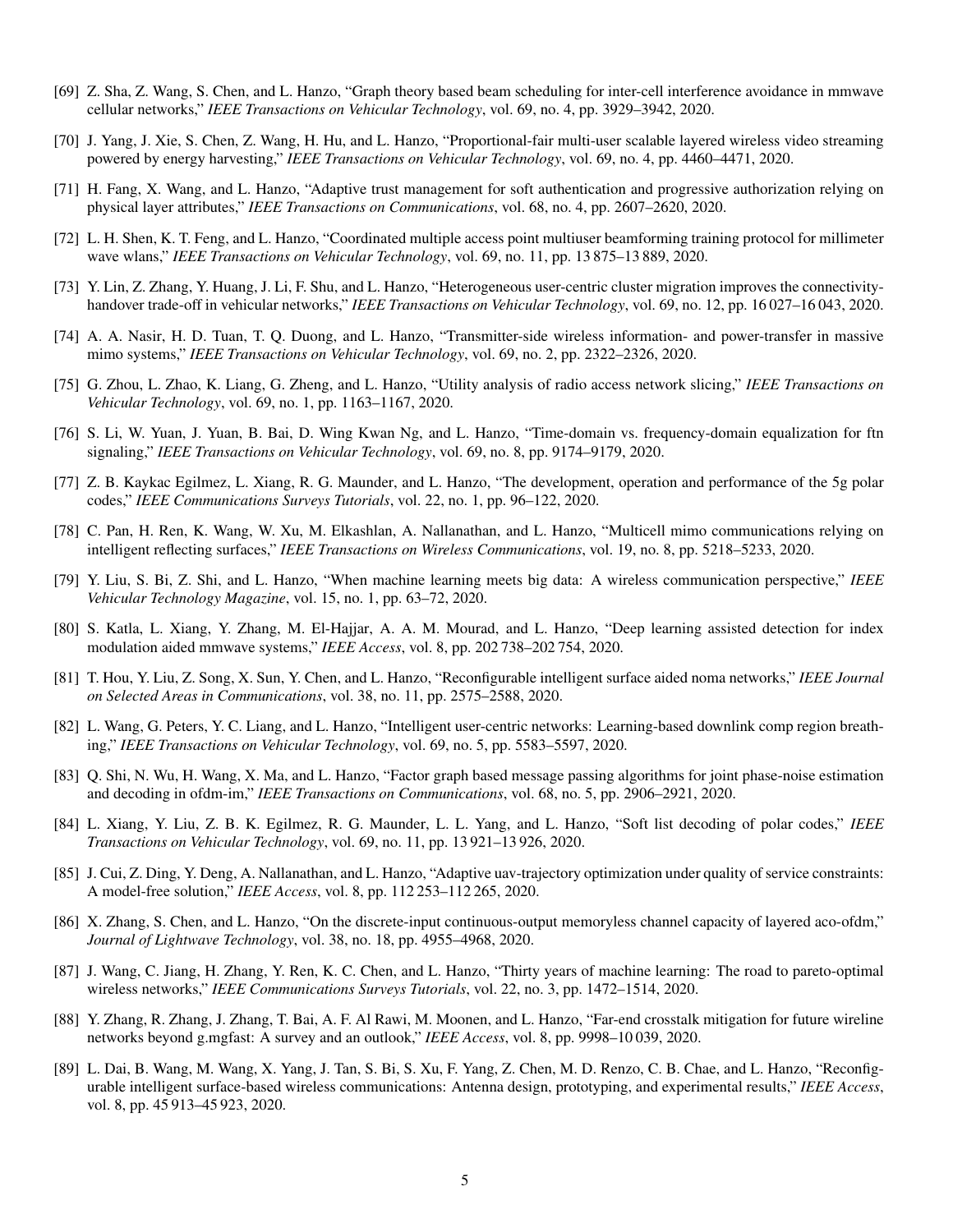[69] Z. Sha, Z. Wang, S. Chen, and L. Hanzo, "Graph theory based beam scheduling for inter-cell interference avoidance in mmwave cellular networks," *IEEE Transactions on Vehicular Technology*, vol. 69, no. 4, pp. 3929–3942, 2020.

[70] J. Yang, J. Xie, S. Chen, Z. Wang, H. Hu, and L. Hanzo, "Proportional-fair multi-user scalable layered wireless video streaming powered by energy harvesting," *IEEE Transactions on Vehicular Technology*, vol. 69, no. 4, pp. 4460–4471, 2020.

[71] H. Fang, X. Wang, and L. Hanzo, "Adaptive trust management for soft authentication and progressive authorization relying on physical layer attributes," *IEEE Transactions on Communications*, vol. 68, no. 4, pp. 2607–2620, 2020.

[72] L. H. Shen, K. T. Feng, and L. Hanzo, "Coordinated multiple access point multiuser beamforming training protocol for millimeter wave wlans," *IEEE Transactions on Vehicular Technology*, vol. 69, no. 11, pp. 13 875–13 889, 2020.

[73] Y. Lin, Z. Zhang, Y. Huang, J. Li, F. Shu, and L. Hanzo, "Heterogeneous user-centric cluster migration improves the connectivity-handover trade-off in vehicular networks," *IEEE Transactions on Vehicular Technology*, vol. 69, no. 12, pp. 16 027–16 043, 2020.

[74] A. A. Nasir, H. D. Tuan, T. Q. Duong, and L. Hanzo, "Transmitter-side wireless information- and power-transfer in massive mimo systems," *IEEE Transactions on Vehicular Technology*, vol. 69, no. 2, pp. 2322–2326, 2020.

[75] G. Zhou, L. Zhao, K. Liang, G. Zheng, and L. Hanzo, "Utility analysis of radio access network slicing," *IEEE Transactions on Vehicular Technology*, vol. 69, no. 1, pp. 1163–1167, 2020.

[76] S. Li, W. Yuan, J. Yuan, B. Bai, D. Wing Kwan Ng, and L. Hanzo, "Time-domain vs. frequency-domain equalization for ftn signaling," *IEEE Transactions on Vehicular Technology*, vol. 69, no. 8, pp. 9174–9179, 2020.

[77] Z. B. Kaykac Egilmez, L. Xiang, R. G. Maunder, and L. Hanzo, "The development, operation and performance of the 5g polar codes," *IEEE Communications Surveys Tutorials*, vol. 22, no. 1, pp. 96–122, 2020.

[78] C. Pan, H. Ren, K. Wang, W. Xu, M. Elkashlan, A. Nallanathan, and L. Hanzo, "Multicell mimo communications relying on intelligent reflecting surfaces," *IEEE Transactions on Wireless Communications*, vol. 19, no. 8, pp. 5218–5233, 2020.

[79] Y. Liu, S. Bi, Z. Shi, and L. Hanzo, "When machine learning meets big data: A wireless communication perspective," *IEEE Vehicular Technology Magazine*, vol. 15, no. 1, pp. 63–72, 2020.

[80] S. Katla, L. Xiang, Y. Zhang, M. El-Hajjar, A. A. M. Mourad, and L. Hanzo, "Deep learning assisted detection for index modulation aided mmwave systems," *IEEE Access*, vol. 8, pp. 202 738–202 754, 2020.

[81] T. Hou, Y. Liu, Z. Song, X. Sun, Y. Chen, and L. Hanzo, "Reconfigurable intelligent surface aided noma networks," *IEEE Journal on Selected Areas in Communications*, vol. 38, no. 11, pp. 2575–2588, 2020.

[82] L. Wang, G. Peters, Y. C. Liang, and L. Hanzo, "Intelligent user-centric networks: Learning-based downlink comp region breathing," *IEEE Transactions on Vehicular Technology*, vol. 69, no. 5, pp. 5583–5597, 2020.

[83] Q. Shi, N. Wu, H. Wang, X. Ma, and L. Hanzo, "Factor graph based message passing algorithms for joint phase-noise estimation and decoding in ofdm-im," *IEEE Transactions on Communications*, vol. 68, no. 5, pp. 2906–2921, 2020.

[84] L. Xiang, Y. Liu, Z. B. K. Egilmez, R. G. Maunder, L. L. Yang, and L. Hanzo, "Soft list decoding of polar codes," *IEEE Transactions on Vehicular Technology*, vol. 69, no. 11, pp. 13 921–13 926, 2020.

[85] J. Cui, Z. Ding, Y. Deng, A. Nallanathan, and L. Hanzo, "Adaptive uav-trajectory optimization under quality of service constraints: A model-free solution," *IEEE Access*, vol. 8, pp. 112 253–112 265, 2020.

[86] X. Zhang, S. Chen, and L. Hanzo, "On the discrete-input continuous-output memoryless channel capacity of layered aco-ofdm," *Journal of Lightwave Technology*, vol. 38, no. 18, pp. 4955–4968, 2020.

[87] J. Wang, C. Jiang, H. Zhang, Y. Ren, K. C. Chen, and L. Hanzo, "Thirty years of machine learning: The road to pareto-optimal wireless networks," *IEEE Communications Surveys Tutorials*, vol. 22, no. 3, pp. 1472–1514, 2020.

[88] Y. Zhang, R. Zhang, J. Zhang, T. Bai, A. F. Al Rawi, M. Moonen, and L. Hanzo, "Far-end crosstalk mitigation for future wireline networks beyond g.mgfast: A survey and an outlook," *IEEE Access*, vol. 8, pp. 9998–10 039, 2020.

[89] L. Dai, B. Wang, M. Wang, X. Yang, J. Tan, S. Bi, S. Xu, F. Yang, Z. Chen, M. D. Renzo, C. B. Chae, and L. Hanzo, "Reconfigurable intelligent surface-based wireless communications: Antenna design, prototyping, and experimental results," *IEEE Access*, vol. 8, pp. 45 913–45 923, 2020.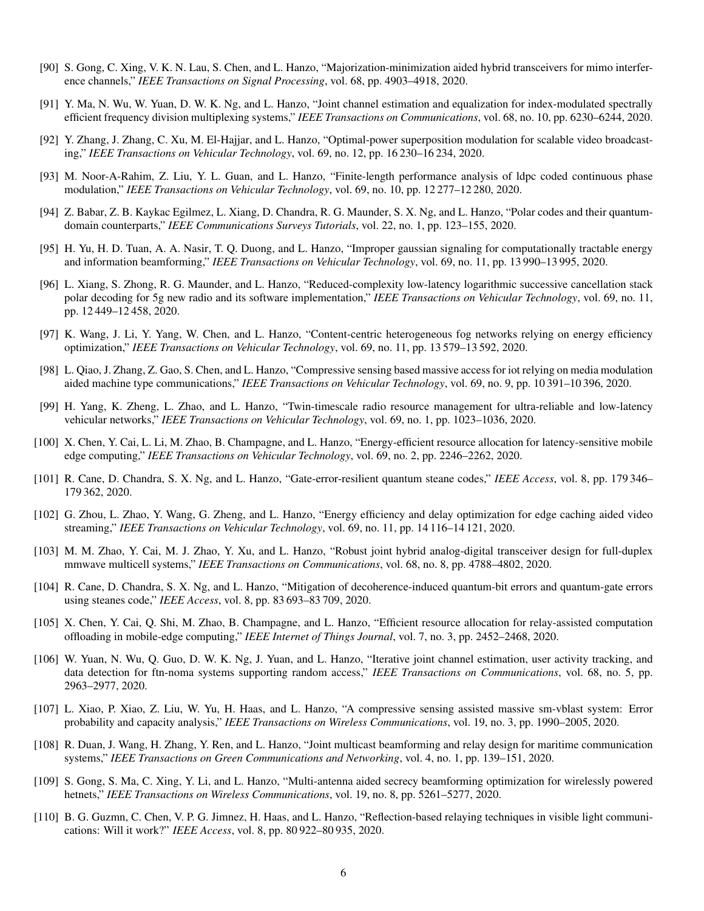[90] S. Gong, C. Xing, V. K. N. Lau, S. Chen, and L. Hanzo, "Majorization-minimization aided hybrid transceivers for mimo interference channels," *IEEE Transactions on Signal Processing*, vol. 68, pp. 4903–4918, 2020.

[91] Y. Ma, N. Wu, W. Yuan, D. W. K. Ng, and L. Hanzo, "Joint channel estimation and equalization for index-modulated spectrally efficient frequency division multiplexing systems," *IEEE Transactions on Communications*, vol. 68, no. 10, pp. 6230–6244, 2020.

[92] Y. Zhang, J. Zhang, C. Xu, M. El-Hajjar, and L. Hanzo, "Optimal-power superposition modulation for scalable video broadcasting," *IEEE Transactions on Vehicular Technology*, vol. 69, no. 12, pp. 16 230–16 234, 2020.

[93] M. Noor-A-Rahim, Z. Liu, Y. L. Guan, and L. Hanzo, "Finite-length performance analysis of ldpc coded continuous phase modulation," *IEEE Transactions on Vehicular Technology*, vol. 69, no. 10, pp. 12 277–12 280, 2020.

[94] Z. Babar, Z. B. Kaykac Egilmez, L. Xiang, D. Chandra, R. G. Maunder, S. X. Ng, and L. Hanzo, "Polar codes and their quantum-domain counterparts," *IEEE Communications Surveys Tutorials*, vol. 22, no. 1, pp. 123–155, 2020.

[95] H. Yu, H. D. Tuan, A. A. Nasir, T. Q. Duong, and L. Hanzo, "Improper gaussian signaling for computationally tractable energy and information beamforming," *IEEE Transactions on Vehicular Technology*, vol. 69, no. 11, pp. 13 990–13 995, 2020.

[96] L. Xiang, S. Zhong, R. G. Maunder, and L. Hanzo, "Reduced-complexity low-latency logarithmic successive cancellation stack polar decoding for 5g new radio and its software implementation," *IEEE Transactions on Vehicular Technology*, vol. 69, no. 11, pp. 12 449–12 458, 2020.

[97] K. Wang, J. Li, Y. Yang, W. Chen, and L. Hanzo, "Content-centric heterogeneous fog networks relying on energy efficiency optimization," *IEEE Transactions on Vehicular Technology*, vol. 69, no. 11, pp. 13 579–13 592, 2020.

[98] L. Qiao, J. Zhang, Z. Gao, S. Chen, and L. Hanzo, "Compressive sensing based massive access for iot relying on media modulation aided machine type communications," *IEEE Transactions on Vehicular Technology*, vol. 69, no. 9, pp. 10 391–10 396, 2020.

[99] H. Yang, K. Zheng, L. Zhao, and L. Hanzo, "Twin-timescale radio resource management for ultra-reliable and low-latency vehicular networks," *IEEE Transactions on Vehicular Technology*, vol. 69, no. 1, pp. 1023–1036, 2020.

[100] X. Chen, Y. Cai, L. Li, M. Zhao, B. Champagne, and L. Hanzo, "Energy-efficient resource allocation for latency-sensitive mobile edge computing," *IEEE Transactions on Vehicular Technology*, vol. 69, no. 2, pp. 2246–2262, 2020.

[101] R. Cane, D. Chandra, S. X. Ng, and L. Hanzo, "Gate-error-resilient quantum steane codes," *IEEE Access*, vol. 8, pp. 179 346–179 362, 2020.

[102] G. Zhou, L. Zhao, Y. Wang, G. Zheng, and L. Hanzo, "Energy efficiency and delay optimization for edge caching aided video streaming," *IEEE Transactions on Vehicular Technology*, vol. 69, no. 11, pp. 14 116–14 121, 2020.

[103] M. M. Zhao, Y. Cai, M. J. Zhao, Y. Xu, and L. Hanzo, "Robust joint hybrid analog-digital transceiver design for full-duplex mmwave multicell systems," *IEEE Transactions on Communications*, vol. 68, no. 8, pp. 4788–4802, 2020.

[104] R. Cane, D. Chandra, S. X. Ng, and L. Hanzo, "Mitigation of decoherence-induced quantum-bit errors and quantum-gate errors using steanes code," *IEEE Access*, vol. 8, pp. 83 693–83 709, 2020.

[105] X. Chen, Y. Cai, Q. Shi, M. Zhao, B. Champagne, and L. Hanzo, "Efficient resource allocation for relay-assisted computation offloading in mobile-edge computing," *IEEE Internet of Things Journal*, vol. 7, no. 3, pp. 2452–2468, 2020.

[106] W. Yuan, N. Wu, Q. Guo, D. W. K. Ng, J. Yuan, and L. Hanzo, "Iterative joint channel estimation, user activity tracking, and data detection for ftn-noma systems supporting random access," *IEEE Transactions on Communications*, vol. 68, no. 5, pp. 2963–2977, 2020.

[107] L. Xiao, P. Xiao, Z. Liu, W. Yu, H. Haas, and L. Hanzo, "A compressive sensing assisted massive sm-vblast system: Error probability and capacity analysis," *IEEE Transactions on Wireless Communications*, vol. 19, no. 3, pp. 1990–2005, 2020.

[108] R. Duan, J. Wang, H. Zhang, Y. Ren, and L. Hanzo, "Joint multicast beamforming and relay design for maritime communication systems," *IEEE Transactions on Green Communications and Networking*, vol. 4, no. 1, pp. 139–151, 2020.

[109] S. Gong, S. Ma, C. Xing, Y. Li, and L. Hanzo, "Multi-antenna aided secrecy beamforming optimization for wirelessly powered hetnets," *IEEE Transactions on Wireless Communications*, vol. 19, no. 8, pp. 5261–5277, 2020.

[110] B. G. Guzmn, C. Chen, V. P. G. Jimnez, H. Haas, and L. Hanzo, "Reflection-based relaying techniques in visible light communications: Will it work?" *IEEE Access*, vol. 8, pp. 80 922–80 935, 2020.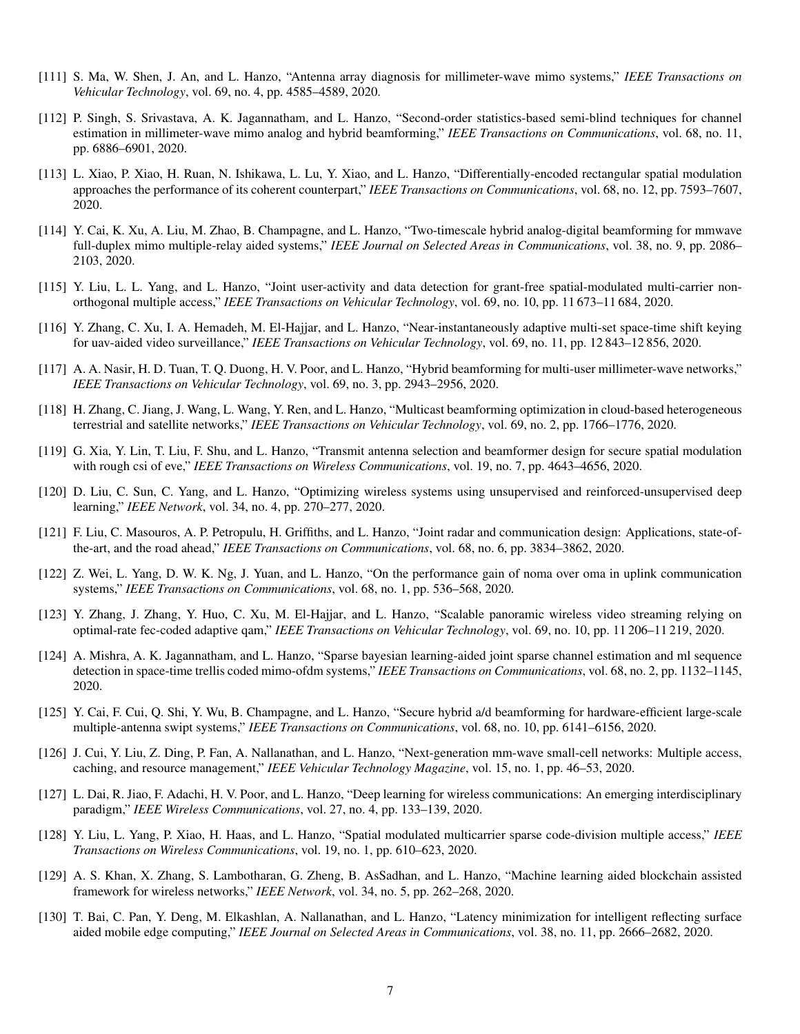[111] S. Ma, W. Shen, J. An, and L. Hanzo, "Antenna array diagnosis for millimeter-wave mimo systems," *IEEE Transactions on Vehicular Technology*, vol. 69, no. 4, pp. 4585–4589, 2020.

[112] P. Singh, S. Srivastava, A. K. Jagannatham, and L. Hanzo, "Second-order statistics-based semi-blind techniques for channel estimation in millimeter-wave mimo analog and hybrid beamforming," *IEEE Transactions on Communications*, vol. 68, no. 11, pp. 6886–6901, 2020.

[113] L. Xiao, P. Xiao, H. Ruan, N. Ishikawa, L. Lu, Y. Xiao, and L. Hanzo, "Differentially-encoded rectangular spatial modulation approaches the performance of its coherent counterpart," *IEEE Transactions on Communications*, vol. 68, no. 12, pp. 7593–7607, 2020.

[114] Y. Cai, K. Xu, A. Liu, M. Zhao, B. Champagne, and L. Hanzo, "Two-timescale hybrid analog-digital beamforming for mmwave full-duplex mimo multiple-relay aided systems," *IEEE Journal on Selected Areas in Communications*, vol. 38, no. 9, pp. 2086–2103, 2020.

[115] Y. Liu, L. L. Yang, and L. Hanzo, "Joint user-activity and data detection for grant-free spatial-modulated multi-carrier non-orthogonal multiple access," *IEEE Transactions on Vehicular Technology*, vol. 69, no. 10, pp. 11 673–11 684, 2020.

[116] Y. Zhang, C. Xu, I. A. Hemadeh, M. El-Hajjar, and L. Hanzo, "Near-instantaneously adaptive multi-set space-time shift keying for uav-aided video surveillance," *IEEE Transactions on Vehicular Technology*, vol. 69, no. 11, pp. 12 843–12 856, 2020.

[117] A. A. Nasir, H. D. Tuan, T. Q. Duong, H. V. Poor, and L. Hanzo, "Hybrid beamforming for multi-user millimeter-wave networks," *IEEE Transactions on Vehicular Technology*, vol. 69, no. 3, pp. 2943–2956, 2020.

[118] H. Zhang, C. Jiang, J. Wang, L. Wang, Y. Ren, and L. Hanzo, "Multicast beamforming optimization in cloud-based heterogeneous terrestrial and satellite networks," *IEEE Transactions on Vehicular Technology*, vol. 69, no. 2, pp. 1766–1776, 2020.

[119] G. Xia, Y. Lin, T. Liu, F. Shu, and L. Hanzo, "Transmit antenna selection and beamformer design for secure spatial modulation with rough csi of eve," *IEEE Transactions on Wireless Communications*, vol. 19, no. 7, pp. 4643–4656, 2020.

[120] D. Liu, C. Sun, C. Yang, and L. Hanzo, "Optimizing wireless systems using unsupervised and reinforced-unsupervised deep learning," *IEEE Network*, vol. 34, no. 4, pp. 270–277, 2020.

[121] F. Liu, C. Masouros, A. P. Petropulu, H. Griffiths, and L. Hanzo, "Joint radar and communication design: Applications, state-of-the-art, and the road ahead," *IEEE Transactions on Communications*, vol. 68, no. 6, pp. 3834–3862, 2020.

[122] Z. Wei, L. Yang, D. W. K. Ng, J. Yuan, and L. Hanzo, "On the performance gain of noma over oma in uplink communication systems," *IEEE Transactions on Communications*, vol. 68, no. 1, pp. 536–568, 2020.

[123] Y. Zhang, J. Zhang, Y. Huo, C. Xu, M. El-Hajjar, and L. Hanzo, "Scalable panoramic wireless video streaming relying on optimal-rate fec-coded adaptive qam," *IEEE Transactions on Vehicular Technology*, vol. 69, no. 10, pp. 11 206–11 219, 2020.

[124] A. Mishra, A. K. Jagannatham, and L. Hanzo, "Sparse bayesian learning-aided joint sparse channel estimation and ml sequence detection in space-time trellis coded mimo-ofdm systems," *IEEE Transactions on Communications*, vol. 68, no. 2, pp. 1132–1145, 2020.

[125] Y. Cai, F. Cui, Q. Shi, Y. Wu, B. Champagne, and L. Hanzo, "Secure hybrid a/d beamforming for hardware-efficient large-scale multiple-antenna swipt systems," *IEEE Transactions on Communications*, vol. 68, no. 10, pp. 6141–6156, 2020.

[126] J. Cui, Y. Liu, Z. Ding, P. Fan, A. Nallanathan, and L. Hanzo, "Next-generation mm-wave small-cell networks: Multiple access, caching, and resource management," *IEEE Vehicular Technology Magazine*, vol. 15, no. 1, pp. 46–53, 2020.

[127] L. Dai, R. Jiao, F. Adachi, H. V. Poor, and L. Hanzo, "Deep learning for wireless communications: An emerging interdisciplinary paradigm," *IEEE Wireless Communications*, vol. 27, no. 4, pp. 133–139, 2020.

[128] Y. Liu, L. Yang, P. Xiao, H. Haas, and L. Hanzo, "Spatial modulated multicarrier sparse code-division multiple access," *IEEE Transactions on Wireless Communications*, vol. 19, no. 1, pp. 610–623, 2020.

[129] A. S. Khan, X. Zhang, S. Lambotharan, G. Zheng, B. AsSadhan, and L. Hanzo, "Machine learning aided blockchain assisted framework for wireless networks," *IEEE Network*, vol. 34, no. 5, pp. 262–268, 2020.

[130] T. Bai, C. Pan, Y. Deng, M. Elkashlan, A. Nallanathan, and L. Hanzo, "Latency minimization for intelligent reflecting surface aided mobile edge computing," *IEEE Journal on Selected Areas in Communications*, vol. 38, no. 11, pp. 2666–2682, 2020.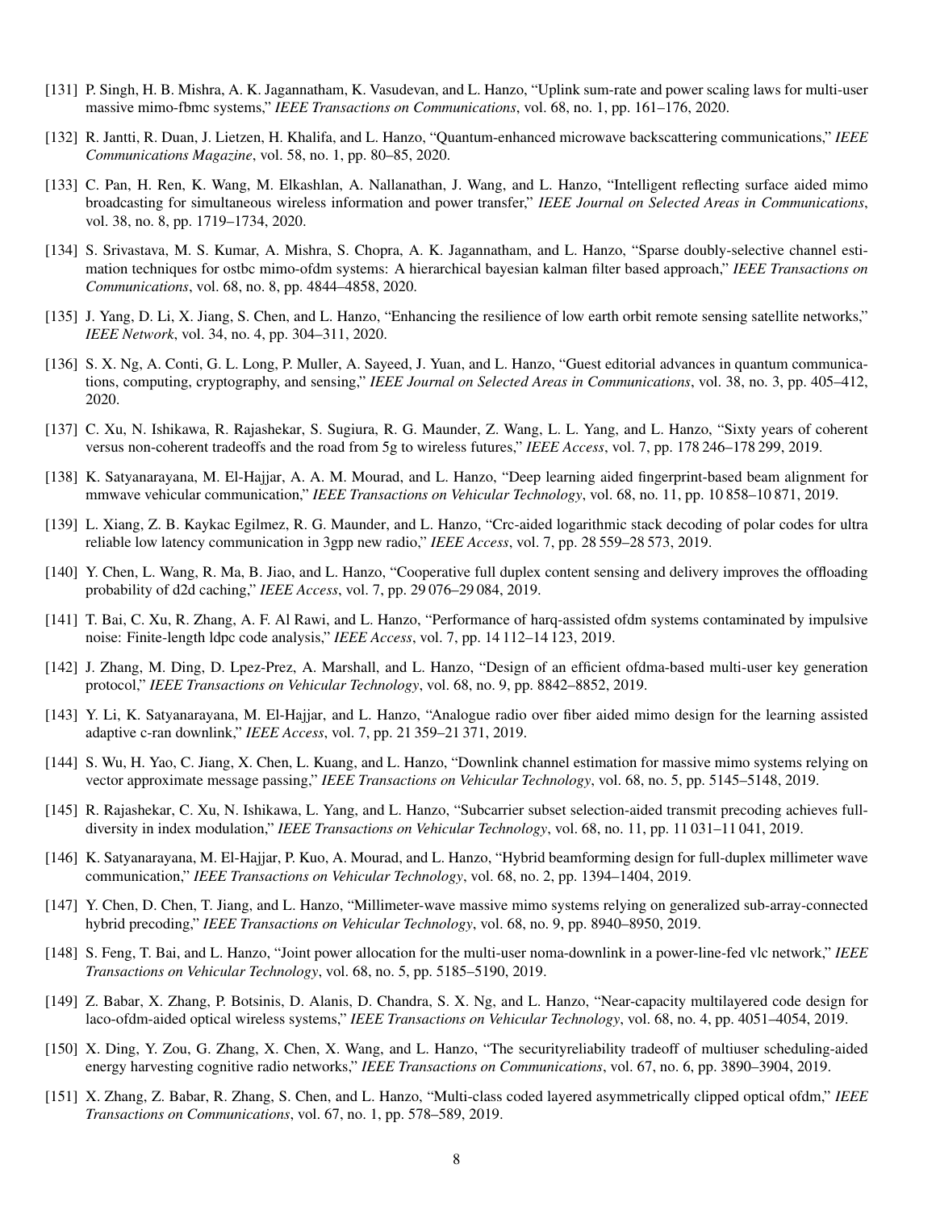[131] P. Singh, H. B. Mishra, A. K. Jagannatham, K. Vasudevan, and L. Hanzo, "Uplink sum-rate and power scaling laws for multi-user massive mimo-fbmc systems," *IEEE Transactions on Communications*, vol. 68, no. 1, pp. 161–176, 2020.

[132] R. Jantti, R. Duan, J. Lietzen, H. Khalifa, and L. Hanzo, "Quantum-enhanced microwave backscattering communications," *IEEE Communications Magazine*, vol. 58, no. 1, pp. 80–85, 2020.

[133] C. Pan, H. Ren, K. Wang, M. Elkashlan, A. Nallanathan, J. Wang, and L. Hanzo, "Intelligent reflecting surface aided mimo broadcasting for simultaneous wireless information and power transfer," *IEEE Journal on Selected Areas in Communications*, vol. 38, no. 8, pp. 1719–1734, 2020.

[134] S. Srivastava, M. S. Kumar, A. Mishra, S. Chopra, A. K. Jagannatham, and L. Hanzo, "Sparse doubly-selective channel estimation techniques for ostbc mimo-ofdm systems: A hierarchical bayesian kalman filter based approach," *IEEE Transactions on Communications*, vol. 68, no. 8, pp. 4844–4858, 2020.

[135] J. Yang, D. Li, X. Jiang, S. Chen, and L. Hanzo, "Enhancing the resilience of low earth orbit remote sensing satellite networks," *IEEE Network*, vol. 34, no. 4, pp. 304–311, 2020.

[136] S. X. Ng, A. Conti, G. L. Long, P. Muller, A. Sayeed, J. Yuan, and L. Hanzo, "Guest editorial advances in quantum communications, computing, cryptography, and sensing," *IEEE Journal on Selected Areas in Communications*, vol. 38, no. 3, pp. 405–412, 2020.

[137] C. Xu, N. Ishikawa, R. Rajashekar, S. Sugiura, R. G. Maunder, Z. Wang, L. L. Yang, and L. Hanzo, "Sixty years of coherent versus non-coherent tradeoffs and the road from 5g to wireless futures," *IEEE Access*, vol. 7, pp. 178 246–178 299, 2019.

[138] K. Satyanarayana, M. El-Hajjar, A. A. M. Mourad, and L. Hanzo, "Deep learning aided fingerprint-based beam alignment for mmwave vehicular communication," *IEEE Transactions on Vehicular Technology*, vol. 68, no. 11, pp. 10 858–10 871, 2019.

[139] L. Xiang, Z. B. Kaykac Egilmez, R. G. Maunder, and L. Hanzo, "Crc-aided logarithmic stack decoding of polar codes for ultra reliable low latency communication in 3gpp new radio," *IEEE Access*, vol. 7, pp. 28 559–28 573, 2019.

[140] Y. Chen, L. Wang, R. Ma, B. Jiao, and L. Hanzo, "Cooperative full duplex content sensing and delivery improves the offloading probability of d2d caching," *IEEE Access*, vol. 7, pp. 29 076–29 084, 2019.

[141] T. Bai, C. Xu, R. Zhang, A. F. Al Rawi, and L. Hanzo, "Performance of harq-assisted ofdm systems contaminated by impulsive noise: Finite-length ldpc code analysis," *IEEE Access*, vol. 7, pp. 14 112–14 123, 2019.

[142] J. Zhang, M. Ding, D. Lpez-Prez, A. Marshall, and L. Hanzo, "Design of an efficient ofdma-based multi-user key generation protocol," *IEEE Transactions on Vehicular Technology*, vol. 68, no. 9, pp. 8842–8852, 2019.

[143] Y. Li, K. Satyanarayana, M. El-Hajjar, and L. Hanzo, "Analogue radio over fiber aided mimo design for the learning assisted adaptive c-ran downlink," *IEEE Access*, vol. 7, pp. 21 359–21 371, 2019.

[144] S. Wu, H. Yao, C. Jiang, X. Chen, L. Kuang, and L. Hanzo, "Downlink channel estimation for massive mimo systems relying on vector approximate message passing," *IEEE Transactions on Vehicular Technology*, vol. 68, no. 5, pp. 5145–5148, 2019.

[145] R. Rajashekar, C. Xu, N. Ishikawa, L. Yang, and L. Hanzo, "Subcarrier subset selection-aided transmit precoding achieves full-diversity in index modulation," *IEEE Transactions on Vehicular Technology*, vol. 68, no. 11, pp. 11 031–11 041, 2019.

[146] K. Satyanarayana, M. El-Hajjar, P. Kuo, A. Mourad, and L. Hanzo, "Hybrid beamforming design for full-duplex millimeter wave communication," *IEEE Transactions on Vehicular Technology*, vol. 68, no. 2, pp. 1394–1404, 2019.

[147] Y. Chen, D. Chen, T. Jiang, and L. Hanzo, "Millimeter-wave massive mimo systems relying on generalized sub-array-connected hybrid precoding," *IEEE Transactions on Vehicular Technology*, vol. 68, no. 9, pp. 8940–8950, 2019.

[148] S. Feng, T. Bai, and L. Hanzo, "Joint power allocation for the multi-user noma-downlink in a power-line-fed vlc network," *IEEE Transactions on Vehicular Technology*, vol. 68, no. 5, pp. 5185–5190, 2019.

[149] Z. Babar, X. Zhang, P. Botsinis, D. Alanis, D. Chandra, S. X. Ng, and L. Hanzo, "Near-capacity multilayered code design for laco-ofdm-aided optical wireless systems," *IEEE Transactions on Vehicular Technology*, vol. 68, no. 4, pp. 4051–4054, 2019.

[150] X. Ding, Y. Zou, G. Zhang, X. Chen, X. Wang, and L. Hanzo, "The securityreliability tradeoff of multiuser scheduling-aided energy harvesting cognitive radio networks," *IEEE Transactions on Communications*, vol. 67, no. 6, pp. 3890–3904, 2019.

[151] X. Zhang, Z. Babar, R. Zhang, S. Chen, and L. Hanzo, "Multi-class coded layered asymmetrically clipped optical ofdm," *IEEE Transactions on Communications*, vol. 67, no. 1, pp. 578–589, 2019.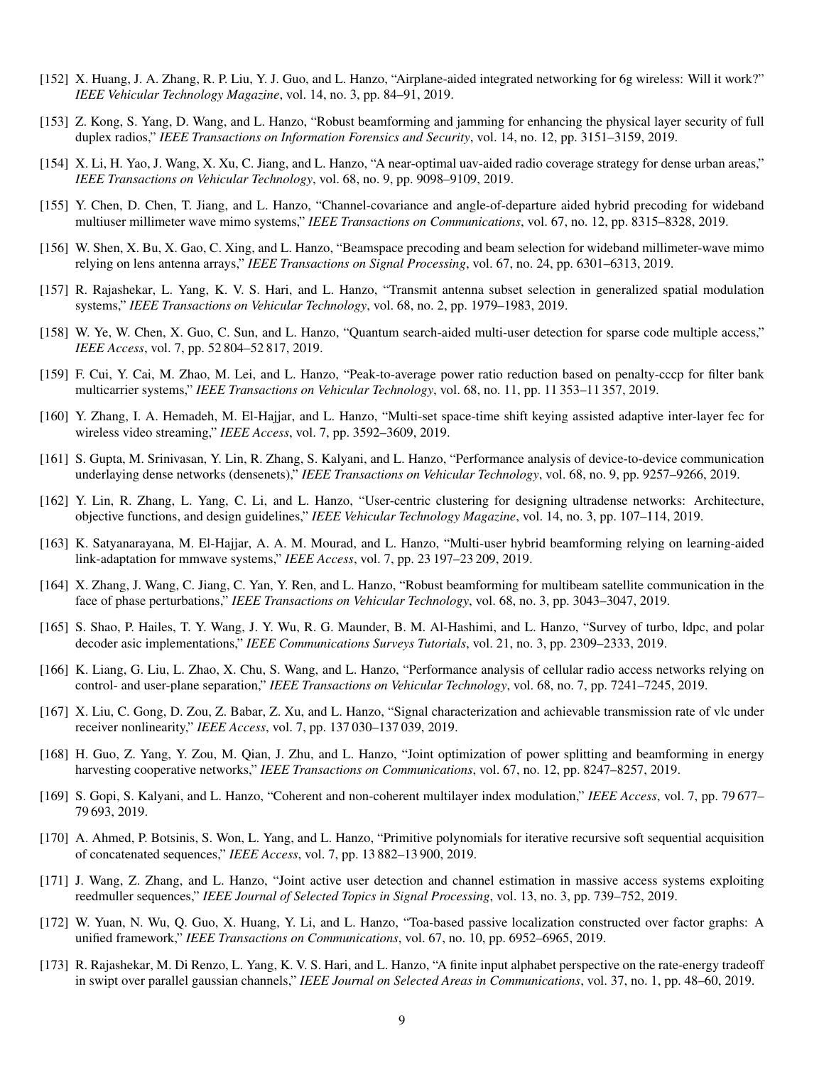[152] X. Huang, J. A. Zhang, R. P. Liu, Y. J. Guo, and L. Hanzo, "Airplane-aided integrated networking for 6g wireless: Will it work?" *IEEE Vehicular Technology Magazine*, vol. 14, no. 3, pp. 84–91, 2019.

[153] Z. Kong, S. Yang, D. Wang, and L. Hanzo, "Robust beamforming and jamming for enhancing the physical layer security of full duplex radios," *IEEE Transactions on Information Forensics and Security*, vol. 14, no. 12, pp. 3151–3159, 2019.

[154] X. Li, H. Yao, J. Wang, X. Xu, C. Jiang, and L. Hanzo, "A near-optimal uav-aided radio coverage strategy for dense urban areas," *IEEE Transactions on Vehicular Technology*, vol. 68, no. 9, pp. 9098–9109, 2019.

[155] Y. Chen, D. Chen, T. Jiang, and L. Hanzo, "Channel-covariance and angle-of-departure aided hybrid precoding for wideband multiuser millimeter wave mimo systems," *IEEE Transactions on Communications*, vol. 67, no. 12, pp. 8315–8328, 2019.

[156] W. Shen, X. Bu, X. Gao, C. Xing, and L. Hanzo, "Beamspace precoding and beam selection for wideband millimeter-wave mimo relying on lens antenna arrays," *IEEE Transactions on Signal Processing*, vol. 67, no. 24, pp. 6301–6313, 2019.

[157] R. Rajashekar, L. Yang, K. V. S. Hari, and L. Hanzo, "Transmit antenna subset selection in generalized spatial modulation systems," *IEEE Transactions on Vehicular Technology*, vol. 68, no. 2, pp. 1979–1983, 2019.

[158] W. Ye, W. Chen, X. Guo, C. Sun, and L. Hanzo, "Quantum search-aided multi-user detection for sparse code multiple access," *IEEE Access*, vol. 7, pp. 52 804–52 817, 2019.

[159] F. Cui, Y. Cai, M. Zhao, M. Lei, and L. Hanzo, "Peak-to-average power ratio reduction based on penalty-cccp for filter bank multicarrier systems," *IEEE Transactions on Vehicular Technology*, vol. 68, no. 11, pp. 11 353–11 357, 2019.

[160] Y. Zhang, I. A. Hemadeh, M. El-Hajjar, and L. Hanzo, "Multi-set space-time shift keying assisted adaptive inter-layer fec for wireless video streaming," *IEEE Access*, vol. 7, pp. 3592–3609, 2019.

[161] S. Gupta, M. Srinivasan, Y. Lin, R. Zhang, S. Kalyani, and L. Hanzo, "Performance analysis of device-to-device communication underlaying dense networks (densenets)," *IEEE Transactions on Vehicular Technology*, vol. 68, no. 9, pp. 9257–9266, 2019.

[162] Y. Lin, R. Zhang, L. Yang, C. Li, and L. Hanzo, "User-centric clustering for designing ultradense networks: Architecture, objective functions, and design guidelines," *IEEE Vehicular Technology Magazine*, vol. 14, no. 3, pp. 107–114, 2019.

[163] K. Satyanarayana, M. El-Hajjar, A. A. M. Mourad, and L. Hanzo, "Multi-user hybrid beamforming relying on learning-aided link-adaptation for mmwave systems," *IEEE Access*, vol. 7, pp. 23 197–23 209, 2019.

[164] X. Zhang, J. Wang, C. Jiang, C. Yan, Y. Ren, and L. Hanzo, "Robust beamforming for multibeam satellite communication in the face of phase perturbations," *IEEE Transactions on Vehicular Technology*, vol. 68, no. 3, pp. 3043–3047, 2019.

[165] S. Shao, P. Hailes, T. Y. Wang, J. Y. Wu, R. G. Maunder, B. M. Al-Hashimi, and L. Hanzo, "Survey of turbo, ldpc, and polar decoder asic implementations," *IEEE Communications Surveys Tutorials*, vol. 21, no. 3, pp. 2309–2333, 2019.

[166] K. Liang, G. Liu, L. Zhao, X. Chu, S. Wang, and L. Hanzo, "Performance analysis of cellular radio access networks relying on control- and user-plane separation," *IEEE Transactions on Vehicular Technology*, vol. 68, no. 7, pp. 7241–7245, 2019.

[167] X. Liu, C. Gong, D. Zou, Z. Babar, Z. Xu, and L. Hanzo, "Signal characterization and achievable transmission rate of vlc under receiver nonlinearity," *IEEE Access*, vol. 7, pp. 137 030–137 039, 2019.

[168] H. Guo, Z. Yang, Y. Zou, M. Qian, J. Zhu, and L. Hanzo, "Joint optimization of power splitting and beamforming in energy harvesting cooperative networks," *IEEE Transactions on Communications*, vol. 67, no. 12, pp. 8247–8257, 2019.

[169] S. Gopi, S. Kalyani, and L. Hanzo, "Coherent and non-coherent multilayer index modulation," *IEEE Access*, vol. 7, pp. 79 677–79 693, 2019.

[170] A. Ahmed, P. Botsinis, S. Won, L. Yang, and L. Hanzo, "Primitive polynomials for iterative recursive soft sequential acquisition of concatenated sequences," *IEEE Access*, vol. 7, pp. 13 882–13 900, 2019.

[171] J. Wang, Z. Zhang, and L. Hanzo, "Joint active user detection and channel estimation in massive access systems exploiting reedmuller sequences," *IEEE Journal of Selected Topics in Signal Processing*, vol. 13, no. 3, pp. 739–752, 2019.

[172] W. Yuan, N. Wu, Q. Guo, X. Huang, Y. Li, and L. Hanzo, "Toa-based passive localization constructed over factor graphs: A unified framework," *IEEE Transactions on Communications*, vol. 67, no. 10, pp. 6952–6965, 2019.

[173] R. Rajashekar, M. Di Renzo, L. Yang, K. V. S. Hari, and L. Hanzo, "A finite input alphabet perspective on the rate-energy tradeoff in swipt over parallel gaussian channels," *IEEE Journal on Selected Areas in Communications*, vol. 37, no. 1, pp. 48–60, 2019.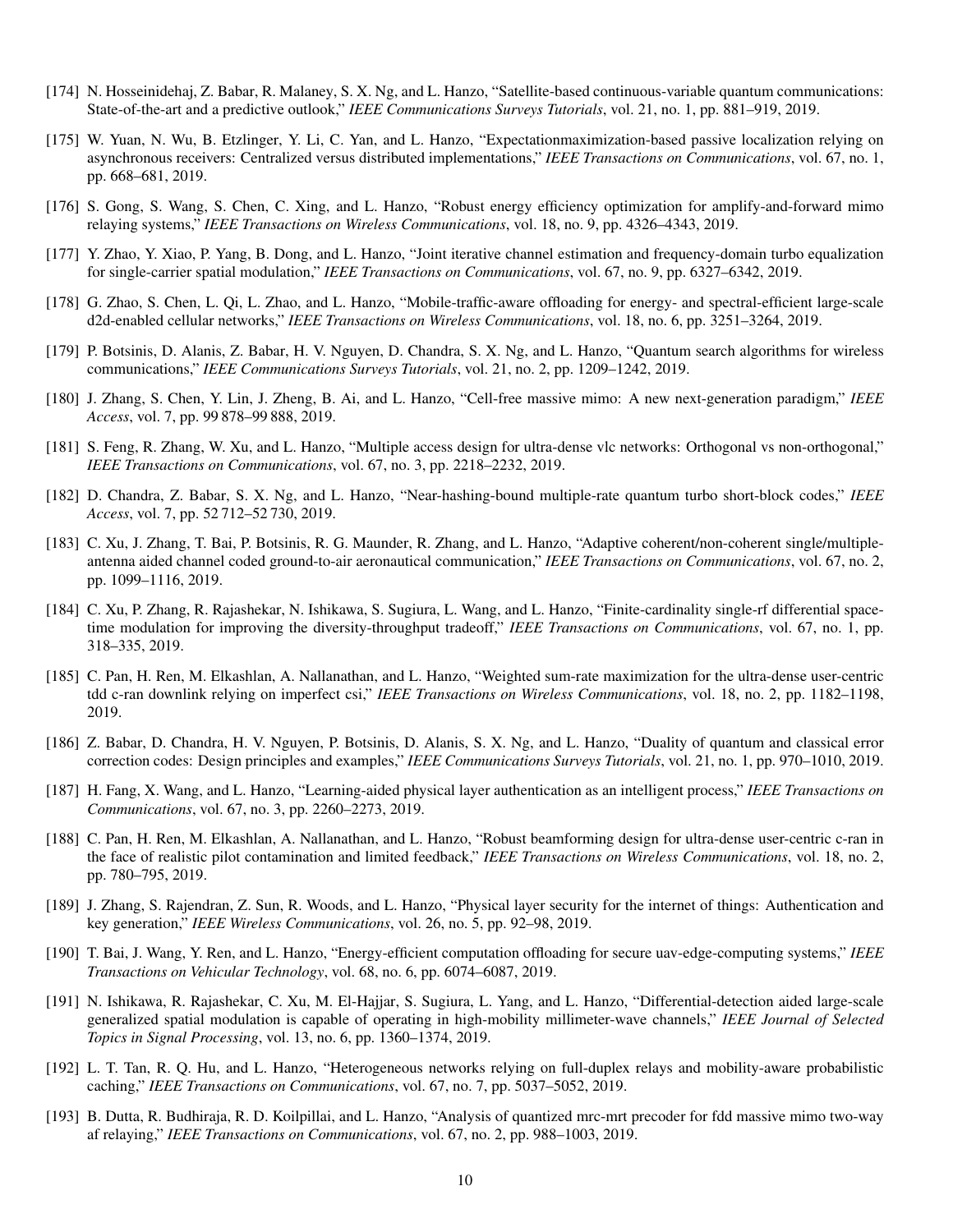[174] N. Hosseinidehaj, Z. Babar, R. Malaney, S. X. Ng, and L. Hanzo, "Satellite-based continuous-variable quantum communications: State-of-the-art and a predictive outlook," *IEEE Communications Surveys Tutorials*, vol. 21, no. 1, pp. 881–919, 2019.

[175] W. Yuan, N. Wu, B. Etzlinger, Y. Li, C. Yan, and L. Hanzo, "Expectationmaximization-based passive localization relying on asynchronous receivers: Centralized versus distributed implementations," *IEEE Transactions on Communications*, vol. 67, no. 1, pp. 668–681, 2019.

[176] S. Gong, S. Wang, S. Chen, C. Xing, and L. Hanzo, "Robust energy efficiency optimization for amplify-and-forward mimo relaying systems," *IEEE Transactions on Wireless Communications*, vol. 18, no. 9, pp. 4326–4343, 2019.

[177] Y. Zhao, Y. Xiao, P. Yang, B. Dong, and L. Hanzo, "Joint iterative channel estimation and frequency-domain turbo equalization for single-carrier spatial modulation," *IEEE Transactions on Communications*, vol. 67, no. 9, pp. 6327–6342, 2019.

[178] G. Zhao, S. Chen, L. Qi, L. Zhao, and L. Hanzo, "Mobile-traffic-aware offloading for energy- and spectral-efficient large-scale d2d-enabled cellular networks," *IEEE Transactions on Wireless Communications*, vol. 18, no. 6, pp. 3251–3264, 2019.

[179] P. Botsinis, D. Alanis, Z. Babar, H. V. Nguyen, D. Chandra, S. X. Ng, and L. Hanzo, "Quantum search algorithms for wireless communications," *IEEE Communications Surveys Tutorials*, vol. 21, no. 2, pp. 1209–1242, 2019.

[180] J. Zhang, S. Chen, Y. Lin, J. Zheng, B. Ai, and L. Hanzo, "Cell-free massive mimo: A new next-generation paradigm," *IEEE Access*, vol. 7, pp. 99 878–99 888, 2019.

[181] S. Feng, R. Zhang, W. Xu, and L. Hanzo, "Multiple access design for ultra-dense vlc networks: Orthogonal vs non-orthogonal," *IEEE Transactions on Communications*, vol. 67, no. 3, pp. 2218–2232, 2019.

[182] D. Chandra, Z. Babar, S. X. Ng, and L. Hanzo, "Near-hashing-bound multiple-rate quantum turbo short-block codes," *IEEE Access*, vol. 7, pp. 52 712–52 730, 2019.

[183] C. Xu, J. Zhang, T. Bai, P. Botsinis, R. G. Maunder, R. Zhang, and L. Hanzo, "Adaptive coherent/non-coherent single/multiple-antenna aided channel coded ground-to-air aeronautical communication," *IEEE Transactions on Communications*, vol. 67, no. 2, pp. 1099–1116, 2019.

[184] C. Xu, P. Zhang, R. Rajashekar, N. Ishikawa, S. Sugiura, L. Wang, and L. Hanzo, "Finite-cardinality single-rf differential space-time modulation for improving the diversity-throughput tradeoff," *IEEE Transactions on Communications*, vol. 67, no. 1, pp. 318–335, 2019.

[185] C. Pan, H. Ren, M. Elkashlan, A. Nallanathan, and L. Hanzo, "Weighted sum-rate maximization for the ultra-dense user-centric tdd c-ran downlink relying on imperfect csi," *IEEE Transactions on Wireless Communications*, vol. 18, no. 2, pp. 1182–1198, 2019.

[186] Z. Babar, D. Chandra, H. V. Nguyen, P. Botsinis, D. Alanis, S. X. Ng, and L. Hanzo, "Duality of quantum and classical error correction codes: Design principles and examples," *IEEE Communications Surveys Tutorials*, vol. 21, no. 1, pp. 970–1010, 2019.

[187] H. Fang, X. Wang, and L. Hanzo, "Learning-aided physical layer authentication as an intelligent process," *IEEE Transactions on Communications*, vol. 67, no. 3, pp. 2260–2273, 2019.

[188] C. Pan, H. Ren, M. Elkashlan, A. Nallanathan, and L. Hanzo, "Robust beamforming design for ultra-dense user-centric c-ran in the face of realistic pilot contamination and limited feedback," *IEEE Transactions on Wireless Communications*, vol. 18, no. 2, pp. 780–795, 2019.

[189] J. Zhang, S. Rajendran, Z. Sun, R. Woods, and L. Hanzo, "Physical layer security for the internet of things: Authentication and key generation," *IEEE Wireless Communications*, vol. 26, no. 5, pp. 92–98, 2019.

[190] T. Bai, J. Wang, Y. Ren, and L. Hanzo, "Energy-efficient computation offloading for secure uav-edge-computing systems," *IEEE Transactions on Vehicular Technology*, vol. 68, no. 6, pp. 6074–6087, 2019.

[191] N. Ishikawa, R. Rajashekar, C. Xu, M. El-Hajjar, S. Sugiura, L. Yang, and L. Hanzo, "Differential-detection aided large-scale generalized spatial modulation is capable of operating in high-mobility millimeter-wave channels," *IEEE Journal of Selected Topics in Signal Processing*, vol. 13, no. 6, pp. 1360–1374, 2019.

[192] L. T. Tan, R. Q. Hu, and L. Hanzo, "Heterogeneous networks relying on full-duplex relays and mobility-aware probabilistic caching," *IEEE Transactions on Communications*, vol. 67, no. 7, pp. 5037–5052, 2019.

[193] B. Dutta, R. Budhiraja, R. D. Koilpillai, and L. Hanzo, "Analysis of quantized mrc-mrt precoder for fdd massive mimo two-way af relaying," *IEEE Transactions on Communications*, vol. 67, no. 2, pp. 988–1003, 2019.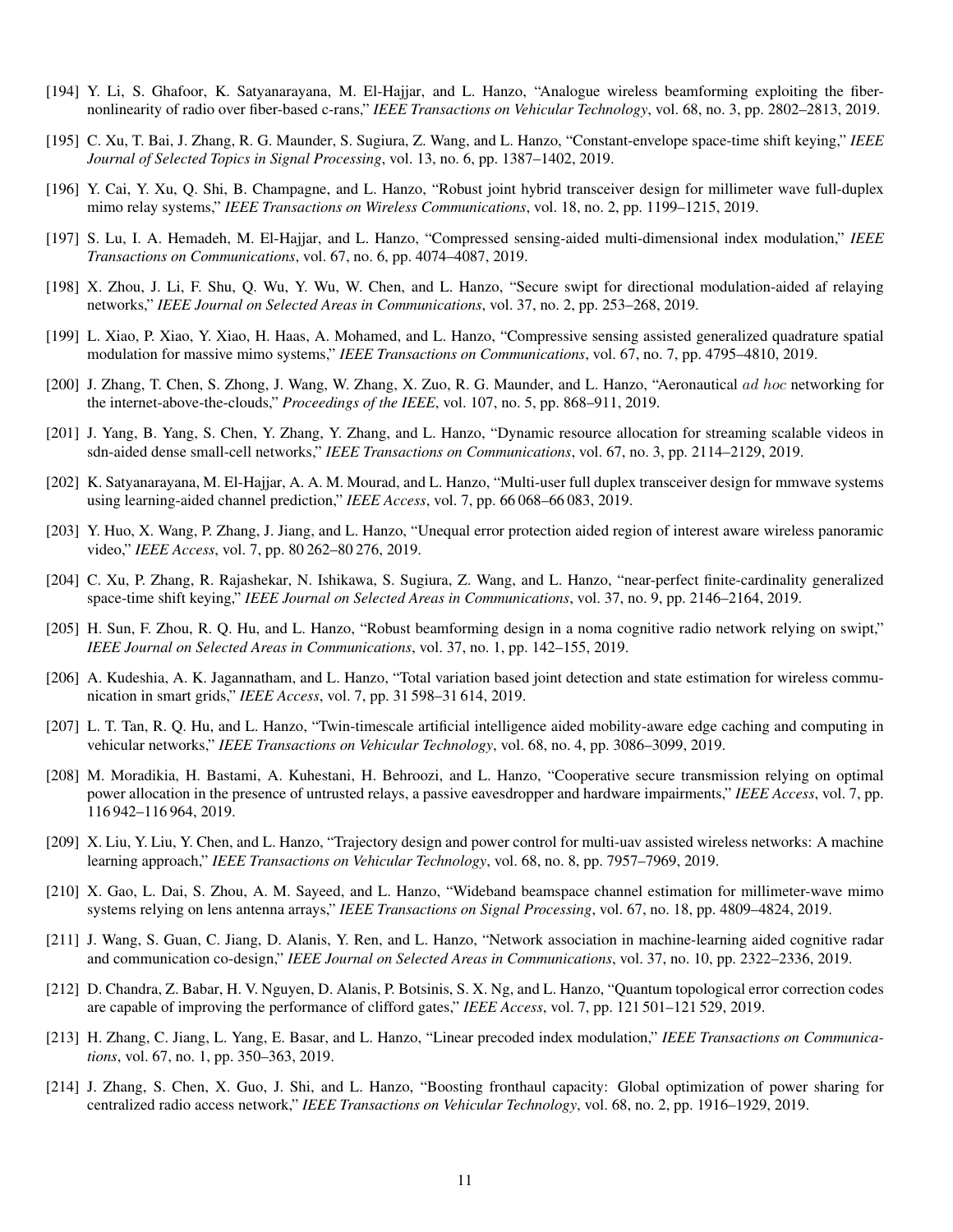[194] Y. Li, S. Ghafoor, K. Satyanarayana, M. El-Hajjar, and L. Hanzo, "Analogue wireless beamforming exploiting the fiber-nonlinearity of radio over fiber-based c-rans," *IEEE Transactions on Vehicular Technology*, vol. 68, no. 3, pp. 2802–2813, 2019.

[195] C. Xu, T. Bai, J. Zhang, R. G. Maunder, S. Sugiura, Z. Wang, and L. Hanzo, "Constant-envelope space-time shift keying," *IEEE Journal of Selected Topics in Signal Processing*, vol. 13, no. 6, pp. 1387–1402, 2019.

[196] Y. Cai, Y. Xu, Q. Shi, B. Champagne, and L. Hanzo, "Robust joint hybrid transceiver design for millimeter wave full-duplex mimo relay systems," *IEEE Transactions on Wireless Communications*, vol. 18, no. 2, pp. 1199–1215, 2019.

[197] S. Lu, I. A. Hemadeh, M. El-Hajjar, and L. Hanzo, "Compressed sensing-aided multi-dimensional index modulation," *IEEE Transactions on Communications*, vol. 67, no. 6, pp. 4074–4087, 2019.

[198] X. Zhou, J. Li, F. Shu, Q. Wu, Y. Wu, W. Chen, and L. Hanzo, "Secure swipt for directional modulation-aided af relaying networks," *IEEE Journal on Selected Areas in Communications*, vol. 37, no. 2, pp. 253–268, 2019.

[199] L. Xiao, P. Xiao, Y. Xiao, H. Haas, A. Mohamed, and L. Hanzo, "Compressive sensing assisted generalized quadrature spatial modulation for massive mimo systems," *IEEE Transactions on Communications*, vol. 67, no. 7, pp. 4795–4810, 2019.

[200] J. Zhang, T. Chen, S. Zhong, J. Wang, W. Zhang, X. Zuo, R. G. Maunder, and L. Hanzo, "Aeronautical $ad\ hoc$ networking for the internet-above-the-clouds," *Proceedings of the IEEE*, vol. 107, no. 5, pp. 868–911, 2019.

[201] J. Yang, B. Yang, S. Chen, Y. Zhang, Y. Zhang, and L. Hanzo, "Dynamic resource allocation for streaming scalable videos in sdn-aided dense small-cell networks," *IEEE Transactions on Communications*, vol. 67, no. 3, pp. 2114–2129, 2019.

[202] K. Satyanarayana, M. El-Hajjar, A. A. M. Mourad, and L. Hanzo, "Multi-user full duplex transceiver design for mmwave systems using learning-aided channel prediction," *IEEE Access*, vol. 7, pp. 66 068–66 083, 2019.

[203] Y. Huo, X. Wang, P. Zhang, J. Jiang, and L. Hanzo, "Unequal error protection aided region of interest aware wireless panoramic video," *IEEE Access*, vol. 7, pp. 80 262–80 276, 2019.

[204] C. Xu, P. Zhang, R. Rajashekar, N. Ishikawa, S. Sugiura, Z. Wang, and L. Hanzo, "near-perfect finite-cardinality generalized space-time shift keying," *IEEE Journal on Selected Areas in Communications*, vol. 37, no. 9, pp. 2146–2164, 2019.

[205] H. Sun, F. Zhou, R. Q. Hu, and L. Hanzo, "Robust beamforming design in a noma cognitive radio network relying on swipt," *IEEE Journal on Selected Areas in Communications*, vol. 37, no. 1, pp. 142–155, 2019.

[206] A. Kudeshia, A. K. Jagannatham, and L. Hanzo, "Total variation based joint detection and state estimation for wireless communication in smart grids," *IEEE Access*, vol. 7, pp. 31 598–31 614, 2019.

[207] L. T. Tan, R. Q. Hu, and L. Hanzo, "Twin-timescale artificial intelligence aided mobility-aware edge caching and computing in vehicular networks," *IEEE Transactions on Vehicular Technology*, vol. 68, no. 4, pp. 3086–3099, 2019.

[208] M. Moradikia, H. Bastami, A. Kuhestani, H. Behroozi, and L. Hanzo, "Cooperative secure transmission relying on optimal power allocation in the presence of untrusted relays, a passive eavesdropper and hardware impairments," *IEEE Access*, vol. 7, pp. 116 942–116 964, 2019.

[209] X. Liu, Y. Liu, Y. Chen, and L. Hanzo, "Trajectory design and power control for multi-uav assisted wireless networks: A machine learning approach," *IEEE Transactions on Vehicular Technology*, vol. 68, no. 8, pp. 7957–7969, 2019.

[210] X. Gao, L. Dai, S. Zhou, A. M. Sayeed, and L. Hanzo, "Wideband beamspace channel estimation for millimeter-wave mimo systems relying on lens antenna arrays," *IEEE Transactions on Signal Processing*, vol. 67, no. 18, pp. 4809–4824, 2019.

[211] J. Wang, S. Guan, C. Jiang, D. Alanis, Y. Ren, and L. Hanzo, "Network association in machine-learning aided cognitive radar and communication co-design," *IEEE Journal on Selected Areas in Communications*, vol. 37, no. 10, pp. 2322–2336, 2019.

[212] D. Chandra, Z. Babar, H. V. Nguyen, D. Alanis, P. Botsinis, S. X. Ng, and L. Hanzo, "Quantum topological error correction codes are capable of improving the performance of clifford gates," *IEEE Access*, vol. 7, pp. 121 501–121 529, 2019.

[213] H. Zhang, C. Jiang, L. Yang, E. Basar, and L. Hanzo, "Linear precoded index modulation," *IEEE Transactions on Communications*, vol. 67, no. 1, pp. 350–363, 2019.

[214] J. Zhang, S. Chen, X. Guo, J. Shi, and L. Hanzo, "Boosting fronthaul capacity: Global optimization of power sharing for centralized radio access network," *IEEE Transactions on Vehicular Technology*, vol. 68, no. 2, pp. 1916–1929, 2019.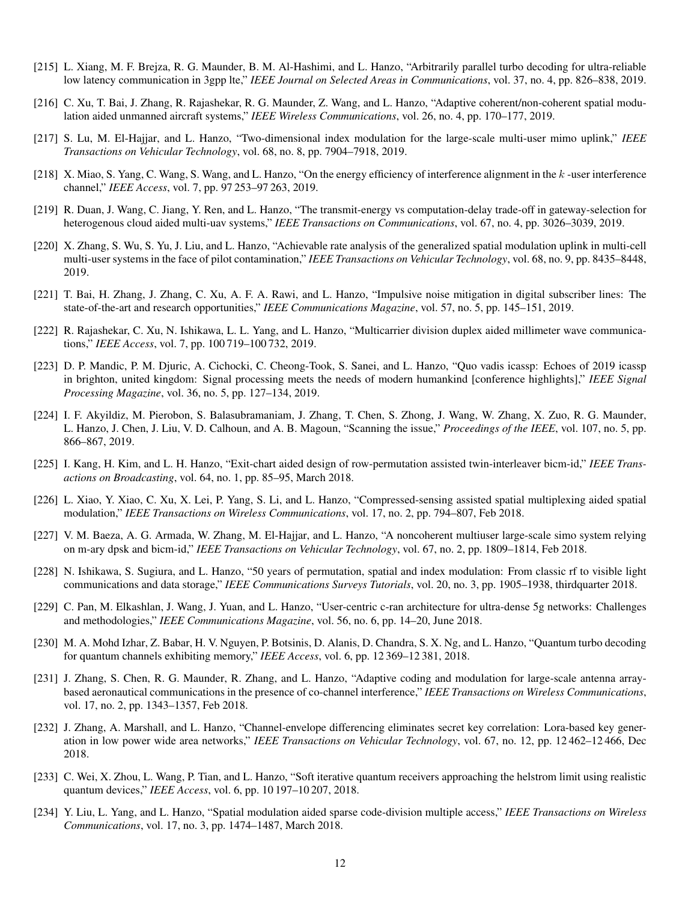[215] L. Xiang, M. F. Brejza, R. G. Maunder, B. M. Al-Hashimi, and L. Hanzo, "Arbitrarily parallel turbo decoding for ultra-reliable low latency communication in 3gpp lte," *IEEE Journal on Selected Areas in Communications*, vol. 37, no. 4, pp. 826–838, 2019.

[216] C. Xu, T. Bai, J. Zhang, R. Rajashekar, R. G. Maunder, Z. Wang, and L. Hanzo, "Adaptive coherent/non-coherent spatial modulation aided unmanned aircraft systems," *IEEE Wireless Communications*, vol. 26, no. 4, pp. 170–177, 2019.

[217] S. Lu, M. El-Hajjar, and L. Hanzo, "Two-dimensional index modulation for the large-scale multi-user mimo uplink," *IEEE Transactions on Vehicular Technology*, vol. 68, no. 8, pp. 7904–7918, 2019.

[218] X. Miao, S. Yang, C. Wang, S. Wang, and L. Hanzo, "On the energy efficiency of interference alignment in the $k$ -user interference channel," *IEEE Access*, vol. 7, pp. 97 253–97 263, 2019.

[219] R. Duan, J. Wang, C. Jiang, Y. Ren, and L. Hanzo, "The transmit-energy vs computation-delay trade-off in gateway-selection for heterogenous cloud aided multi-uav systems," *IEEE Transactions on Communications*, vol. 67, no. 4, pp. 3026–3039, 2019.

[220] X. Zhang, S. Wu, S. Yu, J. Liu, and L. Hanzo, "Achievable rate analysis of the generalized spatial modulation uplink in multi-cell multi-user systems in the face of pilot contamination," *IEEE Transactions on Vehicular Technology*, vol. 68, no. 9, pp. 8435–8448, 2019.

[221] T. Bai, H. Zhang, J. Zhang, C. Xu, A. F. A. Rawi, and L. Hanzo, "Impulsive noise mitigation in digital subscriber lines: The state-of-the-art and research opportunities," *IEEE Communications Magazine*, vol. 57, no. 5, pp. 145–151, 2019.

[222] R. Rajashekar, C. Xu, N. Ishikawa, L. L. Yang, and L. Hanzo, "Multicarrier division duplex aided millimeter wave communications," *IEEE Access*, vol. 7, pp. 100 719–100 732, 2019.

[223] D. P. Mandic, P. M. Djuric, A. Cichocki, C. Cheong-Took, S. Sanei, and L. Hanzo, "Quo vadis icassp: Echoes of 2019 icassp in brighton, united kingdom: Signal processing meets the needs of modern humankind [conference highlights]," *IEEE Signal Processing Magazine*, vol. 36, no. 5, pp. 127–134, 2019.

[224] I. F. Akyildiz, M. Pierobon, S. Balasubramaniam, J. Zhang, T. Chen, S. Zhong, J. Wang, W. Zhang, X. Zuo, R. G. Maunder, L. Hanzo, J. Chen, J. Liu, V. D. Calhoun, and A. B. Magoun, "Scanning the issue," *Proceedings of the IEEE*, vol. 107, no. 5, pp. 866–867, 2019.

[225] I. Kang, H. Kim, and L. H. Hanzo, "Exit-chart aided design of row-permutation assisted twin-interleaver bicm-id," *IEEE Transactions on Broadcasting*, vol. 64, no. 1, pp. 85–95, March 2018.

[226] L. Xiao, Y. Xiao, C. Xu, X. Lei, P. Yang, S. Li, and L. Hanzo, "Compressed-sensing assisted spatial multiplexing aided spatial modulation," *IEEE Transactions on Wireless Communications*, vol. 17, no. 2, pp. 794–807, Feb 2018.

[227] V. M. Baeza, A. G. Armada, W. Zhang, M. El-Hajjar, and L. Hanzo, "A noncoherent multiuser large-scale simo system relying on m-ary dpsk and bicm-id," *IEEE Transactions on Vehicular Technology*, vol. 67, no. 2, pp. 1809–1814, Feb 2018.

[228] N. Ishikawa, S. Sugiura, and L. Hanzo, "50 years of permutation, spatial and index modulation: From classic rf to visible light communications and data storage," *IEEE Communications Surveys Tutorials*, vol. 20, no. 3, pp. 1905–1938, thirdquarter 2018.

[229] C. Pan, M. Elkashlan, J. Wang, J. Yuan, and L. Hanzo, "User-centric c-ran architecture for ultra-dense 5g networks: Challenges and methodologies," *IEEE Communications Magazine*, vol. 56, no. 6, pp. 14–20, June 2018.

[230] M. A. Mohd Izhar, Z. Babar, H. V. Nguyen, P. Botsinis, D. Alanis, D. Chandra, S. X. Ng, and L. Hanzo, "Quantum turbo decoding for quantum channels exhibiting memory," *IEEE Access*, vol. 6, pp. 12 369–12 381, 2018.

[231] J. Zhang, S. Chen, R. G. Maunder, R. Zhang, and L. Hanzo, "Adaptive coding and modulation for large-scale antenna array-based aeronautical communications in the presence of co-channel interference," *IEEE Transactions on Wireless Communications*, vol. 17, no. 2, pp. 1343–1357, Feb 2018.

[232] J. Zhang, A. Marshall, and L. Hanzo, "Channel-envelope differencing eliminates secret key correlation: Lora-based key generation in low power wide area networks," *IEEE Transactions on Vehicular Technology*, vol. 67, no. 12, pp. 12 462–12 466, Dec 2018.

[233] C. Wei, X. Zhou, L. Wang, P. Tian, and L. Hanzo, "Soft iterative quantum receivers approaching the helstrom limit using realistic quantum devices," *IEEE Access*, vol. 6, pp. 10 197–10 207, 2018.

[234] Y. Liu, L. Yang, and L. Hanzo, "Spatial modulation aided sparse code-division multiple access," *IEEE Transactions on Wireless Communications*, vol. 17, no. 3, pp. 1474–1487, March 2018.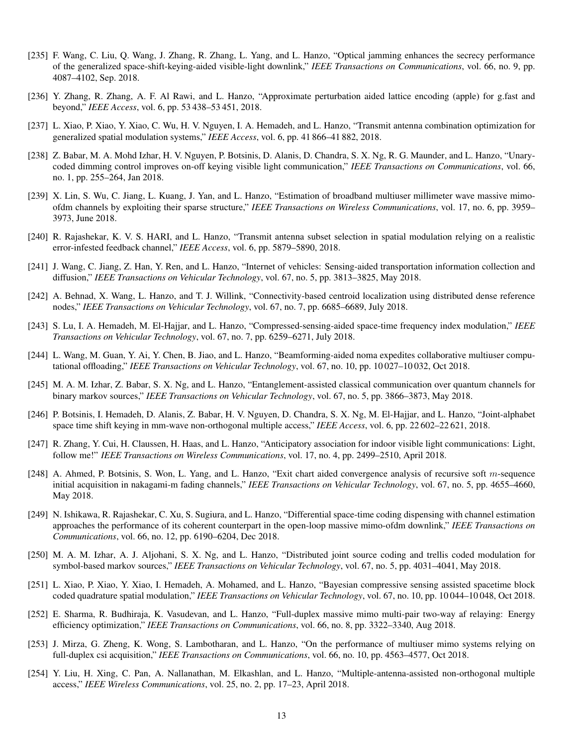[235] F. Wang, C. Liu, Q. Wang, J. Zhang, R. Zhang, L. Yang, and L. Hanzo, "Optical jamming enhances the secrecy performance of the generalized space-shift-keying-aided visible-light downlink," *IEEE Transactions on Communications*, vol. 66, no. 9, pp. 4087–4102, Sep. 2018.

[236] Y. Zhang, R. Zhang, A. F. Al Rawi, and L. Hanzo, "Approximate perturbation aided lattice encoding (apple) for g.fast and beyond," *IEEE Access*, vol. 6, pp. 53 438–53 451, 2018.

[237] L. Xiao, P. Xiao, Y. Xiao, C. Wu, H. V. Nguyen, I. A. Hemadeh, and L. Hanzo, "Transmit antenna combination optimization for generalized spatial modulation systems," *IEEE Access*, vol. 6, pp. 41 866–41 882, 2018.

[238] Z. Babar, M. A. Mohd Izhar, H. V. Nguyen, P. Botsinis, D. Alanis, D. Chandra, S. X. Ng, R. G. Maunder, and L. Hanzo, "Unary-coded dimming control improves on-off keying visible light communication," *IEEE Transactions on Communications*, vol. 66, no. 1, pp. 255–264, Jan 2018.

[239] X. Lin, S. Wu, C. Jiang, L. Kuang, J. Yan, and L. Hanzo, "Estimation of broadband multiuser millimeter wave massive mimo-ofdm channels by exploiting their sparse structure," *IEEE Transactions on Wireless Communications*, vol. 17, no. 6, pp. 3959–3973, June 2018.

[240] R. Rajashekar, K. V. S. HARI, and L. Hanzo, "Transmit antenna subset selection in spatial modulation relying on a realistic error-infested feedback channel," *IEEE Access*, vol. 6, pp. 5879–5890, 2018.

[241] J. Wang, C. Jiang, Z. Han, Y. Ren, and L. Hanzo, "Internet of vehicles: Sensing-aided transportation information collection and diffusion," *IEEE Transactions on Vehicular Technology*, vol. 67, no. 5, pp. 3813–3825, May 2018.

[242] A. Behnad, X. Wang, L. Hanzo, and T. J. Willink, "Connectivity-based centroid localization using distributed dense reference nodes," *IEEE Transactions on Vehicular Technology*, vol. 67, no. 7, pp. 6685–6689, July 2018.

[243] S. Lu, I. A. Hemadeh, M. El-Hajjar, and L. Hanzo, "Compressed-sensing-aided space-time frequency index modulation," *IEEE Transactions on Vehicular Technology*, vol. 67, no. 7, pp. 6259–6271, July 2018.

[244] L. Wang, M. Guan, Y. Ai, Y. Chen, B. Jiao, and L. Hanzo, "Beamforming-aided noma expedites collaborative multiuser computational offloading," *IEEE Transactions on Vehicular Technology*, vol. 67, no. 10, pp. 10 027–10 032, Oct 2018.

[245] M. A. M. Izhar, Z. Babar, S. X. Ng, and L. Hanzo, "Entanglement-assisted classical communication over quantum channels for binary markov sources," *IEEE Transactions on Vehicular Technology*, vol. 67, no. 5, pp. 3866–3873, May 2018.

[246] P. Botsinis, I. Hemadeh, D. Alanis, Z. Babar, H. V. Nguyen, D. Chandra, S. X. Ng, M. El-Hajjar, and L. Hanzo, "Joint-alphabet space time shift keying in mm-wave non-orthogonal multiple access," *IEEE Access*, vol. 6, pp. 22 602–22 621, 2018.

[247] R. Zhang, Y. Cui, H. Claussen, H. Haas, and L. Hanzo, "Anticipatory association for indoor visible light communications: Light, follow me!" *IEEE Transactions on Wireless Communications*, vol. 17, no. 4, pp. 2499–2510, April 2018.

[248] A. Ahmed, P. Botsinis, S. Won, L. Yang, and L. Hanzo, "Exit chart aided convergence analysis of recursive soft $m$-sequence initial acquisition in nakagami-m fading channels," *IEEE Transactions on Vehicular Technology*, vol. 67, no. 5, pp. 4655–4660, May 2018.

[249] N. Ishikawa, R. Rajashekar, C. Xu, S. Sugiura, and L. Hanzo, "Differential space-time coding dispensing with channel estimation approaches the performance of its coherent counterpart in the open-loop massive mimo-ofdm downlink," *IEEE Transactions on Communications*, vol. 66, no. 12, pp. 6190–6204, Dec 2018.

[250] M. A. M. Izhar, A. J. Aljohani, S. X. Ng, and L. Hanzo, "Distributed joint source coding and trellis coded modulation for symbol-based markov sources," *IEEE Transactions on Vehicular Technology*, vol. 67, no. 5, pp. 4031–4041, May 2018.

[251] L. Xiao, P. Xiao, Y. Xiao, I. Hemadeh, A. Mohamed, and L. Hanzo, "Bayesian compressive sensing assisted spacetime block coded quadrature spatial modulation," *IEEE Transactions on Vehicular Technology*, vol. 67, no. 10, pp. 10 044–10 048, Oct 2018.

[252] E. Sharma, R. Budhiraja, K. Vasudevan, and L. Hanzo, "Full-duplex massive mimo multi-pair two-way af relaying: Energy efficiency optimization," *IEEE Transactions on Communications*, vol. 66, no. 8, pp. 3322–3340, Aug 2018.

[253] J. Mirza, G. Zheng, K. Wong, S. Lambotharan, and L. Hanzo, "On the performance of multiuser mimo systems relying on full-duplex csi acquisition," *IEEE Transactions on Communications*, vol. 66, no. 10, pp. 4563–4577, Oct 2018.

[254] Y. Liu, H. Xing, C. Pan, A. Nallanathan, M. Elkashlan, and L. Hanzo, "Multiple-antenna-assisted non-orthogonal multiple access," *IEEE Wireless Communications*, vol. 25, no. 2, pp. 17–23, April 2018.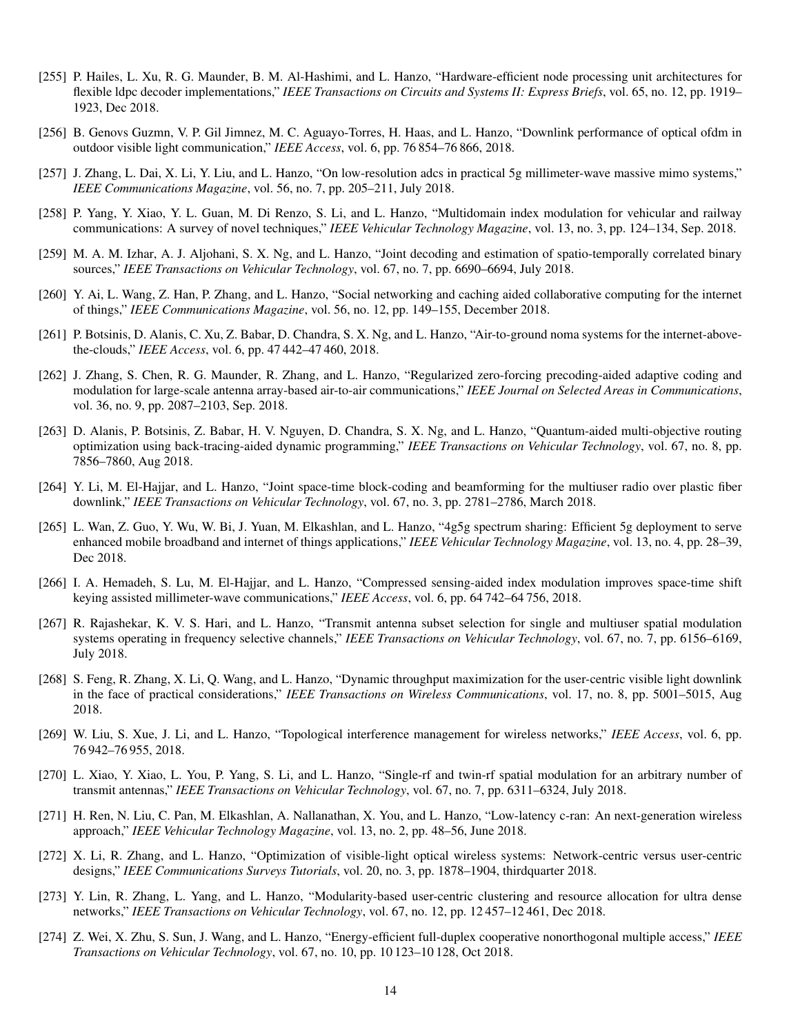[255] P. Hailes, L. Xu, R. G. Maunder, B. M. Al-Hashimi, and L. Hanzo, "Hardware-efficient node processing unit architectures for flexible ldpc decoder implementations," *IEEE Transactions on Circuits and Systems II: Express Briefs*, vol. 65, no. 12, pp. 1919–1923, Dec 2018.

[256] B. Genovs Guzmn, V. P. Gil Jimnez, M. C. Aguayo-Torres, H. Haas, and L. Hanzo, "Downlink performance of optical ofdm in outdoor visible light communication," *IEEE Access*, vol. 6, pp. 76 854–76 866, 2018.

[257] J. Zhang, L. Dai, X. Li, Y. Liu, and L. Hanzo, "On low-resolution adcs in practical 5g millimeter-wave massive mimo systems," *IEEE Communications Magazine*, vol. 56, no. 7, pp. 205–211, July 2018.

[258] P. Yang, Y. Xiao, Y. L. Guan, M. Di Renzo, S. Li, and L. Hanzo, "Multidomain index modulation for vehicular and railway communications: A survey of novel techniques," *IEEE Vehicular Technology Magazine*, vol. 13, no. 3, pp. 124–134, Sep. 2018.

[259] M. A. M. Izhar, A. J. Aljohani, S. X. Ng, and L. Hanzo, "Joint decoding and estimation of spatio-temporally correlated binary sources," *IEEE Transactions on Vehicular Technology*, vol. 67, no. 7, pp. 6690–6694, July 2018.

[260] Y. Ai, L. Wang, Z. Han, P. Zhang, and L. Hanzo, "Social networking and caching aided collaborative computing for the internet of things," *IEEE Communications Magazine*, vol. 56, no. 12, pp. 149–155, December 2018.

[261] P. Botsinis, D. Alanis, C. Xu, Z. Babar, D. Chandra, S. X. Ng, and L. Hanzo, "Air-to-ground noma systems for the internet-above-the-clouds," *IEEE Access*, vol. 6, pp. 47 442–47 460, 2018.

[262] J. Zhang, S. Chen, R. G. Maunder, R. Zhang, and L. Hanzo, "Regularized zero-forcing precoding-aided adaptive coding and modulation for large-scale antenna array-based air-to-air communications," *IEEE Journal on Selected Areas in Communications*, vol. 36, no. 9, pp. 2087–2103, Sep. 2018.

[263] D. Alanis, P. Botsinis, Z. Babar, H. V. Nguyen, D. Chandra, S. X. Ng, and L. Hanzo, "Quantum-aided multi-objective routing optimization using back-tracing-aided dynamic programming," *IEEE Transactions on Vehicular Technology*, vol. 67, no. 8, pp. 7856–7860, Aug 2018.

[264] Y. Li, M. El-Hajjar, and L. Hanzo, "Joint space-time block-coding and beamforming for the multiuser radio over plastic fiber downlink," *IEEE Transactions on Vehicular Technology*, vol. 67, no. 3, pp. 2781–2786, March 2018.

[265] L. Wan, Z. Guo, Y. Wu, W. Bi, J. Yuan, M. Elkashlan, and L. Hanzo, "4g5g spectrum sharing: Efficient 5g deployment to serve enhanced mobile broadband and internet of things applications," *IEEE Vehicular Technology Magazine*, vol. 13, no. 4, pp. 28–39, Dec 2018.

[266] I. A. Hemadeh, S. Lu, M. El-Hajjar, and L. Hanzo, "Compressed sensing-aided index modulation improves space-time shift keying assisted millimeter-wave communications," *IEEE Access*, vol. 6, pp. 64 742–64 756, 2018.

[267] R. Rajashekar, K. V. S. Hari, and L. Hanzo, "Transmit antenna subset selection for single and multiuser spatial modulation systems operating in frequency selective channels," *IEEE Transactions on Vehicular Technology*, vol. 67, no. 7, pp. 6156–6169, July 2018.

[268] S. Feng, R. Zhang, X. Li, Q. Wang, and L. Hanzo, "Dynamic throughput maximization for the user-centric visible light downlink in the face of practical considerations," *IEEE Transactions on Wireless Communications*, vol. 17, no. 8, pp. 5001–5015, Aug 2018.

[269] W. Liu, S. Xue, J. Li, and L. Hanzo, "Topological interference management for wireless networks," *IEEE Access*, vol. 6, pp. 76 942–76 955, 2018.

[270] L. Xiao, Y. Xiao, L. You, P. Yang, S. Li, and L. Hanzo, "Single-rf and twin-rf spatial modulation for an arbitrary number of transmit antennas," *IEEE Transactions on Vehicular Technology*, vol. 67, no. 7, pp. 6311–6324, July 2018.

[271] H. Ren, N. Liu, C. Pan, M. Elkashlan, A. Nallanathan, X. You, and L. Hanzo, "Low-latency c-ran: An next-generation wireless approach," *IEEE Vehicular Technology Magazine*, vol. 13, no. 2, pp. 48–56, June 2018.

[272] X. Li, R. Zhang, and L. Hanzo, "Optimization of visible-light optical wireless systems: Network-centric versus user-centric designs," *IEEE Communications Surveys Tutorials*, vol. 20, no. 3, pp. 1878–1904, thirdquarter 2018.

[273] Y. Lin, R. Zhang, L. Yang, and L. Hanzo, "Modularity-based user-centric clustering and resource allocation for ultra dense networks," *IEEE Transactions on Vehicular Technology*, vol. 67, no. 12, pp. 12 457–12 461, Dec 2018.

[274] Z. Wei, X. Zhu, S. Sun, J. Wang, and L. Hanzo, "Energy-efficient full-duplex cooperative nonorthogonal multiple access," *IEEE Transactions on Vehicular Technology*, vol. 67, no. 10, pp. 10 123–10 128, Oct 2018.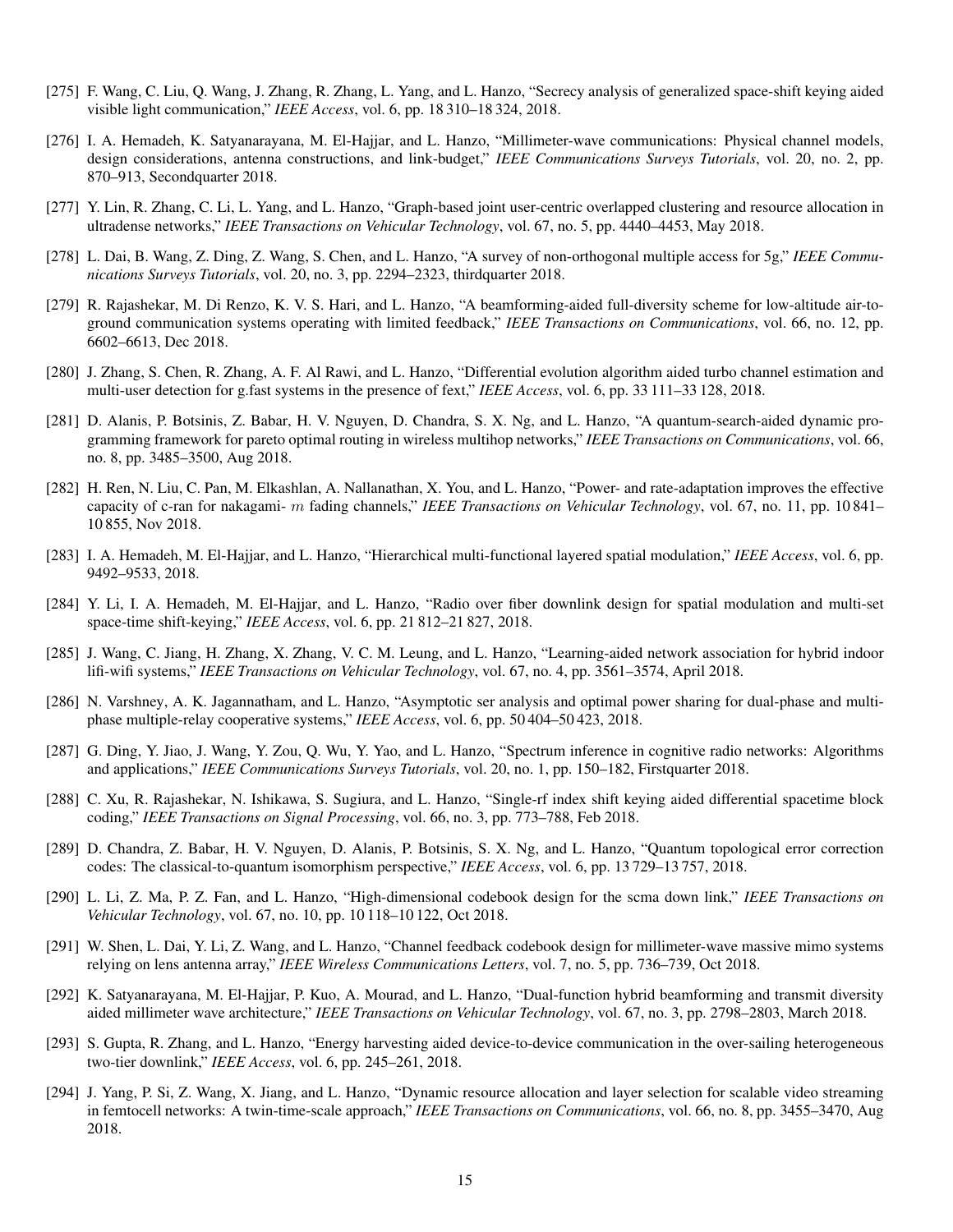[275] F. Wang, C. Liu, Q. Wang, J. Zhang, R. Zhang, L. Yang, and L. Hanzo, "Secrecy analysis of generalized space-shift keying aided visible light communication," *IEEE Access*, vol. 6, pp. 18 310–18 324, 2018.

[276] I. A. Hemadeh, K. Satyanarayana, M. El-Hajjar, and L. Hanzo, "Millimeter-wave communications: Physical channel models, design considerations, antenna constructions, and link-budget," *IEEE Communications Surveys Tutorials*, vol. 20, no. 2, pp. 870–913, Secondquarter 2018.

[277] Y. Lin, R. Zhang, C. Li, L. Yang, and L. Hanzo, "Graph-based joint user-centric overlapped clustering and resource allocation in ultradense networks," *IEEE Transactions on Vehicular Technology*, vol. 67, no. 5, pp. 4440–4453, May 2018.

[278] L. Dai, B. Wang, Z. Ding, Z. Wang, S. Chen, and L. Hanzo, "A survey of non-orthogonal multiple access for 5g," *IEEE Communications Surveys Tutorials*, vol. 20, no. 3, pp. 2294–2323, thirdquarter 2018.

[279] R. Rajashekar, M. Di Renzo, K. V. S. Hari, and L. Hanzo, "A beamforming-aided full-diversity scheme for low-altitude air-to-ground communication systems operating with limited feedback," *IEEE Transactions on Communications*, vol. 66, no. 12, pp. 6602–6613, Dec 2018.

[280] J. Zhang, S. Chen, R. Zhang, A. F. Al Rawi, and L. Hanzo, "Differential evolution algorithm aided turbo channel estimation and multi-user detection for g.fast systems in the presence of fext," *IEEE Access*, vol. 6, pp. 33 111–33 128, 2018.

[281] D. Alanis, P. Botsinis, Z. Babar, H. V. Nguyen, D. Chandra, S. X. Ng, and L. Hanzo, "A quantum-search-aided dynamic programming framework for pareto optimal routing in wireless multihop networks," *IEEE Transactions on Communications*, vol. 66, no. 8, pp. 3485–3500, Aug 2018.

[282] H. Ren, N. Liu, C. Pan, M. Elkashlan, A. Nallanathan, X. You, and L. Hanzo, "Power- and rate-adaptation improves the effective capacity of c-ran for nakagami- $m$ fading channels," *IEEE Transactions on Vehicular Technology*, vol. 67, no. 11, pp. 10 841–10 855, Nov 2018.

[283] I. A. Hemadeh, M. El-Hajjar, and L. Hanzo, "Hierarchical multi-functional layered spatial modulation," *IEEE Access*, vol. 6, pp. 9492–9533, 2018.

[284] Y. Li, I. A. Hemadeh, M. El-Hajjar, and L. Hanzo, "Radio over fiber downlink design for spatial modulation and multi-set space-time shift-keying," *IEEE Access*, vol. 6, pp. 21 812–21 827, 2018.

[285] J. Wang, C. Jiang, H. Zhang, X. Zhang, V. C. M. Leung, and L. Hanzo, "Learning-aided network association for hybrid indoor lifi-wifi systems," *IEEE Transactions on Vehicular Technology*, vol. 67, no. 4, pp. 3561–3574, April 2018.

[286] N. Varshney, A. K. Jagannatham, and L. Hanzo, "Asymptotic ser analysis and optimal power sharing for dual-phase and multi-phase multiple-relay cooperative systems," *IEEE Access*, vol. 6, pp. 50 404–50 423, 2018.

[287] G. Ding, Y. Jiao, J. Wang, Y. Zou, Q. Wu, Y. Yao, and L. Hanzo, "Spectrum inference in cognitive radio networks: Algorithms and applications," *IEEE Communications Surveys Tutorials*, vol. 20, no. 1, pp. 150–182, Firstquarter 2018.

[288] C. Xu, R. Rajashekar, N. Ishikawa, S. Sugiura, and L. Hanzo, "Single-rf index shift keying aided differential spacetime block coding," *IEEE Transactions on Signal Processing*, vol. 66, no. 3, pp. 773–788, Feb 2018.

[289] D. Chandra, Z. Babar, H. V. Nguyen, D. Alanis, P. Botsinis, S. X. Ng, and L. Hanzo, "Quantum topological error correction codes: The classical-to-quantum isomorphism perspective," *IEEE Access*, vol. 6, pp. 13 729–13 757, 2018.

[290] L. Li, Z. Ma, P. Z. Fan, and L. Hanzo, "High-dimensional codebook design for the scma down link," *IEEE Transactions on Vehicular Technology*, vol. 67, no. 10, pp. 10 118–10 122, Oct 2018.

[291] W. Shen, L. Dai, Y. Li, Z. Wang, and L. Hanzo, "Channel feedback codebook design for millimeter-wave massive mimo systems relying on lens antenna array," *IEEE Wireless Communications Letters*, vol. 7, no. 5, pp. 736–739, Oct 2018.

[292] K. Satyanarayana, M. El-Hajjar, P. Kuo, A. Mourad, and L. Hanzo, "Dual-function hybrid beamforming and transmit diversity aided millimeter wave architecture," *IEEE Transactions on Vehicular Technology*, vol. 67, no. 3, pp. 2798–2803, March 2018.

[293] S. Gupta, R. Zhang, and L. Hanzo, "Energy harvesting aided device-to-device communication in the over-sailing heterogeneous two-tier downlink," *IEEE Access*, vol. 6, pp. 245–261, 2018.

[294] J. Yang, P. Si, Z. Wang, X. Jiang, and L. Hanzo, "Dynamic resource allocation and layer selection for scalable video streaming in femtocell networks: A twin-time-scale approach," *IEEE Transactions on Communications*, vol. 66, no. 8, pp. 3455–3470, Aug 2018.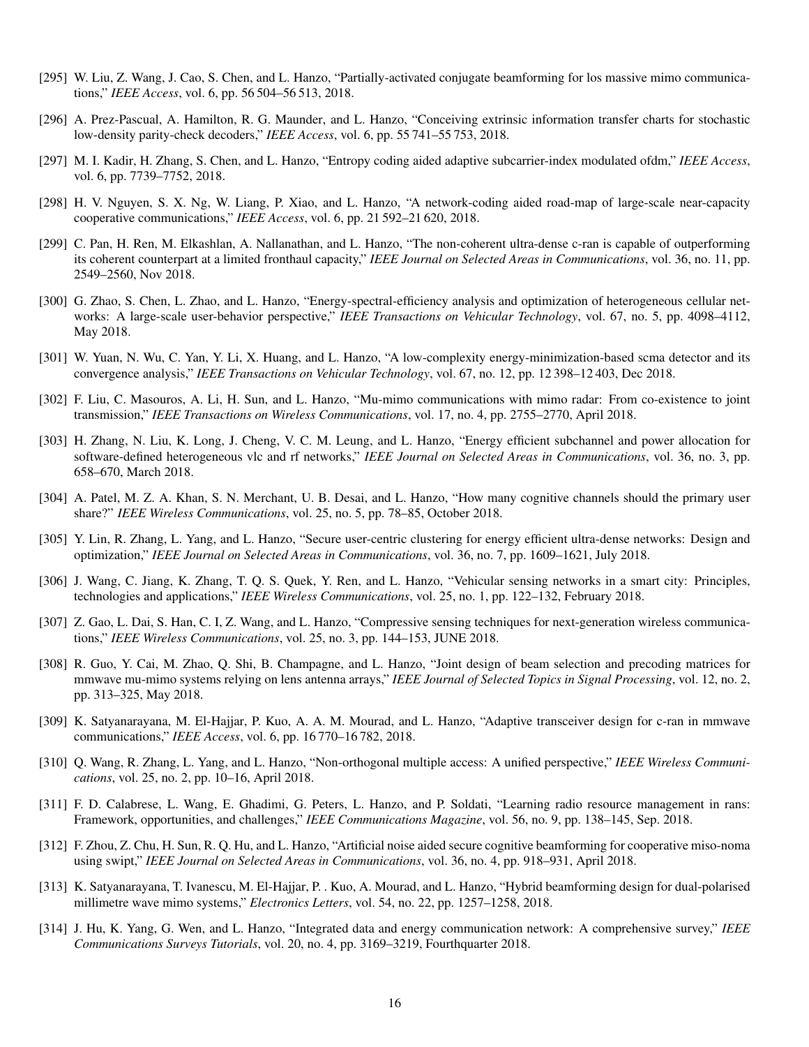[295] W. Liu, Z. Wang, J. Cao, S. Chen, and L. Hanzo, "Partially-activated conjugate beamforming for los massive mimo communications," *IEEE Access*, vol. 6, pp. 56 504–56 513, 2018.

[296] A. Prez-Pascual, A. Hamilton, R. G. Maunder, and L. Hanzo, "Conceiving extrinsic information transfer charts for stochastic low-density parity-check decoders," *IEEE Access*, vol. 6, pp. 55 741–55 753, 2018.

[297] M. I. Kadir, H. Zhang, S. Chen, and L. Hanzo, "Entropy coding aided adaptive subcarrier-index modulated ofdm," *IEEE Access*, vol. 6, pp. 7739–7752, 2018.

[298] H. V. Nguyen, S. X. Ng, W. Liang, P. Xiao, and L. Hanzo, "A network-coding aided road-map of large-scale near-capacity cooperative communications," *IEEE Access*, vol. 6, pp. 21 592–21 620, 2018.

[299] C. Pan, H. Ren, M. Elkashlan, A. Nallanathan, and L. Hanzo, "The non-coherent ultra-dense c-ran is capable of outperforming its coherent counterpart at a limited fronthaul capacity," *IEEE Journal on Selected Areas in Communications*, vol. 36, no. 11, pp. 2549–2560, Nov 2018.

[300] G. Zhao, S. Chen, L. Zhao, and L. Hanzo, "Energy-spectral-efficiency analysis and optimization of heterogeneous cellular networks: A large-scale user-behavior perspective," *IEEE Transactions on Vehicular Technology*, vol. 67, no. 5, pp. 4098–4112, May 2018.

[301] W. Yuan, N. Wu, C. Yan, Y. Li, X. Huang, and L. Hanzo, "A low-complexity energy-minimization-based scma detector and its convergence analysis," *IEEE Transactions on Vehicular Technology*, vol. 67, no. 12, pp. 12 398–12 403, Dec 2018.

[302] F. Liu, C. Masouros, A. Li, H. Sun, and L. Hanzo, "Mu-mimo communications with mimo radar: From co-existence to joint transmission," *IEEE Transactions on Wireless Communications*, vol. 17, no. 4, pp. 2755–2770, April 2018.

[303] H. Zhang, N. Liu, K. Long, J. Cheng, V. C. M. Leung, and L. Hanzo, "Energy efficient subchannel and power allocation for software-defined heterogeneous vlc and rf networks," *IEEE Journal on Selected Areas in Communications*, vol. 36, no. 3, pp. 658–670, March 2018.

[304] A. Patel, M. Z. A. Khan, S. N. Merchant, U. B. Desai, and L. Hanzo, "How many cognitive channels should the primary user share?" *IEEE Wireless Communications*, vol. 25, no. 5, pp. 78–85, October 2018.

[305] Y. Lin, R. Zhang, L. Yang, and L. Hanzo, "Secure user-centric clustering for energy efficient ultra-dense networks: Design and optimization," *IEEE Journal on Selected Areas in Communications*, vol. 36, no. 7, pp. 1609–1621, July 2018.

[306] J. Wang, C. Jiang, K. Zhang, T. Q. S. Quek, Y. Ren, and L. Hanzo, "Vehicular sensing networks in a smart city: Principles, technologies and applications," *IEEE Wireless Communications*, vol. 25, no. 1, pp. 122–132, February 2018.

[307] Z. Gao, L. Dai, S. Han, C. I, Z. Wang, and L. Hanzo, "Compressive sensing techniques for next-generation wireless communications," *IEEE Wireless Communications*, vol. 25, no. 3, pp. 144–153, JUNE 2018.

[308] R. Guo, Y. Cai, M. Zhao, Q. Shi, B. Champagne, and L. Hanzo, "Joint design of beam selection and precoding matrices for mmwave mu-mimo systems relying on lens antenna arrays," *IEEE Journal of Selected Topics in Signal Processing*, vol. 12, no. 2, pp. 313–325, May 2018.

[309] K. Satyanarayana, M. El-Hajjar, P. Kuo, A. A. M. Mourad, and L. Hanzo, "Adaptive transceiver design for c-ran in mmwave communications," *IEEE Access*, vol. 6, pp. 16 770–16 782, 2018.

[310] Q. Wang, R. Zhang, L. Yang, and L. Hanzo, "Non-orthogonal multiple access: A unified perspective," *IEEE Wireless Communications*, vol. 25, no. 2, pp. 10–16, April 2018.

[311] F. D. Calabrese, L. Wang, E. Ghadimi, G. Peters, L. Hanzo, and P. Soldati, "Learning radio resource management in rans: Framework, opportunities, and challenges," *IEEE Communications Magazine*, vol. 56, no. 9, pp. 138–145, Sep. 2018.

[312] F. Zhou, Z. Chu, H. Sun, R. Q. Hu, and L. Hanzo, "Artificial noise aided secure cognitive beamforming for cooperative miso-noma using swipt," *IEEE Journal on Selected Areas in Communications*, vol. 36, no. 4, pp. 918–931, April 2018.

[313] K. Satyanarayana, T. Ivanescu, M. El-Hajjar, P. . Kuo, A. Mourad, and L. Hanzo, "Hybrid beamforming design for dual-polarised millimetre wave mimo systems," *Electronics Letters*, vol. 54, no. 22, pp. 1257–1258, 2018.

[314] J. Hu, K. Yang, G. Wen, and L. Hanzo, "Integrated data and energy communication network: A comprehensive survey," *IEEE Communications Surveys Tutorials*, vol. 20, no. 4, pp. 3169–3219, Fourthquarter 2018.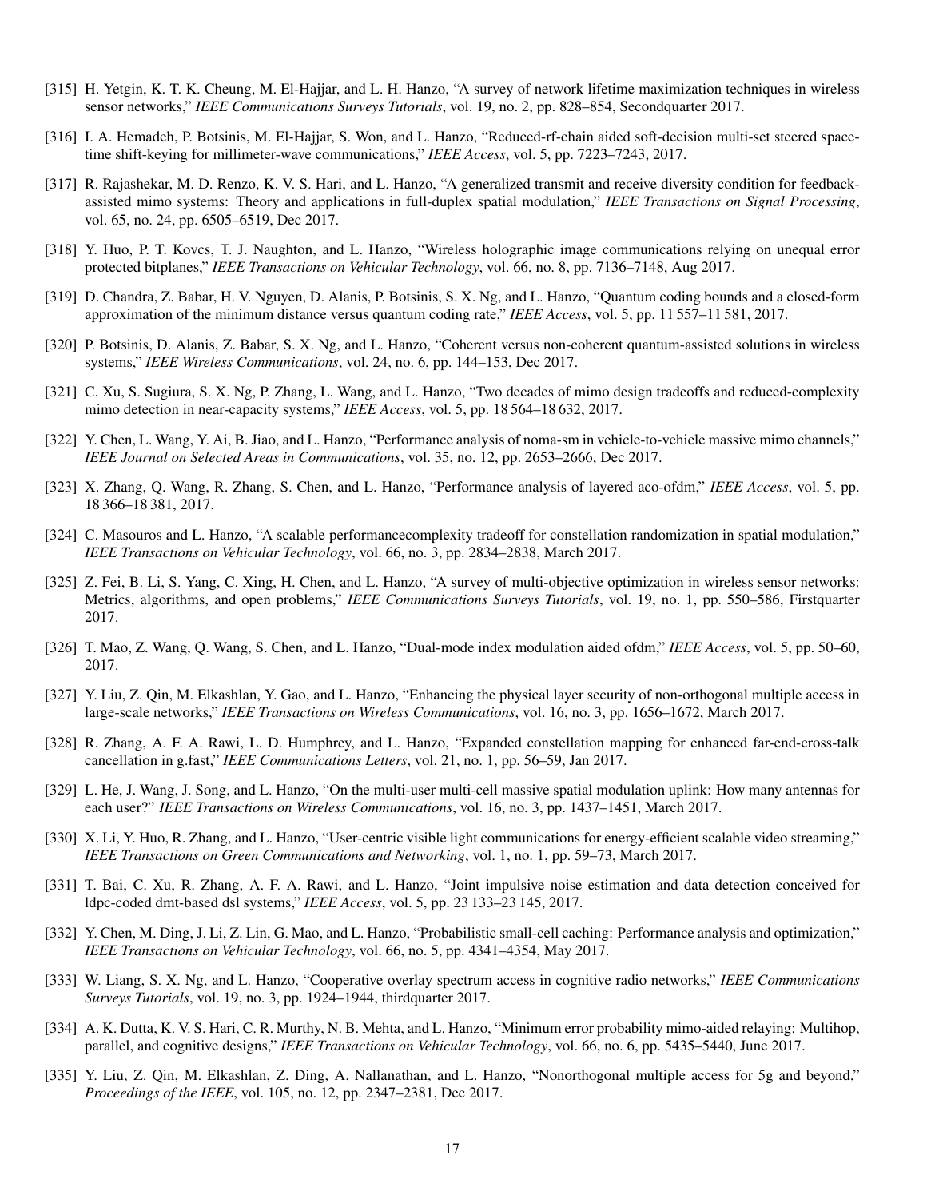[315] H. Yetgin, K. T. K. Cheung, M. El-Hajjar, and L. H. Hanzo, "A survey of network lifetime maximization techniques in wireless sensor networks," *IEEE Communications Surveys Tutorials*, vol. 19, no. 2, pp. 828–854, Secondquarter 2017.

[316] I. A. Hemadeh, P. Botsinis, M. El-Hajjar, S. Won, and L. Hanzo, "Reduced-rf-chain aided soft-decision multi-set steered space-time shift-keying for millimeter-wave communications," *IEEE Access*, vol. 5, pp. 7223–7243, 2017.

[317] R. Rajashekar, M. D. Renzo, K. V. S. Hari, and L. Hanzo, "A generalized transmit and receive diversity condition for feedback-assisted mimo systems: Theory and applications in full-duplex spatial modulation," *IEEE Transactions on Signal Processing*, vol. 65, no. 24, pp. 6505–6519, Dec 2017.

[318] Y. Huo, P. T. Kovcs, T. J. Naughton, and L. Hanzo, "Wireless holographic image communications relying on unequal error protected bitplanes," *IEEE Transactions on Vehicular Technology*, vol. 66, no. 8, pp. 7136–7148, Aug 2017.

[319] D. Chandra, Z. Babar, H. V. Nguyen, D. Alanis, P. Botsinis, S. X. Ng, and L. Hanzo, "Quantum coding bounds and a closed-form approximation of the minimum distance versus quantum coding rate," *IEEE Access*, vol. 5, pp. 11 557–11 581, 2017.

[320] P. Botsinis, D. Alanis, Z. Babar, S. X. Ng, and L. Hanzo, "Coherent versus non-coherent quantum-assisted solutions in wireless systems," *IEEE Wireless Communications*, vol. 24, no. 6, pp. 144–153, Dec 2017.

[321] C. Xu, S. Sugiura, S. X. Ng, P. Zhang, L. Wang, and L. Hanzo, "Two decades of mimo design tradeoffs and reduced-complexity mimo detection in near-capacity systems," *IEEE Access*, vol. 5, pp. 18 564–18 632, 2017.

[322] Y. Chen, L. Wang, Y. Ai, B. Jiao, and L. Hanzo, "Performance analysis of noma-sm in vehicle-to-vehicle massive mimo channels," *IEEE Journal on Selected Areas in Communications*, vol. 35, no. 12, pp. 2653–2666, Dec 2017.

[323] X. Zhang, Q. Wang, R. Zhang, S. Chen, and L. Hanzo, "Performance analysis of layered aco-ofdm," *IEEE Access*, vol. 5, pp. 18 366–18 381, 2017.

[324] C. Masouros and L. Hanzo, "A scalable performancecomplexity tradeoff for constellation randomization in spatial modulation," *IEEE Transactions on Vehicular Technology*, vol. 66, no. 3, pp. 2834–2838, March 2017.

[325] Z. Fei, B. Li, S. Yang, C. Xing, H. Chen, and L. Hanzo, "A survey of multi-objective optimization in wireless sensor networks: Metrics, algorithms, and open problems," *IEEE Communications Surveys Tutorials*, vol. 19, no. 1, pp. 550–586, Firstquarter 2017.

[326] T. Mao, Z. Wang, Q. Wang, S. Chen, and L. Hanzo, "Dual-mode index modulation aided ofdm," *IEEE Access*, vol. 5, pp. 50–60, 2017.

[327] Y. Liu, Z. Qin, M. Elkashlan, Y. Gao, and L. Hanzo, "Enhancing the physical layer security of non-orthogonal multiple access in large-scale networks," *IEEE Transactions on Wireless Communications*, vol. 16, no. 3, pp. 1656–1672, March 2017.

[328] R. Zhang, A. F. A. Rawi, L. D. Humphrey, and L. Hanzo, "Expanded constellation mapping for enhanced far-end-cross-talk cancellation in g.fast," *IEEE Communications Letters*, vol. 21, no. 1, pp. 56–59, Jan 2017.

[329] L. He, J. Wang, J. Song, and L. Hanzo, "On the multi-user multi-cell massive spatial modulation uplink: How many antennas for each user?" *IEEE Transactions on Wireless Communications*, vol. 16, no. 3, pp. 1437–1451, March 2017.

[330] X. Li, Y. Huo, R. Zhang, and L. Hanzo, "User-centric visible light communications for energy-efficient scalable video streaming," *IEEE Transactions on Green Communications and Networking*, vol. 1, no. 1, pp. 59–73, March 2017.

[331] T. Bai, C. Xu, R. Zhang, A. F. A. Rawi, and L. Hanzo, "Joint impulsive noise estimation and data detection conceived for ldpc-coded dmt-based dsl systems," *IEEE Access*, vol. 5, pp. 23 133–23 145, 2017.

[332] Y. Chen, M. Ding, J. Li, Z. Lin, G. Mao, and L. Hanzo, "Probabilistic small-cell caching: Performance analysis and optimization," *IEEE Transactions on Vehicular Technology*, vol. 66, no. 5, pp. 4341–4354, May 2017.

[333] W. Liang, S. X. Ng, and L. Hanzo, "Cooperative overlay spectrum access in cognitive radio networks," *IEEE Communications Surveys Tutorials*, vol. 19, no. 3, pp. 1924–1944, thirdquarter 2017.

[334] A. K. Dutta, K. V. S. Hari, C. R. Murthy, N. B. Mehta, and L. Hanzo, "Minimum error probability mimo-aided relaying: Multihop, parallel, and cognitive designs," *IEEE Transactions on Vehicular Technology*, vol. 66, no. 6, pp. 5435–5440, June 2017.

[335] Y. Liu, Z. Qin, M. Elkashlan, Z. Ding, A. Nallanathan, and L. Hanzo, "Nonorthogonal multiple access for 5g and beyond," *Proceedings of the IEEE*, vol. 105, no. 12, pp. 2347–2381, Dec 2017.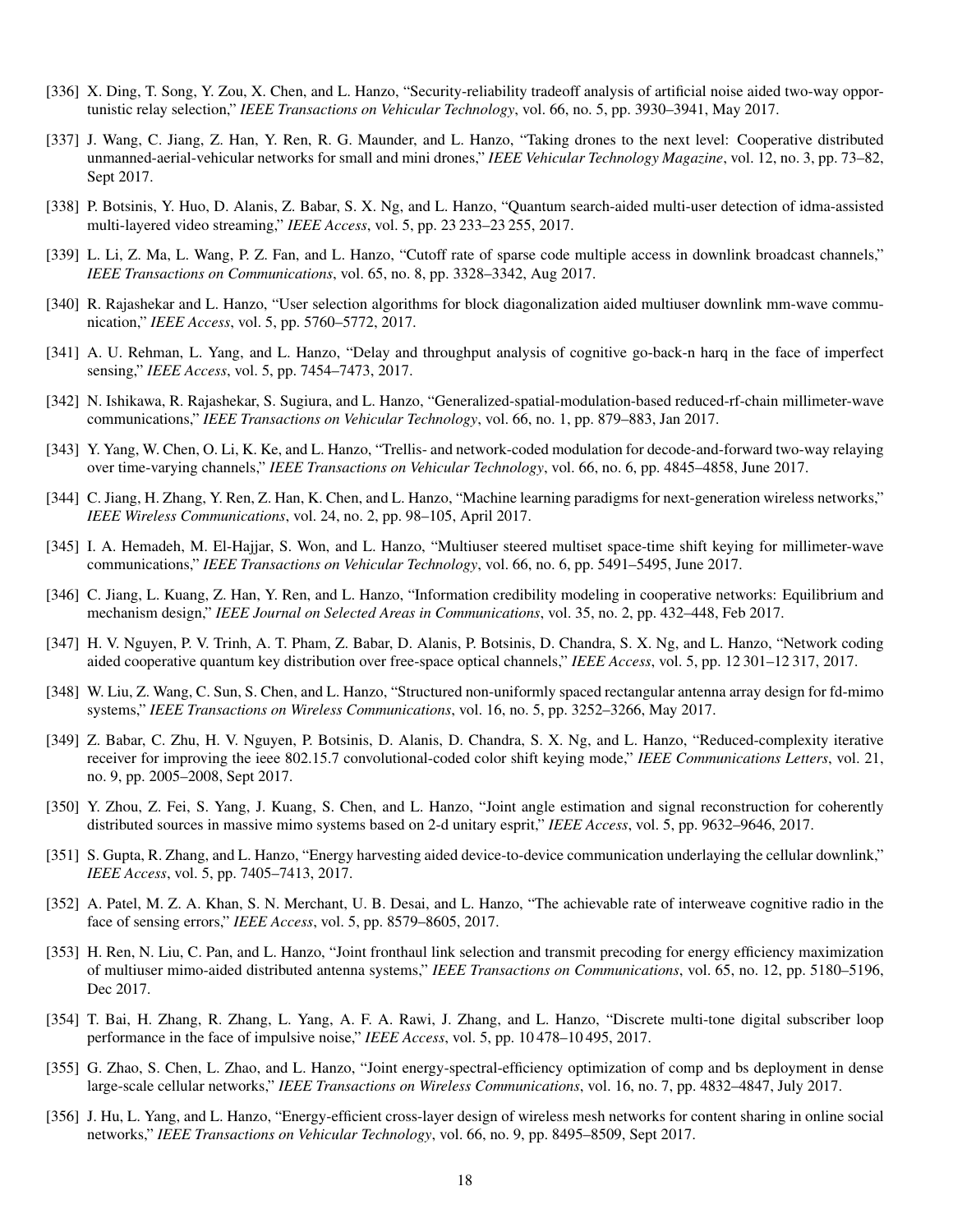[336] X. Ding, T. Song, Y. Zou, X. Chen, and L. Hanzo, "Security-reliability tradeoff analysis of artificial noise aided two-way opportunistic relay selection," *IEEE Transactions on Vehicular Technology*, vol. 66, no. 5, pp. 3930–3941, May 2017.

[337] J. Wang, C. Jiang, Z. Han, Y. Ren, R. G. Maunder, and L. Hanzo, "Taking drones to the next level: Cooperative distributed unmanned-aerial-vehicular networks for small and mini drones," *IEEE Vehicular Technology Magazine*, vol. 12, no. 3, pp. 73–82, Sept 2017.

[338] P. Botsinis, Y. Huo, D. Alanis, Z. Babar, S. X. Ng, and L. Hanzo, "Quantum search-aided multi-user detection of idma-assisted multi-layered video streaming," *IEEE Access*, vol. 5, pp. 23 233–23 255, 2017.

[339] L. Li, Z. Ma, L. Wang, P. Z. Fan, and L. Hanzo, "Cutoff rate of sparse code multiple access in downlink broadcast channels," *IEEE Transactions on Communications*, vol. 65, no. 8, pp. 3328–3342, Aug 2017.

[340] R. Rajashekar and L. Hanzo, "User selection algorithms for block diagonalization aided multiuser downlink mm-wave communication," *IEEE Access*, vol. 5, pp. 5760–5772, 2017.

[341] A. U. Rehman, L. Yang, and L. Hanzo, "Delay and throughput analysis of cognitive go-back-n harq in the face of imperfect sensing," *IEEE Access*, vol. 5, pp. 7454–7473, 2017.

[342] N. Ishikawa, R. Rajashekar, S. Sugiura, and L. Hanzo, "Generalized-spatial-modulation-based reduced-rf-chain millimeter-wave communications," *IEEE Transactions on Vehicular Technology*, vol. 66, no. 1, pp. 879–883, Jan 2017.

[343] Y. Yang, W. Chen, O. Li, K. Ke, and L. Hanzo, "Trellis- and network-coded modulation for decode-and-forward two-way relaying over time-varying channels," *IEEE Transactions on Vehicular Technology*, vol. 66, no. 6, pp. 4845–4858, June 2017.

[344] C. Jiang, H. Zhang, Y. Ren, Z. Han, K. Chen, and L. Hanzo, "Machine learning paradigms for next-generation wireless networks," *IEEE Wireless Communications*, vol. 24, no. 2, pp. 98–105, April 2017.

[345] I. A. Hemadeh, M. El-Hajjar, S. Won, and L. Hanzo, "Multiuser steered multiset space-time shift keying for millimeter-wave communications," *IEEE Transactions on Vehicular Technology*, vol. 66, no. 6, pp. 5491–5495, June 2017.

[346] C. Jiang, L. Kuang, Z. Han, Y. Ren, and L. Hanzo, "Information credibility modeling in cooperative networks: Equilibrium and mechanism design," *IEEE Journal on Selected Areas in Communications*, vol. 35, no. 2, pp. 432–448, Feb 2017.

[347] H. V. Nguyen, P. V. Trinh, A. T. Pham, Z. Babar, D. Alanis, P. Botsinis, D. Chandra, S. X. Ng, and L. Hanzo, "Network coding aided cooperative quantum key distribution over free-space optical channels," *IEEE Access*, vol. 5, pp. 12 301–12 317, 2017.

[348] W. Liu, Z. Wang, C. Sun, S. Chen, and L. Hanzo, "Structured non-uniformly spaced rectangular antenna array design for fd-mimo systems," *IEEE Transactions on Wireless Communications*, vol. 16, no. 5, pp. 3252–3266, May 2017.

[349] Z. Babar, C. Zhu, H. V. Nguyen, P. Botsinis, D. Alanis, D. Chandra, S. X. Ng, and L. Hanzo, "Reduced-complexity iterative receiver for improving the ieee 802.15.7 convolutional-coded color shift keying mode," *IEEE Communications Letters*, vol. 21, no. 9, pp. 2005–2008, Sept 2017.

[350] Y. Zhou, Z. Fei, S. Yang, J. Kuang, S. Chen, and L. Hanzo, "Joint angle estimation and signal reconstruction for coherently distributed sources in massive mimo systems based on 2-d unitary esprit," *IEEE Access*, vol. 5, pp. 9632–9646, 2017.

[351] S. Gupta, R. Zhang, and L. Hanzo, "Energy harvesting aided device-to-device communication underlaying the cellular downlink," *IEEE Access*, vol. 5, pp. 7405–7413, 2017.

[352] A. Patel, M. Z. A. Khan, S. N. Merchant, U. B. Desai, and L. Hanzo, "The achievable rate of interweave cognitive radio in the face of sensing errors," *IEEE Access*, vol. 5, pp. 8579–8605, 2017.

[353] H. Ren, N. Liu, C. Pan, and L. Hanzo, "Joint fronthaul link selection and transmit precoding for energy efficiency maximization of multiuser mimo-aided distributed antenna systems," *IEEE Transactions on Communications*, vol. 65, no. 12, pp. 5180–5196, Dec 2017.

[354] T. Bai, H. Zhang, R. Zhang, L. Yang, A. F. A. Rawi, J. Zhang, and L. Hanzo, "Discrete multi-tone digital subscriber loop performance in the face of impulsive noise," *IEEE Access*, vol. 5, pp. 10 478–10 495, 2017.

[355] G. Zhao, S. Chen, L. Zhao, and L. Hanzo, "Joint energy-spectral-efficiency optimization of comp and bs deployment in dense large-scale cellular networks," *IEEE Transactions on Wireless Communications*, vol. 16, no. 7, pp. 4832–4847, July 2017.

[356] J. Hu, L. Yang, and L. Hanzo, "Energy-efficient cross-layer design of wireless mesh networks for content sharing in online social networks," *IEEE Transactions on Vehicular Technology*, vol. 66, no. 9, pp. 8495–8509, Sept 2017.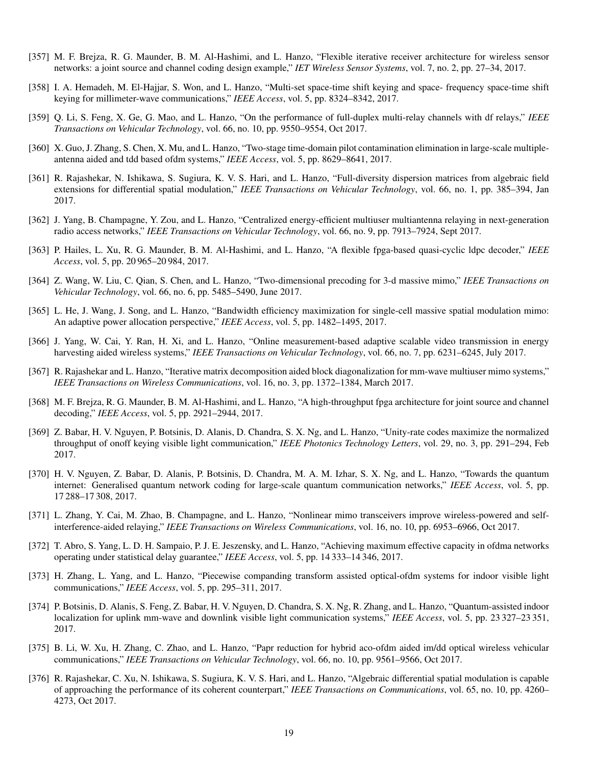[357] M. F. Brejza, R. G. Maunder, B. M. Al-Hashimi, and L. Hanzo, "Flexible iterative receiver architecture for wireless sensor networks: a joint source and channel coding design example," *IET Wireless Sensor Systems*, vol. 7, no. 2, pp. 27–34, 2017.

[358] I. A. Hemadeh, M. El-Hajjar, S. Won, and L. Hanzo, "Multi-set space-time shift keying and space- frequency space-time shift keying for millimeter-wave communications," *IEEE Access*, vol. 5, pp. 8324–8342, 2017.

[359] Q. Li, S. Feng, X. Ge, G. Mao, and L. Hanzo, "On the performance of full-duplex multi-relay channels with df relays," *IEEE Transactions on Vehicular Technology*, vol. 66, no. 10, pp. 9550–9554, Oct 2017.

[360] X. Guo, J. Zhang, S. Chen, X. Mu, and L. Hanzo, "Two-stage time-domain pilot contamination elimination in large-scale multiple-antenna aided and tdd based ofdm systems," *IEEE Access*, vol. 5, pp. 8629–8641, 2017.

[361] R. Rajashekar, N. Ishikawa, S. Sugiura, K. V. S. Hari, and L. Hanzo, "Full-diversity dispersion matrices from algebraic field extensions for differential spatial modulation," *IEEE Transactions on Vehicular Technology*, vol. 66, no. 1, pp. 385–394, Jan 2017.

[362] J. Yang, B. Champagne, Y. Zou, and L. Hanzo, "Centralized energy-efficient multiuser multiantenna relaying in next-generation radio access networks," *IEEE Transactions on Vehicular Technology*, vol. 66, no. 9, pp. 7913–7924, Sept 2017.

[363] P. Hailes, L. Xu, R. G. Maunder, B. M. Al-Hashimi, and L. Hanzo, "A flexible fpga-based quasi-cyclic ldpc decoder," *IEEE Access*, vol. 5, pp. 20 965–20 984, 2017.

[364] Z. Wang, W. Liu, C. Qian, S. Chen, and L. Hanzo, "Two-dimensional precoding for 3-d massive mimo," *IEEE Transactions on Vehicular Technology*, vol. 66, no. 6, pp. 5485–5490, June 2017.

[365] L. He, J. Wang, J. Song, and L. Hanzo, "Bandwidth efficiency maximization for single-cell massive spatial modulation mimo: An adaptive power allocation perspective," *IEEE Access*, vol. 5, pp. 1482–1495, 2017.

[366] J. Yang, W. Cai, Y. Ran, H. Xi, and L. Hanzo, "Online measurement-based adaptive scalable video transmission in energy harvesting aided wireless systems," *IEEE Transactions on Vehicular Technology*, vol. 66, no. 7, pp. 6231–6245, July 2017.

[367] R. Rajashekar and L. Hanzo, "Iterative matrix decomposition aided block diagonalization for mm-wave multiuser mimo systems," *IEEE Transactions on Wireless Communications*, vol. 16, no. 3, pp. 1372–1384, March 2017.

[368] M. F. Brejza, R. G. Maunder, B. M. Al-Hashimi, and L. Hanzo, "A high-throughput fpga architecture for joint source and channel decoding," *IEEE Access*, vol. 5, pp. 2921–2944, 2017.

[369] Z. Babar, H. V. Nguyen, P. Botsinis, D. Alanis, D. Chandra, S. X. Ng, and L. Hanzo, "Unity-rate codes maximize the normalized throughput of onoff keying visible light communication," *IEEE Photonics Technology Letters*, vol. 29, no. 3, pp. 291–294, Feb 2017.

[370] H. V. Nguyen, Z. Babar, D. Alanis, P. Botsinis, D. Chandra, M. A. M. Izhar, S. X. Ng, and L. Hanzo, "Towards the quantum internet: Generalised quantum network coding for large-scale quantum communication networks," *IEEE Access*, vol. 5, pp. 17 288–17 308, 2017.

[371] L. Zhang, Y. Cai, M. Zhao, B. Champagne, and L. Hanzo, "Nonlinear mimo transceivers improve wireless-powered and self-interference-aided relaying," *IEEE Transactions on Wireless Communications*, vol. 16, no. 10, pp. 6953–6966, Oct 2017.

[372] T. Abro, S. Yang, L. D. H. Sampaio, P. J. E. Jeszensky, and L. Hanzo, "Achieving maximum effective capacity in ofdma networks operating under statistical delay guarantee," *IEEE Access*, vol. 5, pp. 14 333–14 346, 2017.

[373] H. Zhang, L. Yang, and L. Hanzo, "Piecewise companding transform assisted optical-ofdm systems for indoor visible light communications," *IEEE Access*, vol. 5, pp. 295–311, 2017.

[374] P. Botsinis, D. Alanis, S. Feng, Z. Babar, H. V. Nguyen, D. Chandra, S. X. Ng, R. Zhang, and L. Hanzo, "Quantum-assisted indoor localization for uplink mm-wave and downlink visible light communication systems," *IEEE Access*, vol. 5, pp. 23 327–23 351, 2017.

[375] B. Li, W. Xu, H. Zhang, C. Zhao, and L. Hanzo, "Papr reduction for hybrid aco-ofdm aided im/dd optical wireless vehicular communications," *IEEE Transactions on Vehicular Technology*, vol. 66, no. 10, pp. 9561–9566, Oct 2017.

[376] R. Rajashekar, C. Xu, N. Ishikawa, S. Sugiura, K. V. S. Hari, and L. Hanzo, "Algebraic differential spatial modulation is capable of approaching the performance of its coherent counterpart," *IEEE Transactions on Communications*, vol. 65, no. 10, pp. 4260–4273, Oct 2017.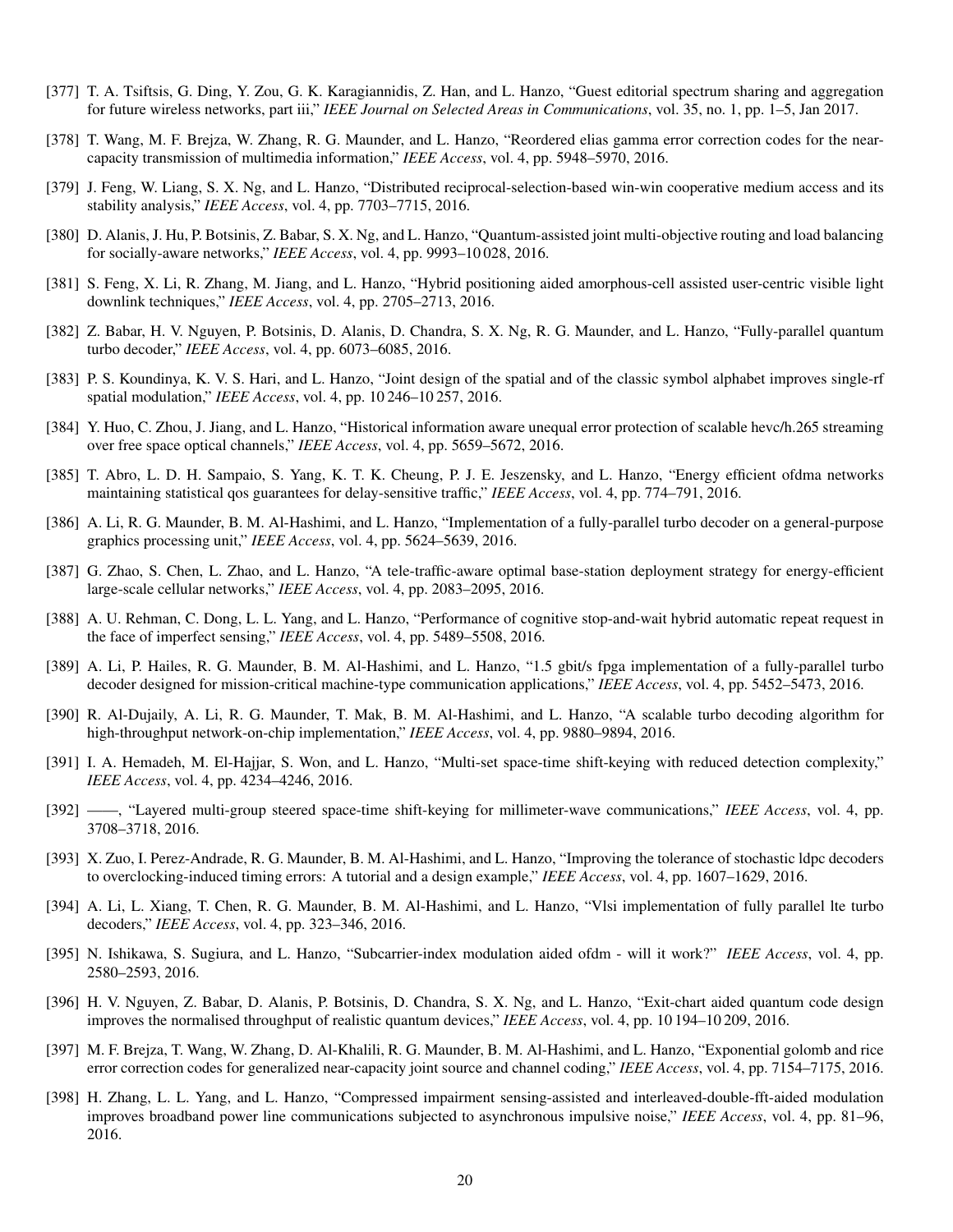[377] T. A. Tsiftsis, G. Ding, Y. Zou, G. K. Karagiannidis, Z. Han, and L. Hanzo, "Guest editorial spectrum sharing and aggregation for future wireless networks, part iii," *IEEE Journal on Selected Areas in Communications*, vol. 35, no. 1, pp. 1–5, Jan 2017.

[378] T. Wang, M. F. Brejza, W. Zhang, R. G. Maunder, and L. Hanzo, "Reordered elias gamma error correction codes for the near-capacity transmission of multimedia information," *IEEE Access*, vol. 4, pp. 5948–5970, 2016.

[379] J. Feng, W. Liang, S. X. Ng, and L. Hanzo, "Distributed reciprocal-selection-based win-win cooperative medium access and its stability analysis," *IEEE Access*, vol. 4, pp. 7703–7715, 2016.

[380] D. Alanis, J. Hu, P. Botsinis, Z. Babar, S. X. Ng, and L. Hanzo, "Quantum-assisted joint multi-objective routing and load balancing for socially-aware networks," *IEEE Access*, vol. 4, pp. 9993–10 028, 2016.

[381] S. Feng, X. Li, R. Zhang, M. Jiang, and L. Hanzo, "Hybrid positioning aided amorphous-cell assisted user-centric visible light downlink techniques," *IEEE Access*, vol. 4, pp. 2705–2713, 2016.

[382] Z. Babar, H. V. Nguyen, P. Botsinis, D. Alanis, D. Chandra, S. X. Ng, R. G. Maunder, and L. Hanzo, "Fully-parallel quantum turbo decoder," *IEEE Access*, vol. 4, pp. 6073–6085, 2016.

[383] P. S. Koundinya, K. V. S. Hari, and L. Hanzo, "Joint design of the spatial and of the classic symbol alphabet improves single-rf spatial modulation," *IEEE Access*, vol. 4, pp. 10 246–10 257, 2016.

[384] Y. Huo, C. Zhou, J. Jiang, and L. Hanzo, "Historical information aware unequal error protection of scalable hevc/h.265 streaming over free space optical channels," *IEEE Access*, vol. 4, pp. 5659–5672, 2016.

[385] T. Abro, L. D. H. Sampaio, S. Yang, K. T. K. Cheung, P. J. E. Jeszensky, and L. Hanzo, "Energy efficient ofdma networks maintaining statistical qos guarantees for delay-sensitive traffic," *IEEE Access*, vol. 4, pp. 774–791, 2016.

[386] A. Li, R. G. Maunder, B. M. Al-Hashimi, and L. Hanzo, "Implementation of a fully-parallel turbo decoder on a general-purpose graphics processing unit," *IEEE Access*, vol. 4, pp. 5624–5639, 2016.

[387] G. Zhao, S. Chen, L. Zhao, and L. Hanzo, "A tele-traffic-aware optimal base-station deployment strategy for energy-efficient large-scale cellular networks," *IEEE Access*, vol. 4, pp. 2083–2095, 2016.

[388] A. U. Rehman, C. Dong, L. L. Yang, and L. Hanzo, "Performance of cognitive stop-and-wait hybrid automatic repeat request in the face of imperfect sensing," *IEEE Access*, vol. 4, pp. 5489–5508, 2016.

[389] A. Li, P. Hailes, R. G. Maunder, B. M. Al-Hashimi, and L. Hanzo, "1.5 gbit/s fpga implementation of a fully-parallel turbo decoder designed for mission-critical machine-type communication applications," *IEEE Access*, vol. 4, pp. 5452–5473, 2016.

[390] R. Al-Dujaily, A. Li, R. G. Maunder, T. Mak, B. M. Al-Hashimi, and L. Hanzo, "A scalable turbo decoding algorithm for high-throughput network-on-chip implementation," *IEEE Access*, vol. 4, pp. 9880–9894, 2016.

[391] I. A. Hemadeh, M. El-Hajjar, S. Won, and L. Hanzo, "Multi-set space-time shift-keying with reduced detection complexity," *IEEE Access*, vol. 4, pp. 4234–4246, 2016.

[392] ——, "Layered multi-group steered space-time shift-keying for millimeter-wave communications," *IEEE Access*, vol. 4, pp. 3708–3718, 2016.

[393] X. Zuo, I. Perez-Andrade, R. G. Maunder, B. M. Al-Hashimi, and L. Hanzo, "Improving the tolerance of stochastic ldpc decoders to overclocking-induced timing errors: A tutorial and a design example," *IEEE Access*, vol. 4, pp. 1607–1629, 2016.

[394] A. Li, L. Xiang, T. Chen, R. G. Maunder, B. M. Al-Hashimi, and L. Hanzo, "Vlsi implementation of fully parallel lte turbo decoders," *IEEE Access*, vol. 4, pp. 323–346, 2016.

[395] N. Ishikawa, S. Sugiura, and L. Hanzo, "Subcarrier-index modulation aided ofdm - will it work?" *IEEE Access*, vol. 4, pp. 2580–2593, 2016.

[396] H. V. Nguyen, Z. Babar, D. Alanis, P. Botsinis, D. Chandra, S. X. Ng, and L. Hanzo, "Exit-chart aided quantum code design improves the normalised throughput of realistic quantum devices," *IEEE Access*, vol. 4, pp. 10 194–10 209, 2016.

[397] M. F. Brejza, T. Wang, W. Zhang, D. Al-Khalili, R. G. Maunder, B. M. Al-Hashimi, and L. Hanzo, "Exponential golomb and rice error correction codes for generalized near-capacity joint source and channel coding," *IEEE Access*, vol. 4, pp. 7154–7175, 2016.

[398] H. Zhang, L. L. Yang, and L. Hanzo, "Compressed impairment sensing-assisted and interleaved-double-fft-aided modulation improves broadband power line communications subjected to asynchronous impulsive noise," *IEEE Access*, vol. 4, pp. 81–96, 2016.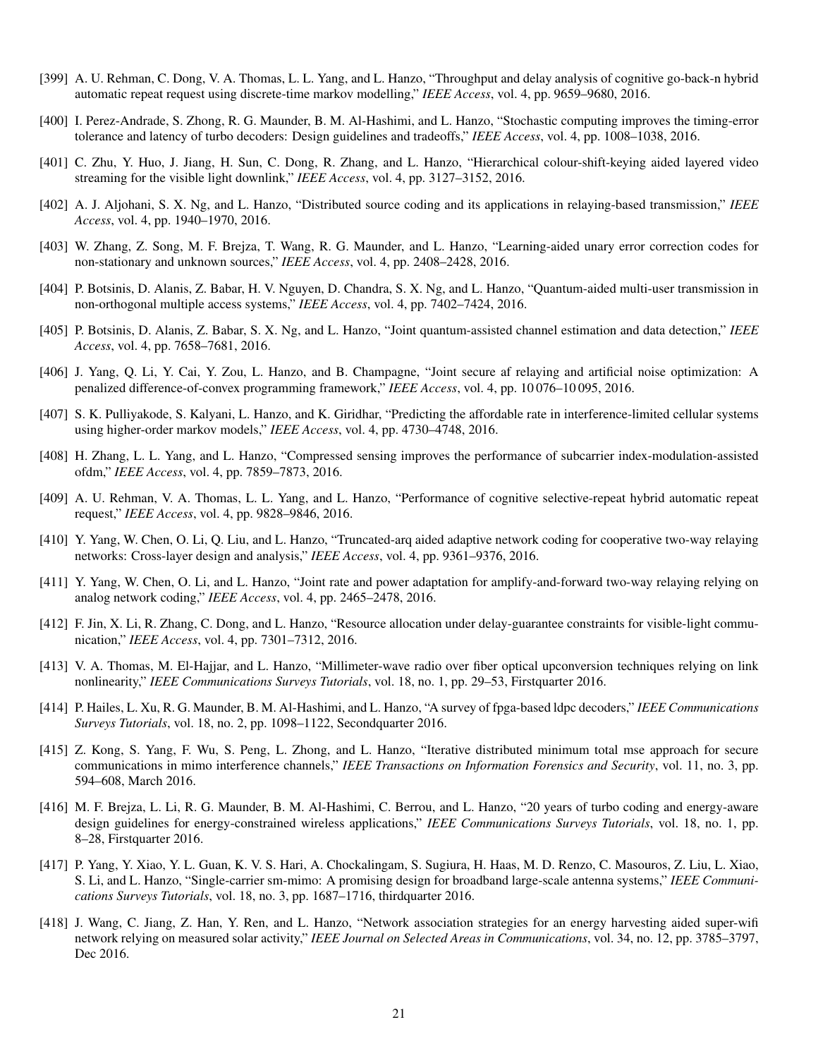[399] A. U. Rehman, C. Dong, V. A. Thomas, L. L. Yang, and L. Hanzo, "Throughput and delay analysis of cognitive go-back-n hybrid automatic repeat request using discrete-time markov modelling," *IEEE Access*, vol. 4, pp. 9659–9680, 2016.

[400] I. Perez-Andrade, S. Zhong, R. G. Maunder, B. M. Al-Hashimi, and L. Hanzo, "Stochastic computing improves the timing-error tolerance and latency of turbo decoders: Design guidelines and tradeoffs," *IEEE Access*, vol. 4, pp. 1008–1038, 2016.

[401] C. Zhu, Y. Huo, J. Jiang, H. Sun, C. Dong, R. Zhang, and L. Hanzo, "Hierarchical colour-shift-keying aided layered video streaming for the visible light downlink," *IEEE Access*, vol. 4, pp. 3127–3152, 2016.

[402] A. J. Aljohani, S. X. Ng, and L. Hanzo, "Distributed source coding and its applications in relaying-based transmission," *IEEE Access*, vol. 4, pp. 1940–1970, 2016.

[403] W. Zhang, Z. Song, M. F. Brejza, T. Wang, R. G. Maunder, and L. Hanzo, "Learning-aided unary error correction codes for non-stationary and unknown sources," *IEEE Access*, vol. 4, pp. 2408–2428, 2016.

[404] P. Botsinis, D. Alanis, Z. Babar, H. V. Nguyen, D. Chandra, S. X. Ng, and L. Hanzo, "Quantum-aided multi-user transmission in non-orthogonal multiple access systems," *IEEE Access*, vol. 4, pp. 7402–7424, 2016.

[405] P. Botsinis, D. Alanis, Z. Babar, S. X. Ng, and L. Hanzo, "Joint quantum-assisted channel estimation and data detection," *IEEE Access*, vol. 4, pp. 7658–7681, 2016.

[406] J. Yang, Q. Li, Y. Cai, Y. Zou, L. Hanzo, and B. Champagne, "Joint secure af relaying and artificial noise optimization: A penalized difference-of-convex programming framework," *IEEE Access*, vol. 4, pp. 10 076–10 095, 2016.

[407] S. K. Pulliyakode, S. Kalyani, L. Hanzo, and K. Giridhar, "Predicting the affordable rate in interference-limited cellular systems using higher-order markov models," *IEEE Access*, vol. 4, pp. 4730–4748, 2016.

[408] H. Zhang, L. L. Yang, and L. Hanzo, "Compressed sensing improves the performance of subcarrier index-modulation-assisted ofdm," *IEEE Access*, vol. 4, pp. 7859–7873, 2016.

[409] A. U. Rehman, V. A. Thomas, L. L. Yang, and L. Hanzo, "Performance of cognitive selective-repeat hybrid automatic repeat request," *IEEE Access*, vol. 4, pp. 9828–9846, 2016.

[410] Y. Yang, W. Chen, O. Li, Q. Liu, and L. Hanzo, "Truncated-arq aided adaptive network coding for cooperative two-way relaying networks: Cross-layer design and analysis," *IEEE Access*, vol. 4, pp. 9361–9376, 2016.

[411] Y. Yang, W. Chen, O. Li, and L. Hanzo, "Joint rate and power adaptation for amplify-and-forward two-way relaying relying on analog network coding," *IEEE Access*, vol. 4, pp. 2465–2478, 2016.

[412] F. Jin, X. Li, R. Zhang, C. Dong, and L. Hanzo, "Resource allocation under delay-guarantee constraints for visible-light communication," *IEEE Access*, vol. 4, pp. 7301–7312, 2016.

[413] V. A. Thomas, M. El-Hajjar, and L. Hanzo, "Millimeter-wave radio over fiber optical upconversion techniques relying on link nonlinearity," *IEEE Communications Surveys Tutorials*, vol. 18, no. 1, pp. 29–53, Firstquarter 2016.

[414] P. Hailes, L. Xu, R. G. Maunder, B. M. Al-Hashimi, and L. Hanzo, "A survey of fpga-based ldpc decoders," *IEEE Communications Surveys Tutorials*, vol. 18, no. 2, pp. 1098–1122, Secondquarter 2016.

[415] Z. Kong, S. Yang, F. Wu, S. Peng, L. Zhong, and L. Hanzo, "Iterative distributed minimum total mse approach for secure communications in mimo interference channels," *IEEE Transactions on Information Forensics and Security*, vol. 11, no. 3, pp. 594–608, March 2016.

[416] M. F. Brejza, L. Li, R. G. Maunder, B. M. Al-Hashimi, C. Berrou, and L. Hanzo, "20 years of turbo coding and energy-aware design guidelines for energy-constrained wireless applications," *IEEE Communications Surveys Tutorials*, vol. 18, no. 1, pp. 8–28, Firstquarter 2016.

[417] P. Yang, Y. Xiao, Y. L. Guan, K. V. S. Hari, A. Chockalingam, S. Sugiura, H. Haas, M. D. Renzo, C. Masouros, Z. Liu, L. Xiao, S. Li, and L. Hanzo, "Single-carrier sm-mimo: A promising design for broadband large-scale antenna systems," *IEEE Communications Surveys Tutorials*, vol. 18, no. 3, pp. 1687–1716, thirdquarter 2016.

[418] J. Wang, C. Jiang, Z. Han, Y. Ren, and L. Hanzo, "Network association strategies for an energy harvesting aided super-wifi network relying on measured solar activity," *IEEE Journal on Selected Areas in Communications*, vol. 34, no. 12, pp. 3785–3797, Dec 2016.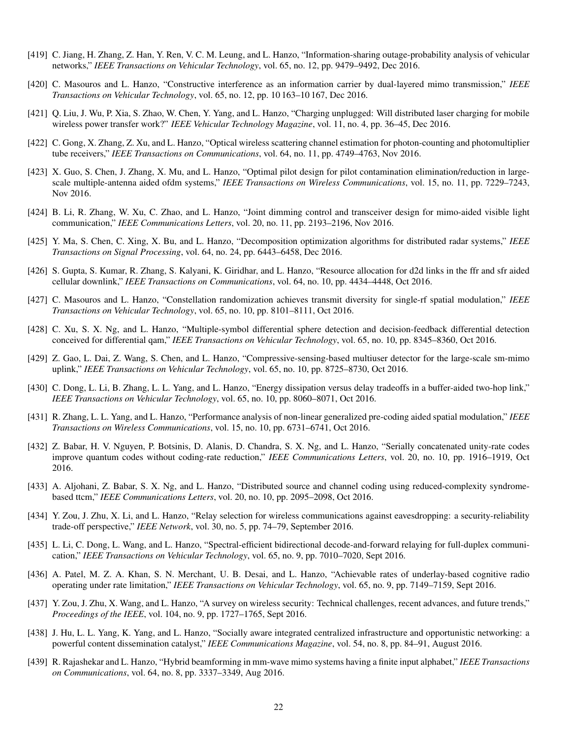[419] C. Jiang, H. Zhang, Z. Han, Y. Ren, V. C. M. Leung, and L. Hanzo, "Information-sharing outage-probability analysis of vehicular networks," *IEEE Transactions on Vehicular Technology*, vol. 65, no. 12, pp. 9479–9492, Dec 2016.

[420] C. Masouros and L. Hanzo, "Constructive interference as an information carrier by dual-layered mimo transmission," *IEEE Transactions on Vehicular Technology*, vol. 65, no. 12, pp. 10 163–10 167, Dec 2016.

[421] Q. Liu, J. Wu, P. Xia, S. Zhao, W. Chen, Y. Yang, and L. Hanzo, "Charging unplugged: Will distributed laser charging for mobile wireless power transfer work?" *IEEE Vehicular Technology Magazine*, vol. 11, no. 4, pp. 36–45, Dec 2016.

[422] C. Gong, X. Zhang, Z. Xu, and L. Hanzo, "Optical wireless scattering channel estimation for photon-counting and photomultiplier tube receivers," *IEEE Transactions on Communications*, vol. 64, no. 11, pp. 4749–4763, Nov 2016.

[423] X. Guo, S. Chen, J. Zhang, X. Mu, and L. Hanzo, "Optimal pilot design for pilot contamination elimination/reduction in large-scale multiple-antenna aided ofdm systems," *IEEE Transactions on Wireless Communications*, vol. 15, no. 11, pp. 7229–7243, Nov 2016.

[424] B. Li, R. Zhang, W. Xu, C. Zhao, and L. Hanzo, "Joint dimming control and transceiver design for mimo-aided visible light communication," *IEEE Communications Letters*, vol. 20, no. 11, pp. 2193–2196, Nov 2016.

[425] Y. Ma, S. Chen, C. Xing, X. Bu, and L. Hanzo, "Decomposition optimization algorithms for distributed radar systems," *IEEE Transactions on Signal Processing*, vol. 64, no. 24, pp. 6443–6458, Dec 2016.

[426] S. Gupta, S. Kumar, R. Zhang, S. Kalyani, K. Giridhar, and L. Hanzo, "Resource allocation for d2d links in the ffr and sfr aided cellular downlink," *IEEE Transactions on Communications*, vol. 64, no. 10, pp. 4434–4448, Oct 2016.

[427] C. Masouros and L. Hanzo, "Constellation randomization achieves transmit diversity for single-rf spatial modulation," *IEEE Transactions on Vehicular Technology*, vol. 65, no. 10, pp. 8101–8111, Oct 2016.

[428] C. Xu, S. X. Ng, and L. Hanzo, "Multiple-symbol differential sphere detection and decision-feedback differential detection conceived for differential qam," *IEEE Transactions on Vehicular Technology*, vol. 65, no. 10, pp. 8345–8360, Oct 2016.

[429] Z. Gao, L. Dai, Z. Wang, S. Chen, and L. Hanzo, "Compressive-sensing-based multiuser detector for the large-scale sm-mimo uplink," *IEEE Transactions on Vehicular Technology*, vol. 65, no. 10, pp. 8725–8730, Oct 2016.

[430] C. Dong, L. Li, B. Zhang, L. L. Yang, and L. Hanzo, "Energy dissipation versus delay tradeoffs in a buffer-aided two-hop link," *IEEE Transactions on Vehicular Technology*, vol. 65, no. 10, pp. 8060–8071, Oct 2016.

[431] R. Zhang, L. L. Yang, and L. Hanzo, "Performance analysis of non-linear generalized pre-coding aided spatial modulation," *IEEE Transactions on Wireless Communications*, vol. 15, no. 10, pp. 6731–6741, Oct 2016.

[432] Z. Babar, H. V. Nguyen, P. Botsinis, D. Alanis, D. Chandra, S. X. Ng, and L. Hanzo, "Serially concatenated unity-rate codes improve quantum codes without coding-rate reduction," *IEEE Communications Letters*, vol. 20, no. 10, pp. 1916–1919, Oct 2016.

[433] A. Aljohani, Z. Babar, S. X. Ng, and L. Hanzo, "Distributed source and channel coding using reduced-complexity syndrome-based ttcm," *IEEE Communications Letters*, vol. 20, no. 10, pp. 2095–2098, Oct 2016.

[434] Y. Zou, J. Zhu, X. Li, and L. Hanzo, "Relay selection for wireless communications against eavesdropping: a security-reliability trade-off perspective," *IEEE Network*, vol. 30, no. 5, pp. 74–79, September 2016.

[435] L. Li, C. Dong, L. Wang, and L. Hanzo, "Spectral-efficient bidirectional decode-and-forward relaying for full-duplex communication," *IEEE Transactions on Vehicular Technology*, vol. 65, no. 9, pp. 7010–7020, Sept 2016.

[436] A. Patel, M. Z. A. Khan, S. N. Merchant, U. B. Desai, and L. Hanzo, "Achievable rates of underlay-based cognitive radio operating under rate limitation," *IEEE Transactions on Vehicular Technology*, vol. 65, no. 9, pp. 7149–7159, Sept 2016.

[437] Y. Zou, J. Zhu, X. Wang, and L. Hanzo, "A survey on wireless security: Technical challenges, recent advances, and future trends," *Proceedings of the IEEE*, vol. 104, no. 9, pp. 1727–1765, Sept 2016.

[438] J. Hu, L. L. Yang, K. Yang, and L. Hanzo, "Socially aware integrated centralized infrastructure and opportunistic networking: a powerful content dissemination catalyst," *IEEE Communications Magazine*, vol. 54, no. 8, pp. 84–91, August 2016.

[439] R. Rajashekar and L. Hanzo, "Hybrid beamforming in mm-wave mimo systems having a finite input alphabet," *IEEE Transactions on Communications*, vol. 64, no. 8, pp. 3337–3349, Aug 2016.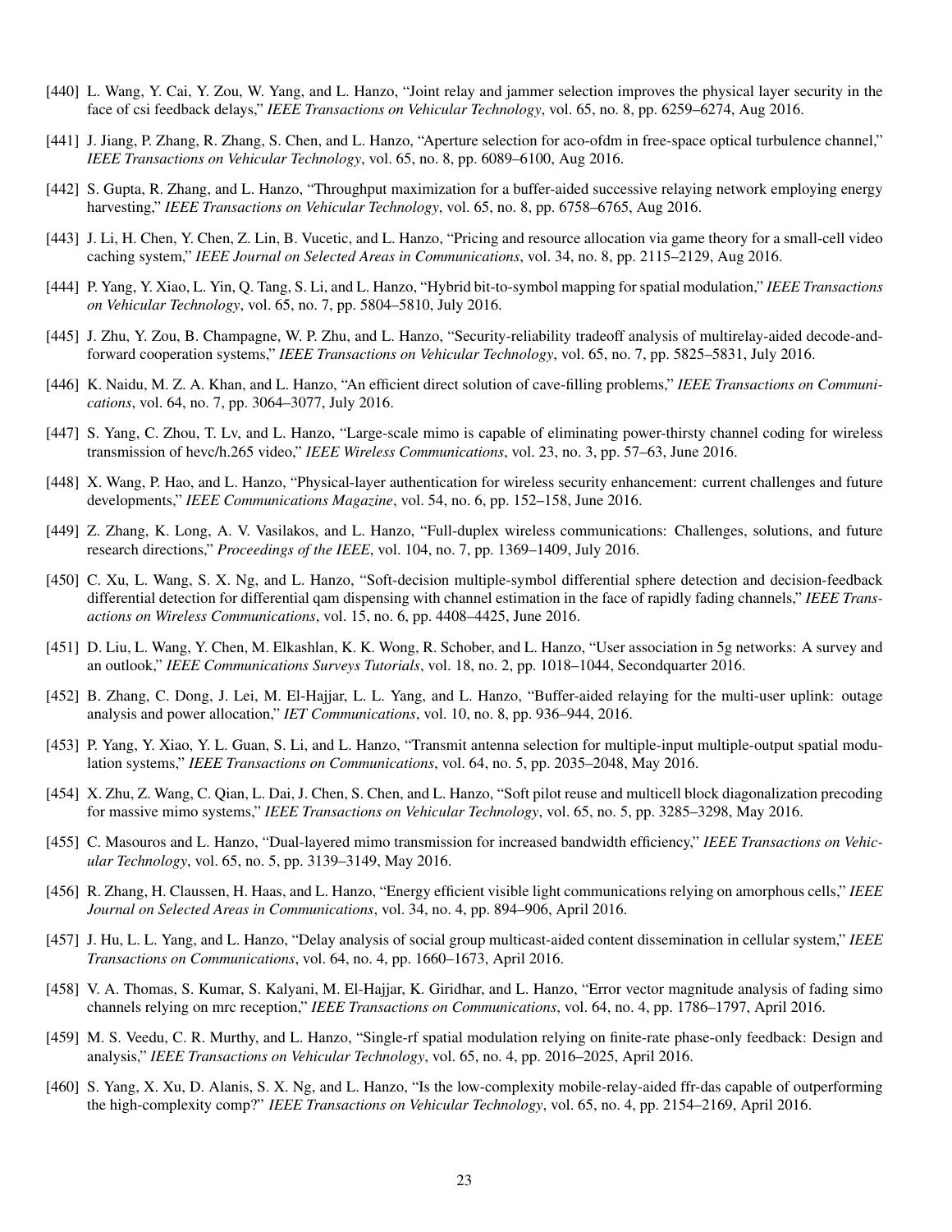[440] L. Wang, Y. Cai, Y. Zou, W. Yang, and L. Hanzo, "Joint relay and jammer selection improves the physical layer security in the face of csi feedback delays," *IEEE Transactions on Vehicular Technology*, vol. 65, no. 8, pp. 6259–6274, Aug 2016.

[441] J. Jiang, P. Zhang, R. Zhang, S. Chen, and L. Hanzo, "Aperture selection for aco-ofdm in free-space optical turbulence channel," *IEEE Transactions on Vehicular Technology*, vol. 65, no. 8, pp. 6089–6100, Aug 2016.

[442] S. Gupta, R. Zhang, and L. Hanzo, "Throughput maximization for a buffer-aided successive relaying network employing energy harvesting," *IEEE Transactions on Vehicular Technology*, vol. 65, no. 8, pp. 6758–6765, Aug 2016.

[443] J. Li, H. Chen, Y. Chen, Z. Lin, B. Vucetic, and L. Hanzo, "Pricing and resource allocation via game theory for a small-cell video caching system," *IEEE Journal on Selected Areas in Communications*, vol. 34, no. 8, pp. 2115–2129, Aug 2016.

[444] P. Yang, Y. Xiao, L. Yin, Q. Tang, S. Li, and L. Hanzo, "Hybrid bit-to-symbol mapping for spatial modulation," *IEEE Transactions on Vehicular Technology*, vol. 65, no. 7, pp. 5804–5810, July 2016.

[445] J. Zhu, Y. Zou, B. Champagne, W. P. Zhu, and L. Hanzo, "Security-reliability tradeoff analysis of multirelay-aided decode-and-forward cooperation systems," *IEEE Transactions on Vehicular Technology*, vol. 65, no. 7, pp. 5825–5831, July 2016.

[446] K. Naidu, M. Z. A. Khan, and L. Hanzo, "An efficient direct solution of cave-filling problems," *IEEE Transactions on Communications*, vol. 64, no. 7, pp. 3064–3077, July 2016.

[447] S. Yang, C. Zhou, T. Lv, and L. Hanzo, "Large-scale mimo is capable of eliminating power-thirsty channel coding for wireless transmission of hevc/h.265 video," *IEEE Wireless Communications*, vol. 23, no. 3, pp. 57–63, June 2016.

[448] X. Wang, P. Hao, and L. Hanzo, "Physical-layer authentication for wireless security enhancement: current challenges and future developments," *IEEE Communications Magazine*, vol. 54, no. 6, pp. 152–158, June 2016.

[449] Z. Zhang, K. Long, A. V. Vasilakos, and L. Hanzo, "Full-duplex wireless communications: Challenges, solutions, and future research directions," *Proceedings of the IEEE*, vol. 104, no. 7, pp. 1369–1409, July 2016.

[450] C. Xu, L. Wang, S. X. Ng, and L. Hanzo, "Soft-decision multiple-symbol differential sphere detection and decision-feedback differential detection for differential qam dispensing with channel estimation in the face of rapidly fading channels," *IEEE Transactions on Wireless Communications*, vol. 15, no. 6, pp. 4408–4425, June 2016.

[451] D. Liu, L. Wang, Y. Chen, M. Elkashlan, K. K. Wong, R. Schober, and L. Hanzo, "User association in 5g networks: A survey and an outlook," *IEEE Communications Surveys Tutorials*, vol. 18, no. 2, pp. 1018–1044, Secondquarter 2016.

[452] B. Zhang, C. Dong, J. Lei, M. El-Hajjar, L. L. Yang, and L. Hanzo, "Buffer-aided relaying for the multi-user uplink: outage analysis and power allocation," *IET Communications*, vol. 10, no. 8, pp. 936–944, 2016.

[453] P. Yang, Y. Xiao, Y. L. Guan, S. Li, and L. Hanzo, "Transmit antenna selection for multiple-input multiple-output spatial modulation systems," *IEEE Transactions on Communications*, vol. 64, no. 5, pp. 2035–2048, May 2016.

[454] X. Zhu, Z. Wang, C. Qian, L. Dai, J. Chen, S. Chen, and L. Hanzo, "Soft pilot reuse and multicell block diagonalization precoding for massive mimo systems," *IEEE Transactions on Vehicular Technology*, vol. 65, no. 5, pp. 3285–3298, May 2016.

[455] C. Masouros and L. Hanzo, "Dual-layered mimo transmission for increased bandwidth efficiency," *IEEE Transactions on Vehicular Technology*, vol. 65, no. 5, pp. 3139–3149, May 2016.

[456] R. Zhang, H. Claussen, H. Haas, and L. Hanzo, "Energy efficient visible light communications relying on amorphous cells," *IEEE Journal on Selected Areas in Communications*, vol. 34, no. 4, pp. 894–906, April 2016.

[457] J. Hu, L. L. Yang, and L. Hanzo, "Delay analysis of social group multicast-aided content dissemination in cellular system," *IEEE Transactions on Communications*, vol. 64, no. 4, pp. 1660–1673, April 2016.

[458] V. A. Thomas, S. Kumar, S. Kalyani, M. El-Hajjar, K. Giridhar, and L. Hanzo, "Error vector magnitude analysis of fading simo channels relying on mrc reception," *IEEE Transactions on Communications*, vol. 64, no. 4, pp. 1786–1797, April 2016.

[459] M. S. Veedu, C. R. Murthy, and L. Hanzo, "Single-rf spatial modulation relying on finite-rate phase-only feedback: Design and analysis," *IEEE Transactions on Vehicular Technology*, vol. 65, no. 4, pp. 2016–2025, April 2016.

[460] S. Yang, X. Xu, D. Alanis, S. X. Ng, and L. Hanzo, "Is the low-complexity mobile-relay-aided ffr-das capable of outperforming the high-complexity comp?" *IEEE Transactions on Vehicular Technology*, vol. 65, no. 4, pp. 2154–2169, April 2016.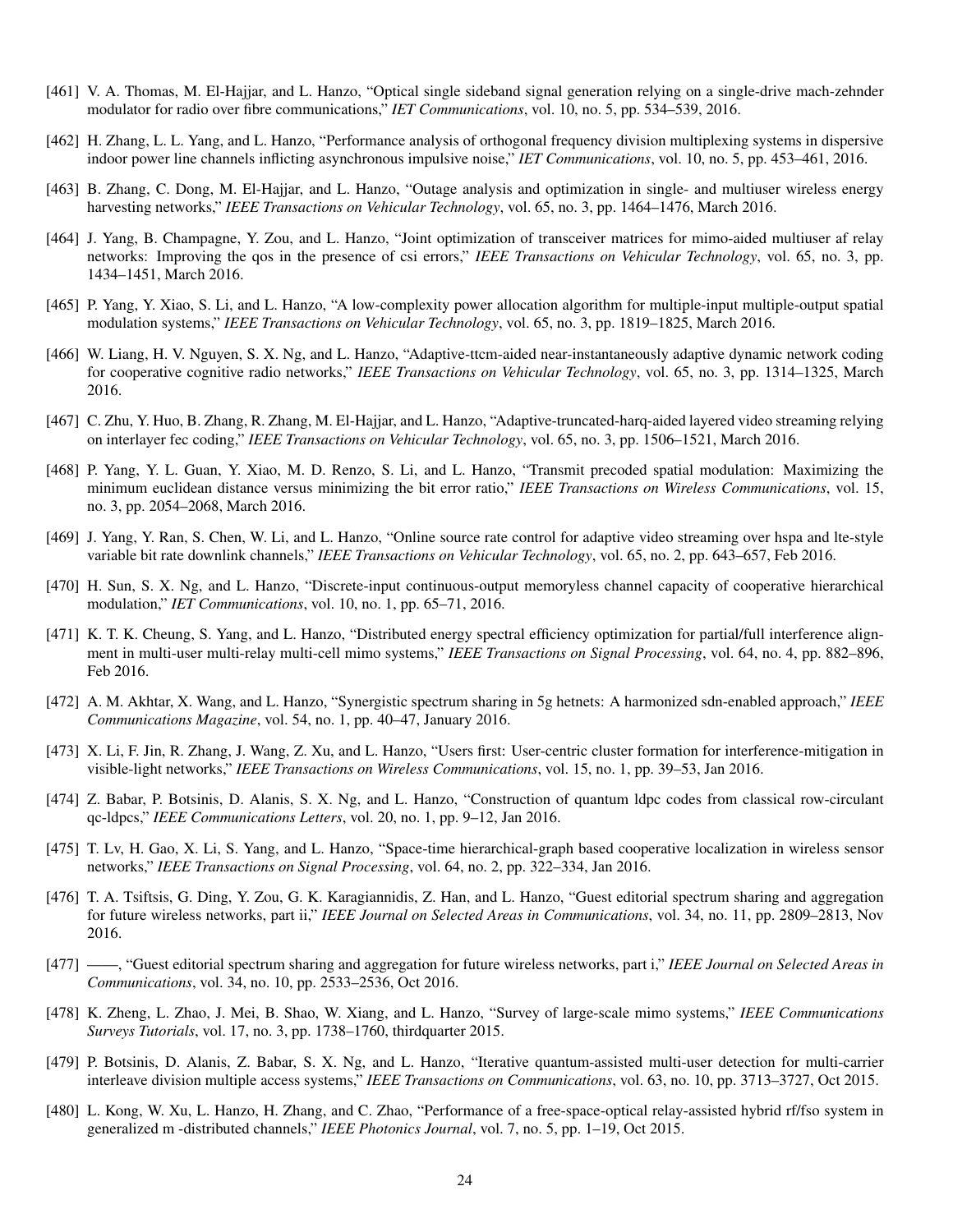[461] V. A. Thomas, M. El-Hajjar, and L. Hanzo, "Optical single sideband signal generation relying on a single-drive mach-zehnder modulator for radio over fibre communications," *IET Communications*, vol. 10, no. 5, pp. 534–539, 2016.

[462] H. Zhang, L. L. Yang, and L. Hanzo, "Performance analysis of orthogonal frequency division multiplexing systems in dispersive indoor power line channels inflicting asynchronous impulsive noise," *IET Communications*, vol. 10, no. 5, pp. 453–461, 2016.

[463] B. Zhang, C. Dong, M. El-Hajjar, and L. Hanzo, "Outage analysis and optimization in single- and multiuser wireless energy harvesting networks," *IEEE Transactions on Vehicular Technology*, vol. 65, no. 3, pp. 1464–1476, March 2016.

[464] J. Yang, B. Champagne, Y. Zou, and L. Hanzo, "Joint optimization of transceiver matrices for mimo-aided multiuser af relay networks: Improving the qos in the presence of csi errors," *IEEE Transactions on Vehicular Technology*, vol. 65, no. 3, pp. 1434–1451, March 2016.

[465] P. Yang, Y. Xiao, S. Li, and L. Hanzo, "A low-complexity power allocation algorithm for multiple-input multiple-output spatial modulation systems," *IEEE Transactions on Vehicular Technology*, vol. 65, no. 3, pp. 1819–1825, March 2016.

[466] W. Liang, H. V. Nguyen, S. X. Ng, and L. Hanzo, "Adaptive-ttcm-aided near-instantaneously adaptive dynamic network coding for cooperative cognitive radio networks," *IEEE Transactions on Vehicular Technology*, vol. 65, no. 3, pp. 1314–1325, March 2016.

[467] C. Zhu, Y. Huo, B. Zhang, R. Zhang, M. El-Hajjar, and L. Hanzo, "Adaptive-truncated-harq-aided layered video streaming relying on interlayer fec coding," *IEEE Transactions on Vehicular Technology*, vol. 65, no. 3, pp. 1506–1521, March 2016.

[468] P. Yang, Y. L. Guan, Y. Xiao, M. D. Renzo, S. Li, and L. Hanzo, "Transmit precoded spatial modulation: Maximizing the minimum euclidean distance versus minimizing the bit error ratio," *IEEE Transactions on Wireless Communications*, vol. 15, no. 3, pp. 2054–2068, March 2016.

[469] J. Yang, Y. Ran, S. Chen, W. Li, and L. Hanzo, "Online source rate control for adaptive video streaming over hspa and lte-style variable bit rate downlink channels," *IEEE Transactions on Vehicular Technology*, vol. 65, no. 2, pp. 643–657, Feb 2016.

[470] H. Sun, S. X. Ng, and L. Hanzo, "Discrete-input continuous-output memoryless channel capacity of cooperative hierarchical modulation," *IET Communications*, vol. 10, no. 1, pp. 65–71, 2016.

[471] K. T. K. Cheung, S. Yang, and L. Hanzo, "Distributed energy spectral efficiency optimization for partial/full interference alignment in multi-user multi-relay multi-cell mimo systems," *IEEE Transactions on Signal Processing*, vol. 64, no. 4, pp. 882–896, Feb 2016.

[472] A. M. Akhtar, X. Wang, and L. Hanzo, "Synergistic spectrum sharing in 5g hetnets: A harmonized sdn-enabled approach," *IEEE Communications Magazine*, vol. 54, no. 1, pp. 40–47, January 2016.

[473] X. Li, F. Jin, R. Zhang, J. Wang, Z. Xu, and L. Hanzo, "Users first: User-centric cluster formation for interference-mitigation in visible-light networks," *IEEE Transactions on Wireless Communications*, vol. 15, no. 1, pp. 39–53, Jan 2016.

[474] Z. Babar, P. Botsinis, D. Alanis, S. X. Ng, and L. Hanzo, "Construction of quantum ldpc codes from classical row-circulant qc-ldpcs," *IEEE Communications Letters*, vol. 20, no. 1, pp. 9–12, Jan 2016.

[475] T. Lv, H. Gao, X. Li, S. Yang, and L. Hanzo, "Space-time hierarchical-graph based cooperative localization in wireless sensor networks," *IEEE Transactions on Signal Processing*, vol. 64, no. 2, pp. 322–334, Jan 2016.

[476] T. A. Tsiftsis, G. Ding, Y. Zou, G. K. Karagiannidis, Z. Han, and L. Hanzo, "Guest editorial spectrum sharing and aggregation for future wireless networks, part ii," *IEEE Journal on Selected Areas in Communications*, vol. 34, no. 11, pp. 2809–2813, Nov 2016.

[477] ——, "Guest editorial spectrum sharing and aggregation for future wireless networks, part i," *IEEE Journal on Selected Areas in Communications*, vol. 34, no. 10, pp. 2533–2536, Oct 2016.

[478] K. Zheng, L. Zhao, J. Mei, B. Shao, W. Xiang, and L. Hanzo, "Survey of large-scale mimo systems," *IEEE Communications Surveys Tutorials*, vol. 17, no. 3, pp. 1738–1760, thirdquarter 2015.

[479] P. Botsinis, D. Alanis, Z. Babar, S. X. Ng, and L. Hanzo, "Iterative quantum-assisted multi-user detection for multi-carrier interleave division multiple access systems," *IEEE Transactions on Communications*, vol. 63, no. 10, pp. 3713–3727, Oct 2015.

[480] L. Kong, W. Xu, L. Hanzo, H. Zhang, and C. Zhao, "Performance of a free-space-optical relay-assisted hybrid rf/fso system in generalized m -distributed channels," *IEEE Photonics Journal*, vol. 7, no. 5, pp. 1–19, Oct 2015.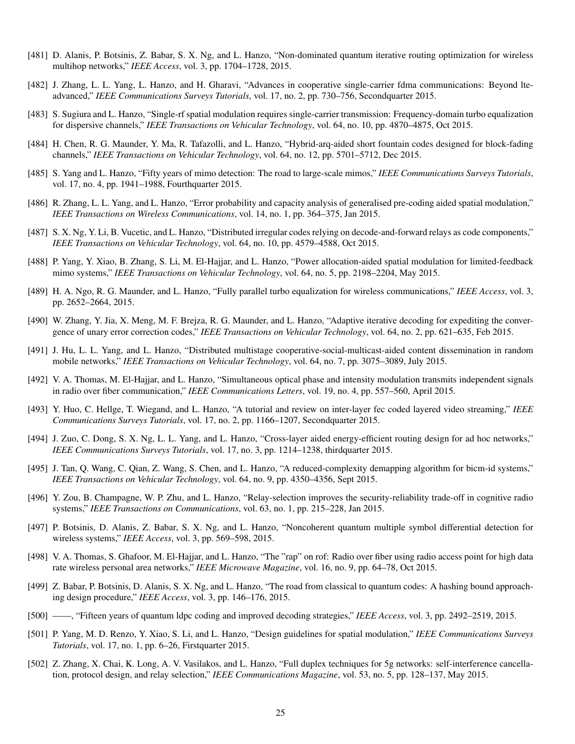[481] D. Alanis, P. Botsinis, Z. Babar, S. X. Ng, and L. Hanzo, "Non-dominated quantum iterative routing optimization for wireless multihop networks," *IEEE Access*, vol. 3, pp. 1704–1728, 2015.

[482] J. Zhang, L. L. Yang, L. Hanzo, and H. Gharavi, "Advances in cooperative single-carrier fdma communications: Beyond lte-advanced," *IEEE Communications Surveys Tutorials*, vol. 17, no. 2, pp. 730–756, Secondquarter 2015.

[483] S. Sugiura and L. Hanzo, "Single-rf spatial modulation requires single-carrier transmission: Frequency-domain turbo equalization for dispersive channels," *IEEE Transactions on Vehicular Technology*, vol. 64, no. 10, pp. 4870–4875, Oct 2015.

[484] H. Chen, R. G. Maunder, Y. Ma, R. Tafazolli, and L. Hanzo, "Hybrid-arq-aided short fountain codes designed for block-fading channels," *IEEE Transactions on Vehicular Technology*, vol. 64, no. 12, pp. 5701–5712, Dec 2015.

[485] S. Yang and L. Hanzo, "Fifty years of mimo detection: The road to large-scale mimos," *IEEE Communications Surveys Tutorials*, vol. 17, no. 4, pp. 1941–1988, Fourthquarter 2015.

[486] R. Zhang, L. L. Yang, and L. Hanzo, "Error probability and capacity analysis of generalised pre-coding aided spatial modulation," *IEEE Transactions on Wireless Communications*, vol. 14, no. 1, pp. 364–375, Jan 2015.

[487] S. X. Ng, Y. Li, B. Vucetic, and L. Hanzo, "Distributed irregular codes relying on decode-and-forward relays as code components," *IEEE Transactions on Vehicular Technology*, vol. 64, no. 10, pp. 4579–4588, Oct 2015.

[488] P. Yang, Y. Xiao, B. Zhang, S. Li, M. El-Hajjar, and L. Hanzo, "Power allocation-aided spatial modulation for limited-feedback mimo systems," *IEEE Transactions on Vehicular Technology*, vol. 64, no. 5, pp. 2198–2204, May 2015.

[489] H. A. Ngo, R. G. Maunder, and L. Hanzo, "Fully parallel turbo equalization for wireless communications," *IEEE Access*, vol. 3, pp. 2652–2664, 2015.

[490] W. Zhang, Y. Jia, X. Meng, M. F. Brejza, R. G. Maunder, and L. Hanzo, "Adaptive iterative decoding for expediting the convergence of unary error correction codes," *IEEE Transactions on Vehicular Technology*, vol. 64, no. 2, pp. 621–635, Feb 2015.

[491] J. Hu, L. L. Yang, and L. Hanzo, "Distributed multistage cooperative-social-multicast-aided content dissemination in random mobile networks," *IEEE Transactions on Vehicular Technology*, vol. 64, no. 7, pp. 3075–3089, July 2015.

[492] V. A. Thomas, M. El-Hajjar, and L. Hanzo, "Simultaneous optical phase and intensity modulation transmits independent signals in radio over fiber communication," *IEEE Communications Letters*, vol. 19, no. 4, pp. 557–560, April 2015.

[493] Y. Huo, C. Hellge, T. Wiegand, and L. Hanzo, "A tutorial and review on inter-layer fec coded layered video streaming," *IEEE Communications Surveys Tutorials*, vol. 17, no. 2, pp. 1166–1207, Secondquarter 2015.

[494] J. Zuo, C. Dong, S. X. Ng, L. L. Yang, and L. Hanzo, "Cross-layer aided energy-efficient routing design for ad hoc networks," *IEEE Communications Surveys Tutorials*, vol. 17, no. 3, pp. 1214–1238, thirdquarter 2015.

[495] J. Tan, Q. Wang, C. Qian, Z. Wang, S. Chen, and L. Hanzo, "A reduced-complexity demapping algorithm for bicm-id systems," *IEEE Transactions on Vehicular Technology*, vol. 64, no. 9, pp. 4350–4356, Sept 2015.

[496] Y. Zou, B. Champagne, W. P. Zhu, and L. Hanzo, "Relay-selection improves the security-reliability trade-off in cognitive radio systems," *IEEE Transactions on Communications*, vol. 63, no. 1, pp. 215–228, Jan 2015.

[497] P. Botsinis, D. Alanis, Z. Babar, S. X. Ng, and L. Hanzo, "Noncoherent quantum multiple symbol differential detection for wireless systems," *IEEE Access*, vol. 3, pp. 569–598, 2015.

[498] V. A. Thomas, S. Ghafoor, M. El-Hajjar, and L. Hanzo, "The "rap" on rof: Radio over fiber using radio access point for high data rate wireless personal area networks," *IEEE Microwave Magazine*, vol. 16, no. 9, pp. 64–78, Oct 2015.

[499] Z. Babar, P. Botsinis, D. Alanis, S. X. Ng, and L. Hanzo, "The road from classical to quantum codes: A hashing bound approaching design procedure," *IEEE Access*, vol. 3, pp. 146–176, 2015.

[500] ——, "Fifteen years of quantum ldpc coding and improved decoding strategies," *IEEE Access*, vol. 3, pp. 2492–2519, 2015.

[501] P. Yang, M. D. Renzo, Y. Xiao, S. Li, and L. Hanzo, "Design guidelines for spatial modulation," *IEEE Communications Surveys Tutorials*, vol. 17, no. 1, pp. 6–26, Firstquarter 2015.

[502] Z. Zhang, X. Chai, K. Long, A. V. Vasilakos, and L. Hanzo, "Full duplex techniques for 5g networks: self-interference cancellation, protocol design, and relay selection," *IEEE Communications Magazine*, vol. 53, no. 5, pp. 128–137, May 2015.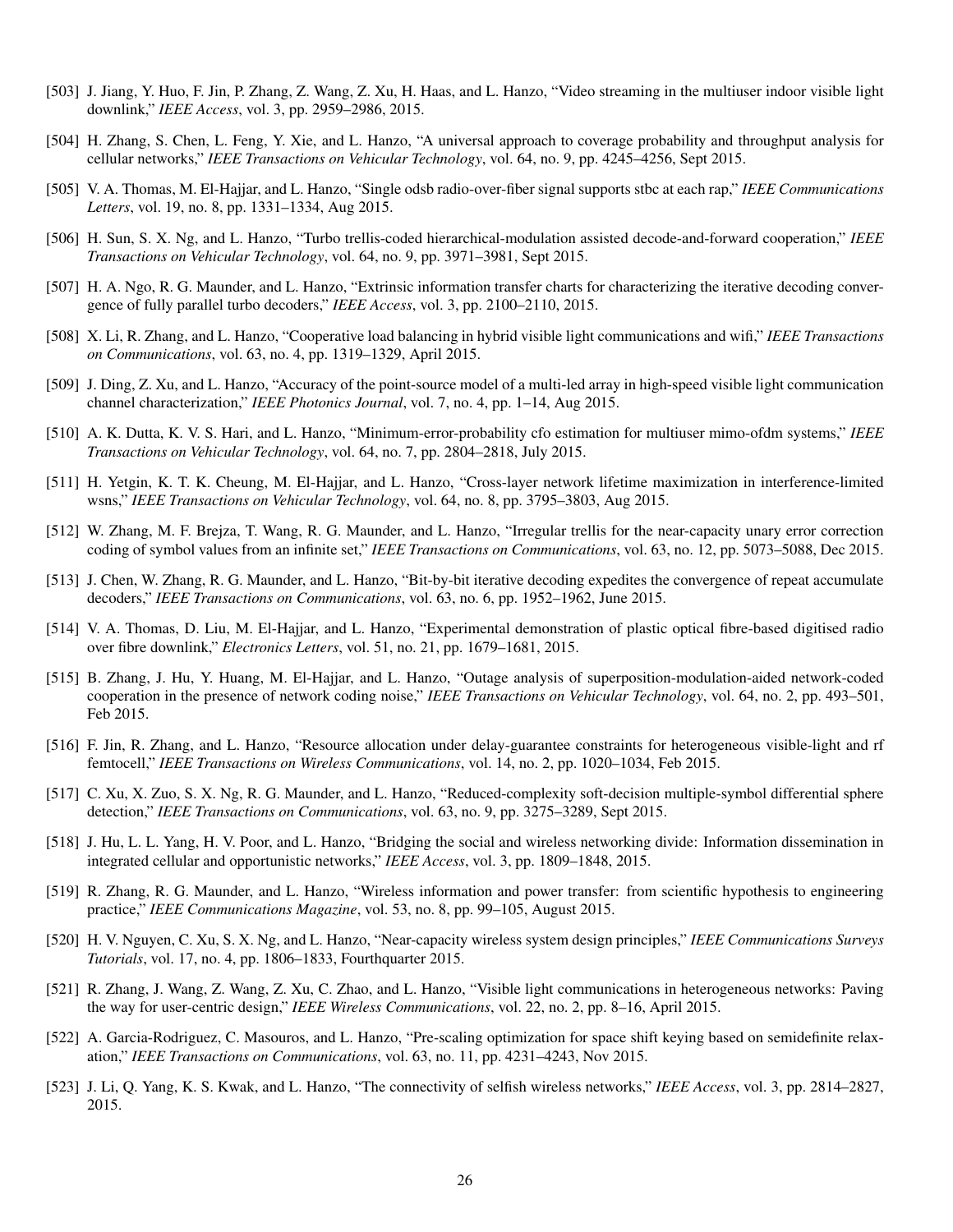[503] J. Jiang, Y. Huo, F. Jin, P. Zhang, Z. Wang, Z. Xu, H. Haas, and L. Hanzo, "Video streaming in the multiuser indoor visible light downlink," *IEEE Access*, vol. 3, pp. 2959–2986, 2015.

[504] H. Zhang, S. Chen, L. Feng, Y. Xie, and L. Hanzo, "A universal approach to coverage probability and throughput analysis for cellular networks," *IEEE Transactions on Vehicular Technology*, vol. 64, no. 9, pp. 4245–4256, Sept 2015.

[505] V. A. Thomas, M. El-Hajjar, and L. Hanzo, "Single odsb radio-over-fiber signal supports stbc at each rap," *IEEE Communications Letters*, vol. 19, no. 8, pp. 1331–1334, Aug 2015.

[506] H. Sun, S. X. Ng, and L. Hanzo, "Turbo trellis-coded hierarchical-modulation assisted decode-and-forward cooperation," *IEEE Transactions on Vehicular Technology*, vol. 64, no. 9, pp. 3971–3981, Sept 2015.

[507] H. A. Ngo, R. G. Maunder, and L. Hanzo, "Extrinsic information transfer charts for characterizing the iterative decoding convergence of fully parallel turbo decoders," *IEEE Access*, vol. 3, pp. 2100–2110, 2015.

[508] X. Li, R. Zhang, and L. Hanzo, "Cooperative load balancing in hybrid visible light communications and wifi," *IEEE Transactions on Communications*, vol. 63, no. 4, pp. 1319–1329, April 2015.

[509] J. Ding, Z. Xu, and L. Hanzo, "Accuracy of the point-source model of a multi-led array in high-speed visible light communication channel characterization," *IEEE Photonics Journal*, vol. 7, no. 4, pp. 1–14, Aug 2015.

[510] A. K. Dutta, K. V. S. Hari, and L. Hanzo, "Minimum-error-probability cfo estimation for multiuser mimo-ofdm systems," *IEEE Transactions on Vehicular Technology*, vol. 64, no. 7, pp. 2804–2818, July 2015.

[511] H. Yetgin, K. T. K. Cheung, M. El-Hajjar, and L. Hanzo, "Cross-layer network lifetime maximization in interference-limited wsns," *IEEE Transactions on Vehicular Technology*, vol. 64, no. 8, pp. 3795–3803, Aug 2015.

[512] W. Zhang, M. F. Brejza, T. Wang, R. G. Maunder, and L. Hanzo, "Irregular trellis for the near-capacity unary error correction coding of symbol values from an infinite set," *IEEE Transactions on Communications*, vol. 63, no. 12, pp. 5073–5088, Dec 2015.

[513] J. Chen, W. Zhang, R. G. Maunder, and L. Hanzo, "Bit-by-bit iterative decoding expedites the convergence of repeat accumulate decoders," *IEEE Transactions on Communications*, vol. 63, no. 6, pp. 1952–1962, June 2015.

[514] V. A. Thomas, D. Liu, M. El-Hajjar, and L. Hanzo, "Experimental demonstration of plastic optical fibre-based digitised radio over fibre downlink," *Electronics Letters*, vol. 51, no. 21, pp. 1679–1681, 2015.

[515] B. Zhang, J. Hu, Y. Huang, M. El-Hajjar, and L. Hanzo, "Outage analysis of superposition-modulation-aided network-coded cooperation in the presence of network coding noise," *IEEE Transactions on Vehicular Technology*, vol. 64, no. 2, pp. 493–501, Feb 2015.

[516] F. Jin, R. Zhang, and L. Hanzo, "Resource allocation under delay-guarantee constraints for heterogeneous visible-light and rf femtocell," *IEEE Transactions on Wireless Communications*, vol. 14, no. 2, pp. 1020–1034, Feb 2015.

[517] C. Xu, X. Zuo, S. X. Ng, R. G. Maunder, and L. Hanzo, "Reduced-complexity soft-decision multiple-symbol differential sphere detection," *IEEE Transactions on Communications*, vol. 63, no. 9, pp. 3275–3289, Sept 2015.

[518] J. Hu, L. L. Yang, H. V. Poor, and L. Hanzo, "Bridging the social and wireless networking divide: Information dissemination in integrated cellular and opportunistic networks," *IEEE Access*, vol. 3, pp. 1809–1848, 2015.

[519] R. Zhang, R. G. Maunder, and L. Hanzo, "Wireless information and power transfer: from scientific hypothesis to engineering practice," *IEEE Communications Magazine*, vol. 53, no. 8, pp. 99–105, August 2015.

[520] H. V. Nguyen, C. Xu, S. X. Ng, and L. Hanzo, "Near-capacity wireless system design principles," *IEEE Communications Surveys Tutorials*, vol. 17, no. 4, pp. 1806–1833, Fourthquarter 2015.

[521] R. Zhang, J. Wang, Z. Wang, Z. Xu, C. Zhao, and L. Hanzo, "Visible light communications in heterogeneous networks: Paving the way for user-centric design," *IEEE Wireless Communications*, vol. 22, no. 2, pp. 8–16, April 2015.

[522] A. Garcia-Rodriguez, C. Masouros, and L. Hanzo, "Pre-scaling optimization for space shift keying based on semidefinite relaxation," *IEEE Transactions on Communications*, vol. 63, no. 11, pp. 4231–4243, Nov 2015.

[523] J. Li, Q. Yang, K. S. Kwak, and L. Hanzo, "The connectivity of selfish wireless networks," *IEEE Access*, vol. 3, pp. 2814–2827, 2015.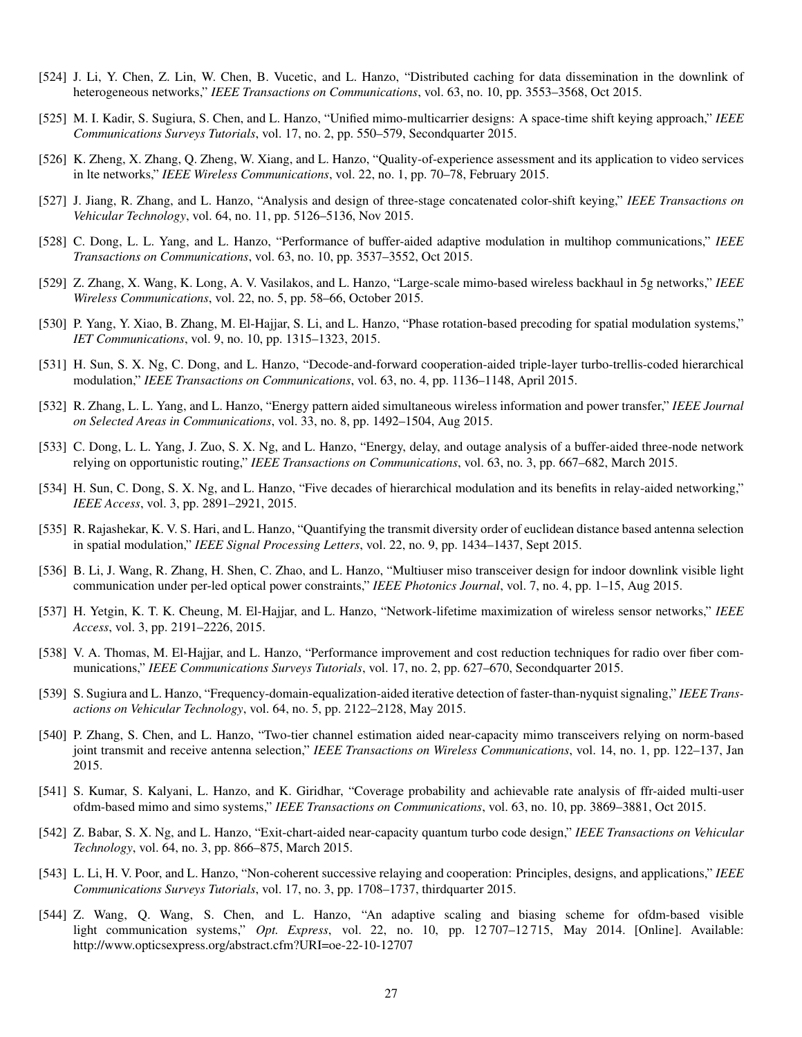[524] J. Li, Y. Chen, Z. Lin, W. Chen, B. Vucetic, and L. Hanzo, "Distributed caching for data dissemination in the downlink of heterogeneous networks," *IEEE Transactions on Communications*, vol. 63, no. 10, pp. 3553–3568, Oct 2015.

[525] M. I. Kadir, S. Sugiura, S. Chen, and L. Hanzo, "Unified mimo-multicarrier designs: A space-time shift keying approach," *IEEE Communications Surveys Tutorials*, vol. 17, no. 2, pp. 550–579, Secondquarter 2015.

[526] K. Zheng, X. Zhang, Q. Zheng, W. Xiang, and L. Hanzo, "Quality-of-experience assessment and its application to video services in lte networks," *IEEE Wireless Communications*, vol. 22, no. 1, pp. 70–78, February 2015.

[527] J. Jiang, R. Zhang, and L. Hanzo, "Analysis and design of three-stage concatenated color-shift keying," *IEEE Transactions on Vehicular Technology*, vol. 64, no. 11, pp. 5126–5136, Nov 2015.

[528] C. Dong, L. L. Yang, and L. Hanzo, "Performance of buffer-aided adaptive modulation in multihop communications," *IEEE Transactions on Communications*, vol. 63, no. 10, pp. 3537–3552, Oct 2015.

[529] Z. Zhang, X. Wang, K. Long, A. V. Vasilakos, and L. Hanzo, "Large-scale mimo-based wireless backhaul in 5g networks," *IEEE Wireless Communications*, vol. 22, no. 5, pp. 58–66, October 2015.

[530] P. Yang, Y. Xiao, B. Zhang, M. El-Hajjar, S. Li, and L. Hanzo, "Phase rotation-based precoding for spatial modulation systems," *IET Communications*, vol. 9, no. 10, pp. 1315–1323, 2015.

[531] H. Sun, S. X. Ng, C. Dong, and L. Hanzo, "Decode-and-forward cooperation-aided triple-layer turbo-trellis-coded hierarchical modulation," *IEEE Transactions on Communications*, vol. 63, no. 4, pp. 1136–1148, April 2015.

[532] R. Zhang, L. L. Yang, and L. Hanzo, "Energy pattern aided simultaneous wireless information and power transfer," *IEEE Journal on Selected Areas in Communications*, vol. 33, no. 8, pp. 1492–1504, Aug 2015.

[533] C. Dong, L. L. Yang, J. Zuo, S. X. Ng, and L. Hanzo, "Energy, delay, and outage analysis of a buffer-aided three-node network relying on opportunistic routing," *IEEE Transactions on Communications*, vol. 63, no. 3, pp. 667–682, March 2015.

[534] H. Sun, C. Dong, S. X. Ng, and L. Hanzo, "Five decades of hierarchical modulation and its benefits in relay-aided networking," *IEEE Access*, vol. 3, pp. 2891–2921, 2015.

[535] R. Rajashekar, K. V. S. Hari, and L. Hanzo, "Quantifying the transmit diversity order of euclidean distance based antenna selection in spatial modulation," *IEEE Signal Processing Letters*, vol. 22, no. 9, pp. 1434–1437, Sept 2015.

[536] B. Li, J. Wang, R. Zhang, H. Shen, C. Zhao, and L. Hanzo, "Multiuser miso transceiver design for indoor downlink visible light communication under per-led optical power constraints," *IEEE Photonics Journal*, vol. 7, no. 4, pp. 1–15, Aug 2015.

[537] H. Yetgin, K. T. K. Cheung, M. El-Hajjar, and L. Hanzo, "Network-lifetime maximization of wireless sensor networks," *IEEE Access*, vol. 3, pp. 2191–2226, 2015.

[538] V. A. Thomas, M. El-Hajjar, and L. Hanzo, "Performance improvement and cost reduction techniques for radio over fiber communications," *IEEE Communications Surveys Tutorials*, vol. 17, no. 2, pp. 627–670, Secondquarter 2015.

[539] S. Sugiura and L. Hanzo, "Frequency-domain-equalization-aided iterative detection of faster-than-nyquist signaling," *IEEE Transactions on Vehicular Technology*, vol. 64, no. 5, pp. 2122–2128, May 2015.

[540] P. Zhang, S. Chen, and L. Hanzo, "Two-tier channel estimation aided near-capacity mimo transceivers relying on norm-based joint transmit and receive antenna selection," *IEEE Transactions on Wireless Communications*, vol. 14, no. 1, pp. 122–137, Jan 2015.

[541] S. Kumar, S. Kalyani, L. Hanzo, and K. Giridhar, "Coverage probability and achievable rate analysis of ffr-aided multi-user ofdm-based mimo and simo systems," *IEEE Transactions on Communications*, vol. 63, no. 10, pp. 3869–3881, Oct 2015.

[542] Z. Babar, S. X. Ng, and L. Hanzo, "Exit-chart-aided near-capacity quantum turbo code design," *IEEE Transactions on Vehicular Technology*, vol. 64, no. 3, pp. 866–875, March 2015.

[543] L. Li, H. V. Poor, and L. Hanzo, "Non-coherent successive relaying and cooperation: Principles, designs, and applications," *IEEE Communications Surveys Tutorials*, vol. 17, no. 3, pp. 1708–1737, thirdquarter 2015.

[544] Z. Wang, Q. Wang, S. Chen, and L. Hanzo, "An adaptive scaling and biasing scheme for ofdm-based visible light communication systems," *Opt. Express*, vol. 22, no. 10, pp. 12 707–12 715, May 2014. [Online]. Available: http://www.opticsexpress.org/abstract.cfm?URI=oe-22-10-12707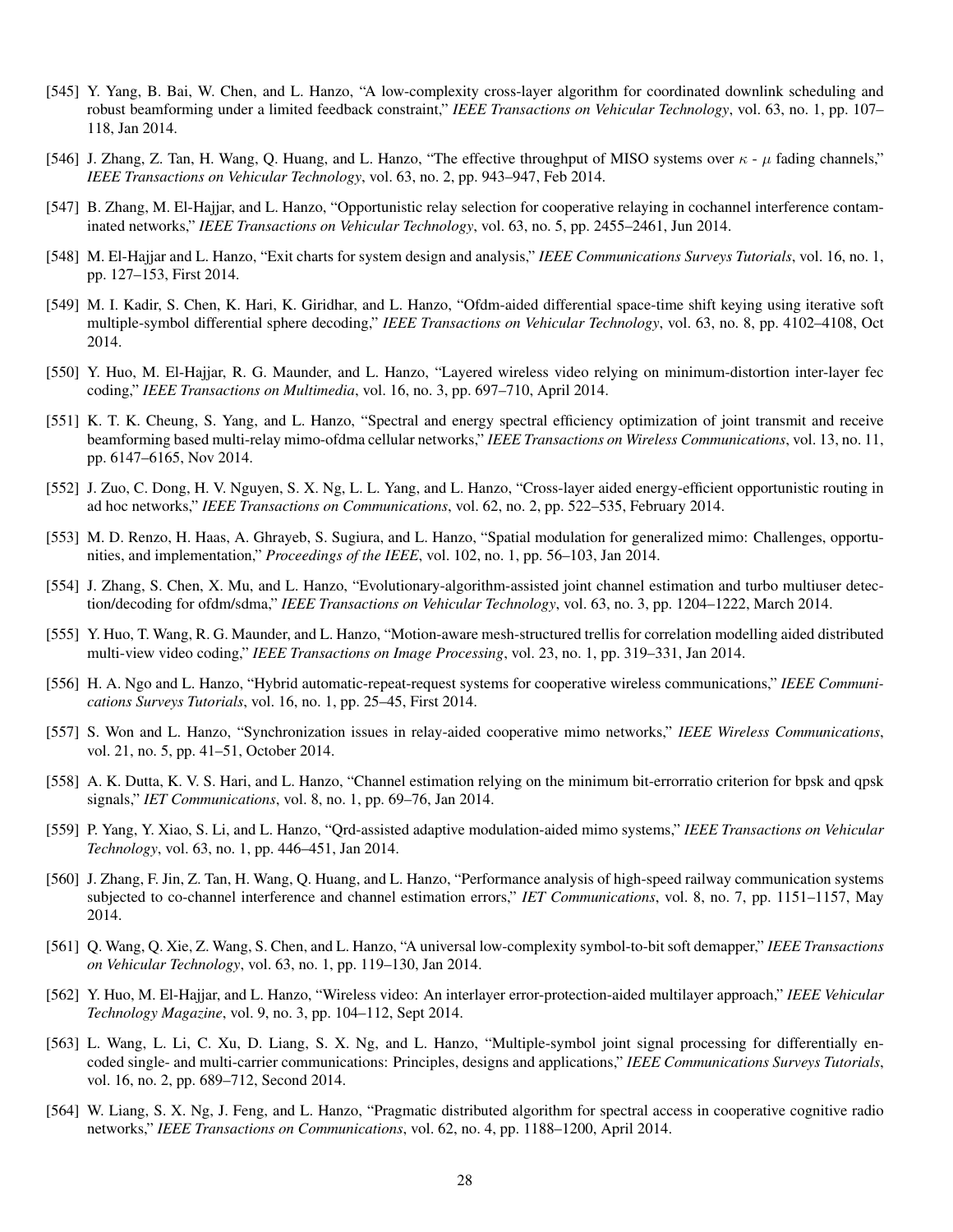[545] Y. Yang, B. Bai, W. Chen, and L. Hanzo, "A low-complexity cross-layer algorithm for coordinated downlink scheduling and robust beamforming under a limited feedback constraint," *IEEE Transactions on Vehicular Technology*, vol. 63, no. 1, pp. 107–118, Jan 2014.

[546] J. Zhang, Z. Tan, H. Wang, Q. Huang, and L. Hanzo, "The effective throughput of MISO systems over $\kappa$ - $\mu$ fading channels," *IEEE Transactions on Vehicular Technology*, vol. 63, no. 2, pp. 943–947, Feb 2014.

[547] B. Zhang, M. El-Hajjar, and L. Hanzo, "Opportunistic relay selection for cooperative relaying in cochannel interference contaminated networks," *IEEE Transactions on Vehicular Technology*, vol. 63, no. 5, pp. 2455–2461, Jun 2014.

[548] M. El-Hajjar and L. Hanzo, "Exit charts for system design and analysis," *IEEE Communications Surveys Tutorials*, vol. 16, no. 1, pp. 127–153, First 2014.

[549] M. I. Kadir, S. Chen, K. Hari, K. Giridhar, and L. Hanzo, "Ofdm-aided differential space-time shift keying using iterative soft multiple-symbol differential sphere decoding," *IEEE Transactions on Vehicular Technology*, vol. 63, no. 8, pp. 4102–4108, Oct 2014.

[550] Y. Huo, M. El-Hajjar, R. G. Maunder, and L. Hanzo, "Layered wireless video relying on minimum-distortion inter-layer fec coding," *IEEE Transactions on Multimedia*, vol. 16, no. 3, pp. 697–710, April 2014.

[551] K. T. K. Cheung, S. Yang, and L. Hanzo, "Spectral and energy spectral efficiency optimization of joint transmit and receive beamforming based multi-relay mimo-ofdma cellular networks," *IEEE Transactions on Wireless Communications*, vol. 13, no. 11, pp. 6147–6165, Nov 2014.

[552] J. Zuo, C. Dong, H. V. Nguyen, S. X. Ng, L. L. Yang, and L. Hanzo, "Cross-layer aided energy-efficient opportunistic routing in ad hoc networks," *IEEE Transactions on Communications*, vol. 62, no. 2, pp. 522–535, February 2014.

[553] M. D. Renzo, H. Haas, A. Ghrayeb, S. Sugiura, and L. Hanzo, "Spatial modulation for generalized mimo: Challenges, opportunities, and implementation," *Proceedings of the IEEE*, vol. 102, no. 1, pp. 56–103, Jan 2014.

[554] J. Zhang, S. Chen, X. Mu, and L. Hanzo, "Evolutionary-algorithm-assisted joint channel estimation and turbo multiuser detection/decoding for ofdm/sdma," *IEEE Transactions on Vehicular Technology*, vol. 63, no. 3, pp. 1204–1222, March 2014.

[555] Y. Huo, T. Wang, R. G. Maunder, and L. Hanzo, "Motion-aware mesh-structured trellis for correlation modelling aided distributed multi-view video coding," *IEEE Transactions on Image Processing*, vol. 23, no. 1, pp. 319–331, Jan 2014.

[556] H. A. Ngo and L. Hanzo, "Hybrid automatic-repeat-request systems for cooperative wireless communications," *IEEE Communications Surveys Tutorials*, vol. 16, no. 1, pp. 25–45, First 2014.

[557] S. Won and L. Hanzo, "Synchronization issues in relay-aided cooperative mimo networks," *IEEE Wireless Communications*, vol. 21, no. 5, pp. 41–51, October 2014.

[558] A. K. Dutta, K. V. S. Hari, and L. Hanzo, "Channel estimation relying on the minimum bit-errorratio criterion for bpsk and qpsk signals," *IET Communications*, vol. 8, no. 1, pp. 69–76, Jan 2014.

[559] P. Yang, Y. Xiao, S. Li, and L. Hanzo, "Qrd-assisted adaptive modulation-aided mimo systems," *IEEE Transactions on Vehicular Technology*, vol. 63, no. 1, pp. 446–451, Jan 2014.

[560] J. Zhang, F. Jin, Z. Tan, H. Wang, Q. Huang, and L. Hanzo, "Performance analysis of high-speed railway communication systems subjected to co-channel interference and channel estimation errors," *IET Communications*, vol. 8, no. 7, pp. 1151–1157, May 2014.

[561] Q. Wang, Q. Xie, Z. Wang, S. Chen, and L. Hanzo, "A universal low-complexity symbol-to-bit soft demapper," *IEEE Transactions on Vehicular Technology*, vol. 63, no. 1, pp. 119–130, Jan 2014.

[562] Y. Huo, M. El-Hajjar, and L. Hanzo, "Wireless video: An interlayer error-protection-aided multilayer approach," *IEEE Vehicular Technology Magazine*, vol. 9, no. 3, pp. 104–112, Sept 2014.

[563] L. Wang, L. Li, C. Xu, D. Liang, S. X. Ng, and L. Hanzo, "Multiple-symbol joint signal processing for differentially encoded single- and multi-carrier communications: Principles, designs and applications," *IEEE Communications Surveys Tutorials*, vol. 16, no. 2, pp. 689–712, Second 2014.

[564] W. Liang, S. X. Ng, J. Feng, and L. Hanzo, "Pragmatic distributed algorithm for spectral access in cooperative cognitive radio networks," *IEEE Transactions on Communications*, vol. 62, no. 4, pp. 1188–1200, April 2014.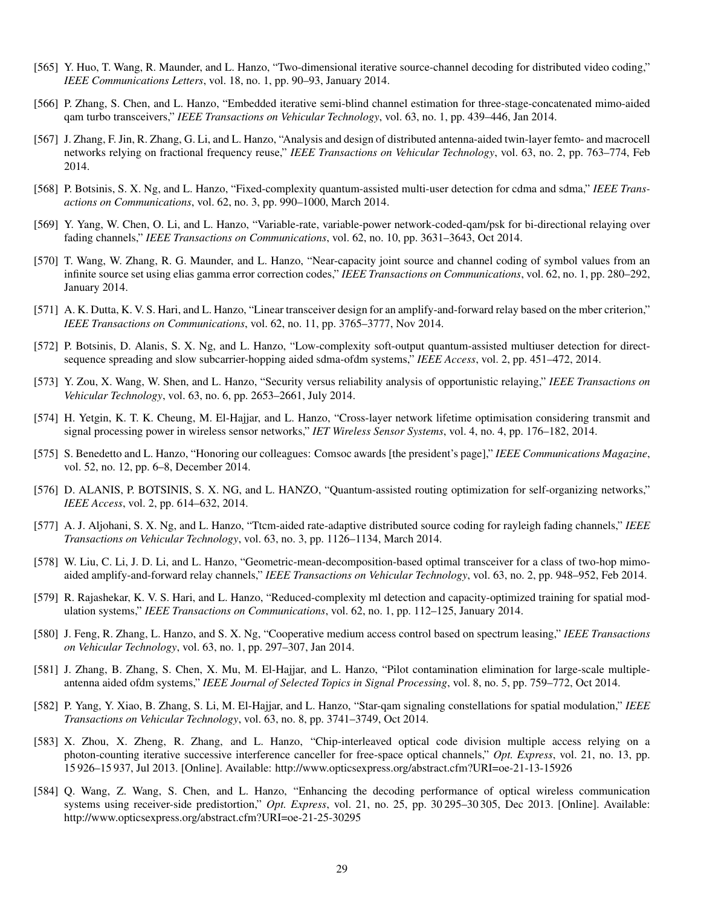[565] Y. Huo, T. Wang, R. Maunder, and L. Hanzo, "Two-dimensional iterative source-channel decoding for distributed video coding," *IEEE Communications Letters*, vol. 18, no. 1, pp. 90–93, January 2014.

[566] P. Zhang, S. Chen, and L. Hanzo, "Embedded iterative semi-blind channel estimation for three-stage-concatenated mimo-aided qam turbo transceivers," *IEEE Transactions on Vehicular Technology*, vol. 63, no. 1, pp. 439–446, Jan 2014.

[567] J. Zhang, F. Jin, R. Zhang, G. Li, and L. Hanzo, "Analysis and design of distributed antenna-aided twin-layer femto- and macrocell networks relying on fractional frequency reuse," *IEEE Transactions on Vehicular Technology*, vol. 63, no. 2, pp. 763–774, Feb 2014.

[568] P. Botsinis, S. X. Ng, and L. Hanzo, "Fixed-complexity quantum-assisted multi-user detection for cdma and sdma," *IEEE Transactions on Communications*, vol. 62, no. 3, pp. 990–1000, March 2014.

[569] Y. Yang, W. Chen, O. Li, and L. Hanzo, "Variable-rate, variable-power network-coded-qam/psk for bi-directional relaying over fading channels," *IEEE Transactions on Communications*, vol. 62, no. 10, pp. 3631–3643, Oct 2014.

[570] T. Wang, W. Zhang, R. G. Maunder, and L. Hanzo, "Near-capacity joint source and channel coding of symbol values from an infinite source set using elias gamma error correction codes," *IEEE Transactions on Communications*, vol. 62, no. 1, pp. 280–292, January 2014.

[571] A. K. Dutta, K. V. S. Hari, and L. Hanzo, "Linear transceiver design for an amplify-and-forward relay based on the mber criterion," *IEEE Transactions on Communications*, vol. 62, no. 11, pp. 3765–3777, Nov 2014.

[572] P. Botsinis, D. Alanis, S. X. Ng, and L. Hanzo, "Low-complexity soft-output quantum-assisted multiuser detection for direct-sequence spreading and slow subcarrier-hopping aided sdma-ofdm systems," *IEEE Access*, vol. 2, pp. 451–472, 2014.

[573] Y. Zou, X. Wang, W. Shen, and L. Hanzo, "Security versus reliability analysis of opportunistic relaying," *IEEE Transactions on Vehicular Technology*, vol. 63, no. 6, pp. 2653–2661, July 2014.

[574] H. Yetgin, K. T. K. Cheung, M. El-Hajjar, and L. Hanzo, "Cross-layer network lifetime optimisation considering transmit and signal processing power in wireless sensor networks," *IET Wireless Sensor Systems*, vol. 4, no. 4, pp. 176–182, 2014.

[575] S. Benedetto and L. Hanzo, "Honoring our colleagues: Comsoc awards [the president's page]," *IEEE Communications Magazine*, vol. 52, no. 12, pp. 6–8, December 2014.

[576] D. ALANIS, P. BOTSINIS, S. X. NG, and L. HANZO, "Quantum-assisted routing optimization for self-organizing networks," *IEEE Access*, vol. 2, pp. 614–632, 2014.

[577] A. J. Aljohani, S. X. Ng, and L. Hanzo, "Ttcm-aided rate-adaptive distributed source coding for rayleigh fading channels," *IEEE Transactions on Vehicular Technology*, vol. 63, no. 3, pp. 1126–1134, March 2014.

[578] W. Liu, C. Li, J. D. Li, and L. Hanzo, "Geometric-mean-decomposition-based optimal transceiver for a class of two-hop mimo-aided amplify-and-forward relay channels," *IEEE Transactions on Vehicular Technology*, vol. 63, no. 2, pp. 948–952, Feb 2014.

[579] R. Rajashekar, K. V. S. Hari, and L. Hanzo, "Reduced-complexity ml detection and capacity-optimized training for spatial modulation systems," *IEEE Transactions on Communications*, vol. 62, no. 1, pp. 112–125, January 2014.

[580] J. Feng, R. Zhang, L. Hanzo, and S. X. Ng, "Cooperative medium access control based on spectrum leasing," *IEEE Transactions on Vehicular Technology*, vol. 63, no. 1, pp. 297–307, Jan 2014.

[581] J. Zhang, B. Zhang, S. Chen, X. Mu, M. El-Hajjar, and L. Hanzo, "Pilot contamination elimination for large-scale multiple-antenna aided ofdm systems," *IEEE Journal of Selected Topics in Signal Processing*, vol. 8, no. 5, pp. 759–772, Oct 2014.

[582] P. Yang, Y. Xiao, B. Zhang, S. Li, M. El-Hajjar, and L. Hanzo, "Star-qam signaling constellations for spatial modulation," *IEEE Transactions on Vehicular Technology*, vol. 63, no. 8, pp. 3741–3749, Oct 2014.

[583] X. Zhou, X. Zheng, R. Zhang, and L. Hanzo, "Chip-interleaved optical code division multiple access relying on a photon-counting iterative successive interference canceller for free-space optical channels," *Opt. Express*, vol. 21, no. 13, pp. 15 926–15 937, Jul 2013. [Online]. Available: http://www.opticsexpress.org/abstract.cfm?URI=oe-21-13-15926

[584] Q. Wang, Z. Wang, S. Chen, and L. Hanzo, "Enhancing the decoding performance of optical wireless communication systems using receiver-side predistortion," *Opt. Express*, vol. 21, no. 25, pp. 30 295–30 305, Dec 2013. [Online]. Available: http://www.opticsexpress.org/abstract.cfm?URI=oe-21-25-30295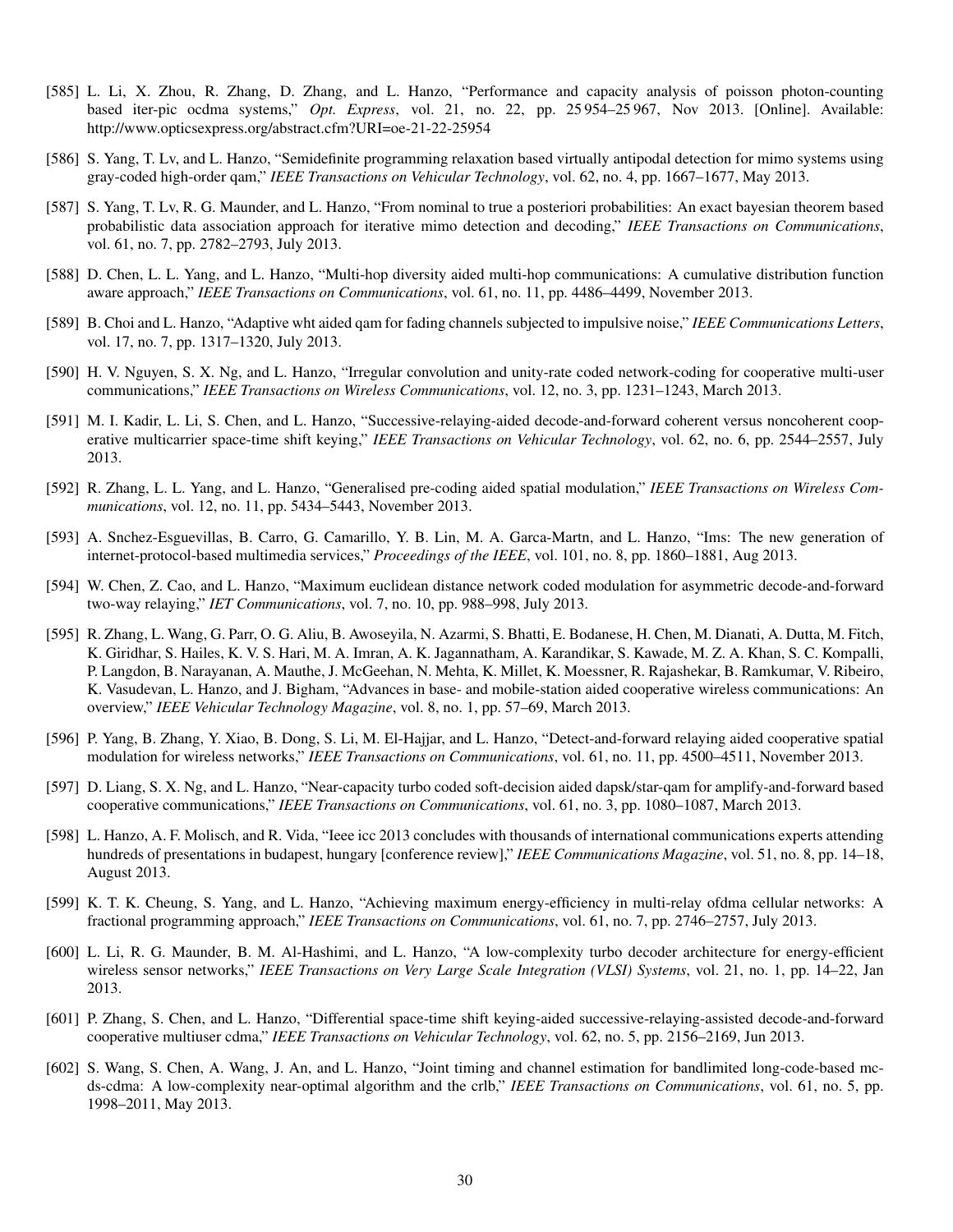[585] L. Li, X. Zhou, R. Zhang, D. Zhang, and L. Hanzo, "Performance and capacity analysis of poisson photon-counting based iter-pic ocdma systems," *Opt. Express*, vol. 21, no. 22, pp. 25 954–25 967, Nov 2013. [Online]. Available: http://www.opticsexpress.org/abstract.cfm?URI=oe-21-22-25954

[586] S. Yang, T. Lv, and L. Hanzo, "Semidefinite programming relaxation based virtually antipodal detection for mimo systems using gray-coded high-order qam," *IEEE Transactions on Vehicular Technology*, vol. 62, no. 4, pp. 1667–1677, May 2013.

[587] S. Yang, T. Lv, R. G. Maunder, and L. Hanzo, "From nominal to true a posteriori probabilities: An exact bayesian theorem based probabilistic data association approach for iterative mimo detection and decoding," *IEEE Transactions on Communications*, vol. 61, no. 7, pp. 2782–2793, July 2013.

[588] D. Chen, L. L. Yang, and L. Hanzo, "Multi-hop diversity aided multi-hop communications: A cumulative distribution function aware approach," *IEEE Transactions on Communications*, vol. 61, no. 11, pp. 4486–4499, November 2013.

[589] B. Choi and L. Hanzo, "Adaptive wht aided qam for fading channels subjected to impulsive noise," *IEEE Communications Letters*, vol. 17, no. 7, pp. 1317–1320, July 2013.

[590] H. V. Nguyen, S. X. Ng, and L. Hanzo, "Irregular convolution and unity-rate coded network-coding for cooperative multi-user communications," *IEEE Transactions on Wireless Communications*, vol. 12, no. 3, pp. 1231–1243, March 2013.

[591] M. I. Kadir, L. Li, S. Chen, and L. Hanzo, "Successive-relaying-aided decode-and-forward coherent versus noncoherent cooperative multicarrier space-time shift keying," *IEEE Transactions on Vehicular Technology*, vol. 62, no. 6, pp. 2544–2557, July 2013.

[592] R. Zhang, L. L. Yang, and L. Hanzo, "Generalised pre-coding aided spatial modulation," *IEEE Transactions on Wireless Communications*, vol. 12, no. 11, pp. 5434–5443, November 2013.

[593] A. Snchez-Esguevillas, B. Carro, G. Camarillo, Y. B. Lin, M. A. Garca-Martn, and L. Hanzo, "Ims: The new generation of internet-protocol-based multimedia services," *Proceedings of the IEEE*, vol. 101, no. 8, pp. 1860–1881, Aug 2013.

[594] W. Chen, Z. Cao, and L. Hanzo, "Maximum euclidean distance network coded modulation for asymmetric decode-and-forward two-way relaying," *IET Communications*, vol. 7, no. 10, pp. 988–998, July 2013.

[595] R. Zhang, L. Wang, G. Parr, O. G. Aliu, B. Awoseyila, N. Azarmi, S. Bhatti, E. Bodanese, H. Chen, M. Dianati, A. Dutta, M. Fitch, K. Giridhar, S. Hailes, K. V. S. Hari, M. A. Imran, A. K. Jagannatham, A. Karandikar, S. Kawade, M. Z. A. Khan, S. C. Kompalli, P. Langdon, B. Narayanan, A. Mauthe, J. McGeehan, N. Mehta, K. Millet, K. Moessner, R. Rajashekar, B. Ramkumar, V. Ribeiro, K. Vasudevan, L. Hanzo, and J. Bigham, "Advances in base- and mobile-station aided cooperative wireless communications: An overview," *IEEE Vehicular Technology Magazine*, vol. 8, no. 1, pp. 57–69, March 2013.

[596] P. Yang, B. Zhang, Y. Xiao, B. Dong, S. Li, M. El-Hajjar, and L. Hanzo, "Detect-and-forward relaying aided cooperative spatial modulation for wireless networks," *IEEE Transactions on Communications*, vol. 61, no. 11, pp. 4500–4511, November 2013.

[597] D. Liang, S. X. Ng, and L. Hanzo, "Near-capacity turbo coded soft-decision aided dapsk/star-qam for amplify-and-forward based cooperative communications," *IEEE Transactions on Communications*, vol. 61, no. 3, pp. 1080–1087, March 2013.

[598] L. Hanzo, A. F. Molisch, and R. Vida, "Ieee icc 2013 concludes with thousands of international communications experts attending hundreds of presentations in budapest, hungary [conference review]," *IEEE Communications Magazine*, vol. 51, no. 8, pp. 14–18, August 2013.

[599] K. T. K. Cheung, S. Yang, and L. Hanzo, "Achieving maximum energy-efficiency in multi-relay ofdma cellular networks: A fractional programming approach," *IEEE Transactions on Communications*, vol. 61, no. 7, pp. 2746–2757, July 2013.

[600] L. Li, R. G. Maunder, B. M. Al-Hashimi, and L. Hanzo, "A low-complexity turbo decoder architecture for energy-efficient wireless sensor networks," *IEEE Transactions on Very Large Scale Integration (VLSI) Systems*, vol. 21, no. 1, pp. 14–22, Jan 2013.

[601] P. Zhang, S. Chen, and L. Hanzo, "Differential space-time shift keying-aided successive-relaying-assisted decode-and-forward cooperative multiuser cdma," *IEEE Transactions on Vehicular Technology*, vol. 62, no. 5, pp. 2156–2169, Jun 2013.

[602] S. Wang, S. Chen, A. Wang, J. An, and L. Hanzo, "Joint timing and channel estimation for bandlimited long-code-based mc-ds-cdma: A low-complexity near-optimal algorithm and the crlb," *IEEE Transactions on Communications*, vol. 61, no. 5, pp. 1998–2011, May 2013.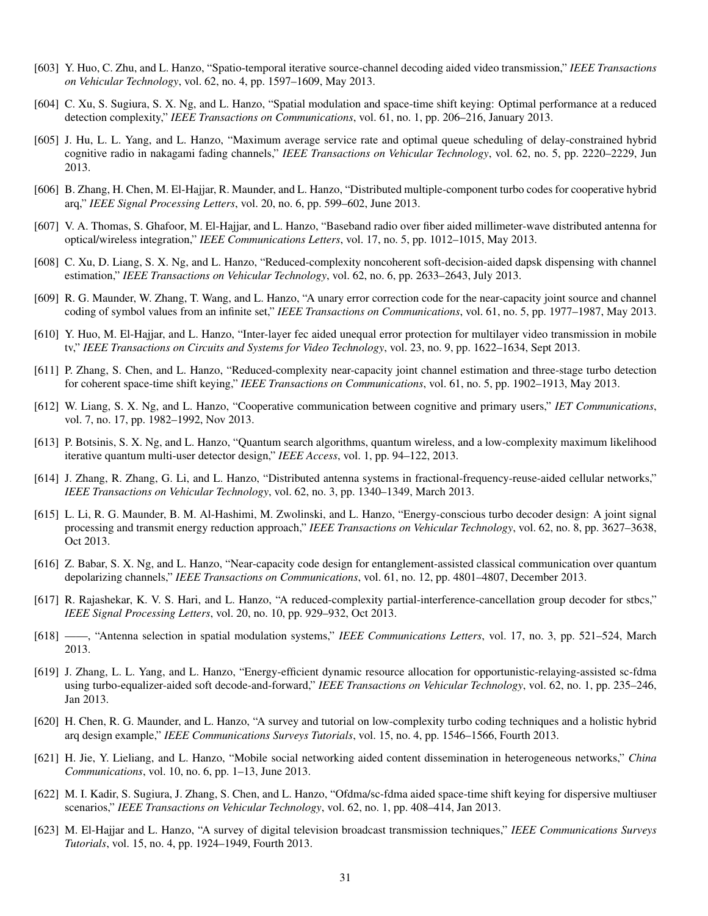[603] Y. Huo, C. Zhu, and L. Hanzo, "Spatio-temporal iterative source-channel decoding aided video transmission," *IEEE Transactions on Vehicular Technology*, vol. 62, no. 4, pp. 1597–1609, May 2013.

[604] C. Xu, S. Sugiura, S. X. Ng, and L. Hanzo, "Spatial modulation and space-time shift keying: Optimal performance at a reduced detection complexity," *IEEE Transactions on Communications*, vol. 61, no. 1, pp. 206–216, January 2013.

[605] J. Hu, L. L. Yang, and L. Hanzo, "Maximum average service rate and optimal queue scheduling of delay-constrained hybrid cognitive radio in nakagami fading channels," *IEEE Transactions on Vehicular Technology*, vol. 62, no. 5, pp. 2220–2229, Jun 2013.

[606] B. Zhang, H. Chen, M. El-Hajjar, R. Maunder, and L. Hanzo, "Distributed multiple-component turbo codes for cooperative hybrid arq," *IEEE Signal Processing Letters*, vol. 20, no. 6, pp. 599–602, June 2013.

[607] V. A. Thomas, S. Ghafoor, M. El-Hajjar, and L. Hanzo, "Baseband radio over fiber aided millimeter-wave distributed antenna for optical/wireless integration," *IEEE Communications Letters*, vol. 17, no. 5, pp. 1012–1015, May 2013.

[608] C. Xu, D. Liang, S. X. Ng, and L. Hanzo, "Reduced-complexity noncoherent soft-decision-aided dapsk dispensing with channel estimation," *IEEE Transactions on Vehicular Technology*, vol. 62, no. 6, pp. 2633–2643, July 2013.

[609] R. G. Maunder, W. Zhang, T. Wang, and L. Hanzo, "A unary error correction code for the near-capacity joint source and channel coding of symbol values from an infinite set," *IEEE Transactions on Communications*, vol. 61, no. 5, pp. 1977–1987, May 2013.

[610] Y. Huo, M. El-Hajjar, and L. Hanzo, "Inter-layer fec aided unequal error protection for multilayer video transmission in mobile tv," *IEEE Transactions on Circuits and Systems for Video Technology*, vol. 23, no. 9, pp. 1622–1634, Sept 2013.

[611] P. Zhang, S. Chen, and L. Hanzo, "Reduced-complexity near-capacity joint channel estimation and three-stage turbo detection for coherent space-time shift keying," *IEEE Transactions on Communications*, vol. 61, no. 5, pp. 1902–1913, May 2013.

[612] W. Liang, S. X. Ng, and L. Hanzo, "Cooperative communication between cognitive and primary users," *IET Communications*, vol. 7, no. 17, pp. 1982–1992, Nov 2013.

[613] P. Botsinis, S. X. Ng, and L. Hanzo, "Quantum search algorithms, quantum wireless, and a low-complexity maximum likelihood iterative quantum multi-user detector design," *IEEE Access*, vol. 1, pp. 94–122, 2013.

[614] J. Zhang, R. Zhang, G. Li, and L. Hanzo, "Distributed antenna systems in fractional-frequency-reuse-aided cellular networks," *IEEE Transactions on Vehicular Technology*, vol. 62, no. 3, pp. 1340–1349, March 2013.

[615] L. Li, R. G. Maunder, B. M. Al-Hashimi, M. Zwolinski, and L. Hanzo, "Energy-conscious turbo decoder design: A joint signal processing and transmit energy reduction approach," *IEEE Transactions on Vehicular Technology*, vol. 62, no. 8, pp. 3627–3638, Oct 2013.

[616] Z. Babar, S. X. Ng, and L. Hanzo, "Near-capacity code design for entanglement-assisted classical communication over quantum depolarizing channels," *IEEE Transactions on Communications*, vol. 61, no. 12, pp. 4801–4807, December 2013.

[617] R. Rajashekar, K. V. S. Hari, and L. Hanzo, "A reduced-complexity partial-interference-cancellation group decoder for stbcs," *IEEE Signal Processing Letters*, vol. 20, no. 10, pp. 929–932, Oct 2013.

[618] ——, "Antenna selection in spatial modulation systems," *IEEE Communications Letters*, vol. 17, no. 3, pp. 521–524, March 2013.

[619] J. Zhang, L. L. Yang, and L. Hanzo, "Energy-efficient dynamic resource allocation for opportunistic-relaying-assisted sc-fdma using turbo-equalizer-aided soft decode-and-forward," *IEEE Transactions on Vehicular Technology*, vol. 62, no. 1, pp. 235–246, Jan 2013.

[620] H. Chen, R. G. Maunder, and L. Hanzo, "A survey and tutorial on low-complexity turbo coding techniques and a holistic hybrid arq design example," *IEEE Communications Surveys Tutorials*, vol. 15, no. 4, pp. 1546–1566, Fourth 2013.

[621] H. Jie, Y. Lieliang, and L. Hanzo, "Mobile social networking aided content dissemination in heterogeneous networks," *China Communications*, vol. 10, no. 6, pp. 1–13, June 2013.

[622] M. I. Kadir, S. Sugiura, J. Zhang, S. Chen, and L. Hanzo, "Ofdma/sc-fdma aided space-time shift keying for dispersive multiuser scenarios," *IEEE Transactions on Vehicular Technology*, vol. 62, no. 1, pp. 408–414, Jan 2013.

[623] M. El-Hajjar and L. Hanzo, "A survey of digital television broadcast transmission techniques," *IEEE Communications Surveys Tutorials*, vol. 15, no. 4, pp. 1924–1949, Fourth 2013.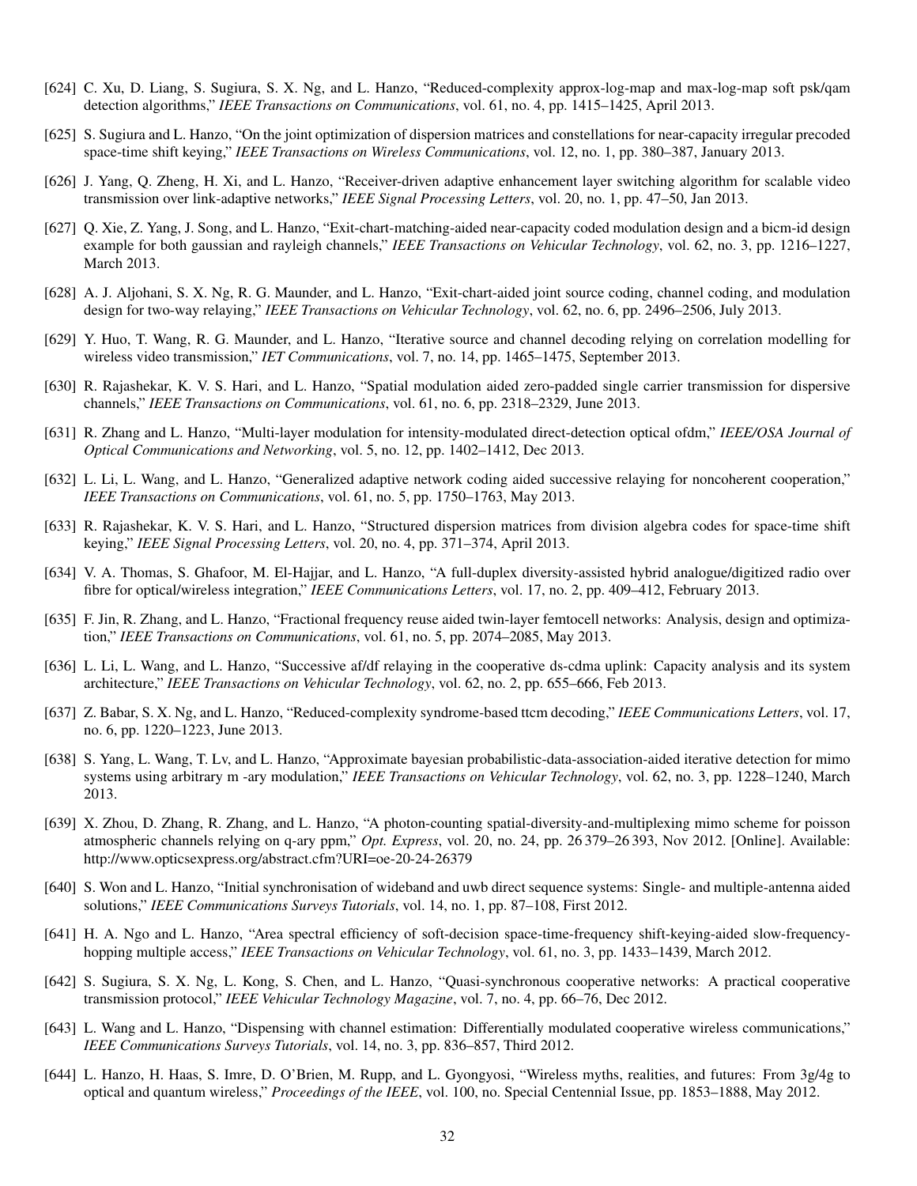[624] C. Xu, D. Liang, S. Sugiura, S. X. Ng, and L. Hanzo, "Reduced-complexity approx-log-map and max-log-map soft psk/qam detection algorithms," *IEEE Transactions on Communications*, vol. 61, no. 4, pp. 1415–1425, April 2013.

[625] S. Sugiura and L. Hanzo, "On the joint optimization of dispersion matrices and constellations for near-capacity irregular precoded space-time shift keying," *IEEE Transactions on Wireless Communications*, vol. 12, no. 1, pp. 380–387, January 2013.

[626] J. Yang, Q. Zheng, H. Xi, and L. Hanzo, "Receiver-driven adaptive enhancement layer switching algorithm for scalable video transmission over link-adaptive networks," *IEEE Signal Processing Letters*, vol. 20, no. 1, pp. 47–50, Jan 2013.

[627] Q. Xie, Z. Yang, J. Song, and L. Hanzo, "Exit-chart-matching-aided near-capacity coded modulation design and a bicm-id design example for both gaussian and rayleigh channels," *IEEE Transactions on Vehicular Technology*, vol. 62, no. 3, pp. 1216–1227, March 2013.

[628] A. J. Aljohani, S. X. Ng, R. G. Maunder, and L. Hanzo, "Exit-chart-aided joint source coding, channel coding, and modulation design for two-way relaying," *IEEE Transactions on Vehicular Technology*, vol. 62, no. 6, pp. 2496–2506, July 2013.

[629] Y. Huo, T. Wang, R. G. Maunder, and L. Hanzo, "Iterative source and channel decoding relying on correlation modelling for wireless video transmission," *IET Communications*, vol. 7, no. 14, pp. 1465–1475, September 2013.

[630] R. Rajashekar, K. V. S. Hari, and L. Hanzo, "Spatial modulation aided zero-padded single carrier transmission for dispersive channels," *IEEE Transactions on Communications*, vol. 61, no. 6, pp. 2318–2329, June 2013.

[631] R. Zhang and L. Hanzo, "Multi-layer modulation for intensity-modulated direct-detection optical ofdm," *IEEE/OSA Journal of Optical Communications and Networking*, vol. 5, no. 12, pp. 1402–1412, Dec 2013.

[632] L. Li, L. Wang, and L. Hanzo, "Generalized adaptive network coding aided successive relaying for noncoherent cooperation," *IEEE Transactions on Communications*, vol. 61, no. 5, pp. 1750–1763, May 2013.

[633] R. Rajashekar, K. V. S. Hari, and L. Hanzo, "Structured dispersion matrices from division algebra codes for space-time shift keying," *IEEE Signal Processing Letters*, vol. 20, no. 4, pp. 371–374, April 2013.

[634] V. A. Thomas, S. Ghafoor, M. El-Hajjar, and L. Hanzo, "A full-duplex diversity-assisted hybrid analogue/digitized radio over fibre for optical/wireless integration," *IEEE Communications Letters*, vol. 17, no. 2, pp. 409–412, February 2013.

[635] F. Jin, R. Zhang, and L. Hanzo, "Fractional frequency reuse aided twin-layer femtocell networks: Analysis, design and optimization," *IEEE Transactions on Communications*, vol. 61, no. 5, pp. 2074–2085, May 2013.

[636] L. Li, L. Wang, and L. Hanzo, "Successive af/df relaying in the cooperative ds-cdma uplink: Capacity analysis and its system architecture," *IEEE Transactions on Vehicular Technology*, vol. 62, no. 2, pp. 655–666, Feb 2013.

[637] Z. Babar, S. X. Ng, and L. Hanzo, "Reduced-complexity syndrome-based ttcm decoding," *IEEE Communications Letters*, vol. 17, no. 6, pp. 1220–1223, June 2013.

[638] S. Yang, L. Wang, T. Lv, and L. Hanzo, "Approximate bayesian probabilistic-data-association-aided iterative detection for mimo systems using arbitrary m -ary modulation," *IEEE Transactions on Vehicular Technology*, vol. 62, no. 3, pp. 1228–1240, March 2013.

[639] X. Zhou, D. Zhang, R. Zhang, and L. Hanzo, "A photon-counting spatial-diversity-and-multiplexing mimo scheme for poisson atmospheric channels relying on q-ary ppm," *Opt. Express*, vol. 20, no. 24, pp. 26 379–26 393, Nov 2012. [Online]. Available: http://www.opticsexpress.org/abstract.cfm?URI=oe-20-24-26379

[640] S. Won and L. Hanzo, "Initial synchronisation of wideband and uwb direct sequence systems: Single- and multiple-antenna aided solutions," *IEEE Communications Surveys Tutorials*, vol. 14, no. 1, pp. 87–108, First 2012.

[641] H. A. Ngo and L. Hanzo, "Area spectral efficiency of soft-decision space-time-frequency shift-keying-aided slow-frequency-hopping multiple access," *IEEE Transactions on Vehicular Technology*, vol. 61, no. 3, pp. 1433–1439, March 2012.

[642] S. Sugiura, S. X. Ng, L. Kong, S. Chen, and L. Hanzo, "Quasi-synchronous cooperative networks: A practical cooperative transmission protocol," *IEEE Vehicular Technology Magazine*, vol. 7, no. 4, pp. 66–76, Dec 2012.

[643] L. Wang and L. Hanzo, "Dispensing with channel estimation: Differentially modulated cooperative wireless communications," *IEEE Communications Surveys Tutorials*, vol. 14, no. 3, pp. 836–857, Third 2012.

[644] L. Hanzo, H. Haas, S. Imre, D. O'Brien, M. Rupp, and L. Gyongyosi, "Wireless myths, realities, and futures: From 3g/4g to optical and quantum wireless," *Proceedings of the IEEE*, vol. 100, no. Special Centennial Issue, pp. 1853–1888, May 2012.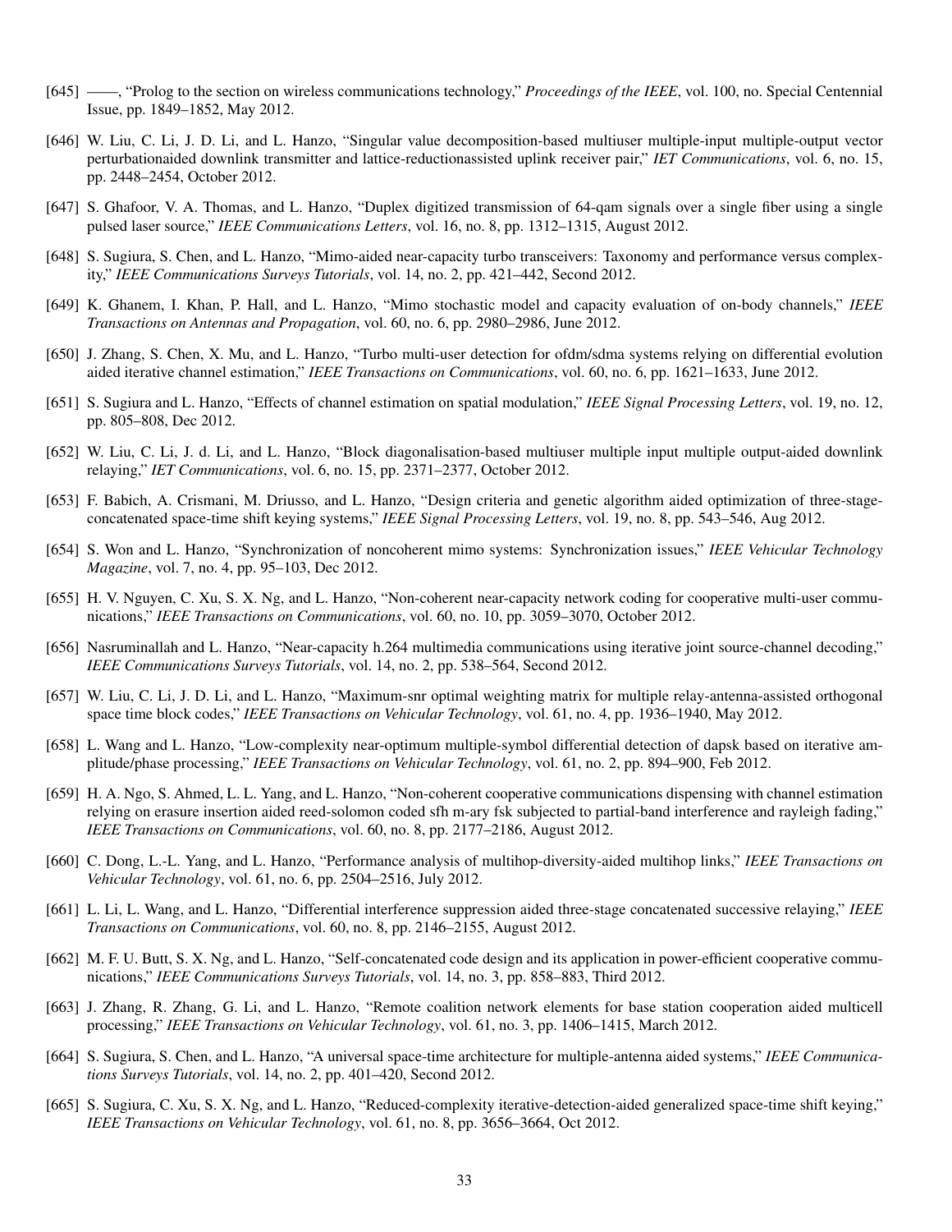[645] ——, "Prolog to the section on wireless communications technology," *Proceedings of the IEEE*, vol. 100, no. Special Centennial Issue, pp. 1849–1852, May 2012.

[646] W. Liu, C. Li, J. D. Li, and L. Hanzo, "Singular value decomposition-based multiuser multiple-input multiple-output vector perturbationaided downlink transmitter and lattice-reductionassisted uplink receiver pair," *IET Communications*, vol. 6, no. 15, pp. 2448–2454, October 2012.

[647] S. Ghafoor, V. A. Thomas, and L. Hanzo, "Duplex digitized transmission of 64-qam signals over a single fiber using a single pulsed laser source," *IEEE Communications Letters*, vol. 16, no. 8, pp. 1312–1315, August 2012.

[648] S. Sugiura, S. Chen, and L. Hanzo, "Mimo-aided near-capacity turbo transceivers: Taxonomy and performance versus complexity," *IEEE Communications Surveys Tutorials*, vol. 14, no. 2, pp. 421–442, Second 2012.

[649] K. Ghanem, I. Khan, P. Hall, and L. Hanzo, "Mimo stochastic model and capacity evaluation of on-body channels," *IEEE Transactions on Antennas and Propagation*, vol. 60, no. 6, pp. 2980–2986, June 2012.

[650] J. Zhang, S. Chen, X. Mu, and L. Hanzo, "Turbo multi-user detection for ofdm/sdma systems relying on differential evolution aided iterative channel estimation," *IEEE Transactions on Communications*, vol. 60, no. 6, pp. 1621–1633, June 2012.

[651] S. Sugiura and L. Hanzo, "Effects of channel estimation on spatial modulation," *IEEE Signal Processing Letters*, vol. 19, no. 12, pp. 805–808, Dec 2012.

[652] W. Liu, C. Li, J. d. Li, and L. Hanzo, "Block diagonalisation-based multiuser multiple input multiple output-aided downlink relaying," *IET Communications*, vol. 6, no. 15, pp. 2371–2377, October 2012.

[653] F. Babich, A. Crismani, M. Driusso, and L. Hanzo, "Design criteria and genetic algorithm aided optimization of three-stage-concatenated space-time shift keying systems," *IEEE Signal Processing Letters*, vol. 19, no. 8, pp. 543–546, Aug 2012.

[654] S. Won and L. Hanzo, "Synchronization of noncoherent mimo systems: Synchronization issues," *IEEE Vehicular Technology Magazine*, vol. 7, no. 4, pp. 95–103, Dec 2012.

[655] H. V. Nguyen, C. Xu, S. X. Ng, and L. Hanzo, "Non-coherent near-capacity network coding for cooperative multi-user communications," *IEEE Transactions on Communications*, vol. 60, no. 10, pp. 3059–3070, October 2012.

[656] Nasruminallah and L. Hanzo, "Near-capacity h.264 multimedia communications using iterative joint source-channel decoding," *IEEE Communications Surveys Tutorials*, vol. 14, no. 2, pp. 538–564, Second 2012.

[657] W. Liu, C. Li, J. D. Li, and L. Hanzo, "Maximum-snr optimal weighting matrix for multiple relay-antenna-assisted orthogonal space time block codes," *IEEE Transactions on Vehicular Technology*, vol. 61, no. 4, pp. 1936–1940, May 2012.

[658] L. Wang and L. Hanzo, "Low-complexity near-optimum multiple-symbol differential detection of dapsk based on iterative amplitude/phase processing," *IEEE Transactions on Vehicular Technology*, vol. 61, no. 2, pp. 894–900, Feb 2012.

[659] H. A. Ngo, S. Ahmed, L. L. Yang, and L. Hanzo, "Non-coherent cooperative communications dispensing with channel estimation relying on erasure insertion aided reed-solomon coded sfh m-ary fsk subjected to partial-band interference and rayleigh fading," *IEEE Transactions on Communications*, vol. 60, no. 8, pp. 2177–2186, August 2012.

[660] C. Dong, L.-L. Yang, and L. Hanzo, "Performance analysis of multihop-diversity-aided multihop links," *IEEE Transactions on Vehicular Technology*, vol. 61, no. 6, pp. 2504–2516, July 2012.

[661] L. Li, L. Wang, and L. Hanzo, "Differential interference suppression aided three-stage concatenated successive relaying," *IEEE Transactions on Communications*, vol. 60, no. 8, pp. 2146–2155, August 2012.

[662] M. F. U. Butt, S. X. Ng, and L. Hanzo, "Self-concatenated code design and its application in power-efficient cooperative communications," *IEEE Communications Surveys Tutorials*, vol. 14, no. 3, pp. 858–883, Third 2012.

[663] J. Zhang, R. Zhang, G. Li, and L. Hanzo, "Remote coalition network elements for base station cooperation aided multicell processing," *IEEE Transactions on Vehicular Technology*, vol. 61, no. 3, pp. 1406–1415, March 2012.

[664] S. Sugiura, S. Chen, and L. Hanzo, "A universal space-time architecture for multiple-antenna aided systems," *IEEE Communications Surveys Tutorials*, vol. 14, no. 2, pp. 401–420, Second 2012.

[665] S. Sugiura, C. Xu, S. X. Ng, and L. Hanzo, "Reduced-complexity iterative-detection-aided generalized space-time shift keying," *IEEE Transactions on Vehicular Technology*, vol. 61, no. 8, pp. 3656–3664, Oct 2012.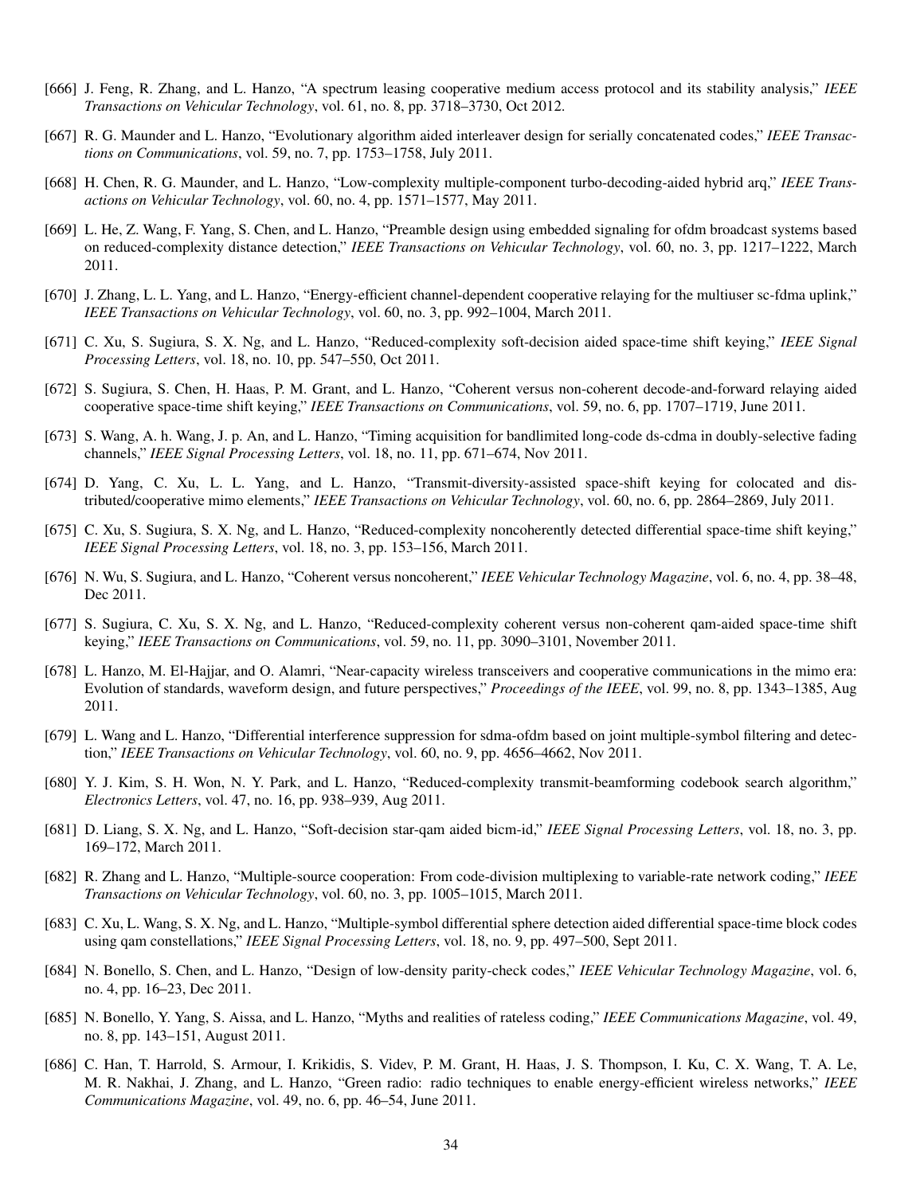[666] J. Feng, R. Zhang, and L. Hanzo, "A spectrum leasing cooperative medium access protocol and its stability analysis," *IEEE Transactions on Vehicular Technology*, vol. 61, no. 8, pp. 3718–3730, Oct 2012.

[667] R. G. Maunder and L. Hanzo, "Evolutionary algorithm aided interleaver design for serially concatenated codes," *IEEE Transactions on Communications*, vol. 59, no. 7, pp. 1753–1758, July 2011.

[668] H. Chen, R. G. Maunder, and L. Hanzo, "Low-complexity multiple-component turbo-decoding-aided hybrid arq," *IEEE Transactions on Vehicular Technology*, vol. 60, no. 4, pp. 1571–1577, May 2011.

[669] L. He, Z. Wang, F. Yang, S. Chen, and L. Hanzo, "Preamble design using embedded signaling for ofdm broadcast systems based on reduced-complexity distance detection," *IEEE Transactions on Vehicular Technology*, vol. 60, no. 3, pp. 1217–1222, March 2011.

[670] J. Zhang, L. L. Yang, and L. Hanzo, "Energy-efficient channel-dependent cooperative relaying for the multiuser sc-fdma uplink," *IEEE Transactions on Vehicular Technology*, vol. 60, no. 3, pp. 992–1004, March 2011.

[671] C. Xu, S. Sugiura, S. X. Ng, and L. Hanzo, "Reduced-complexity soft-decision aided space-time shift keying," *IEEE Signal Processing Letters*, vol. 18, no. 10, pp. 547–550, Oct 2011.

[672] S. Sugiura, S. Chen, H. Haas, P. M. Grant, and L. Hanzo, "Coherent versus non-coherent decode-and-forward relaying aided cooperative space-time shift keying," *IEEE Transactions on Communications*, vol. 59, no. 6, pp. 1707–1719, June 2011.

[673] S. Wang, A. h. Wang, J. p. An, and L. Hanzo, "Timing acquisition for bandlimited long-code ds-cdma in doubly-selective fading channels," *IEEE Signal Processing Letters*, vol. 18, no. 11, pp. 671–674, Nov 2011.

[674] D. Yang, C. Xu, L. L. Yang, and L. Hanzo, "Transmit-diversity-assisted space-shift keying for colocated and distributed/cooperative mimo elements," *IEEE Transactions on Vehicular Technology*, vol. 60, no. 6, pp. 2864–2869, July 2011.

[675] C. Xu, S. Sugiura, S. X. Ng, and L. Hanzo, "Reduced-complexity noncoherently detected differential space-time shift keying," *IEEE Signal Processing Letters*, vol. 18, no. 3, pp. 153–156, March 2011.

[676] N. Wu, S. Sugiura, and L. Hanzo, "Coherent versus noncoherent," *IEEE Vehicular Technology Magazine*, vol. 6, no. 4, pp. 38–48, Dec 2011.

[677] S. Sugiura, C. Xu, S. X. Ng, and L. Hanzo, "Reduced-complexity coherent versus non-coherent qam-aided space-time shift keying," *IEEE Transactions on Communications*, vol. 59, no. 11, pp. 3090–3101, November 2011.

[678] L. Hanzo, M. El-Hajjar, and O. Alamri, "Near-capacity wireless transceivers and cooperative communications in the mimo era: Evolution of standards, waveform design, and future perspectives," *Proceedings of the IEEE*, vol. 99, no. 8, pp. 1343–1385, Aug 2011.

[679] L. Wang and L. Hanzo, "Differential interference suppression for sdma-ofdm based on joint multiple-symbol filtering and detection," *IEEE Transactions on Vehicular Technology*, vol. 60, no. 9, pp. 4656–4662, Nov 2011.

[680] Y. J. Kim, S. H. Won, N. Y. Park, and L. Hanzo, "Reduced-complexity transmit-beamforming codebook search algorithm," *Electronics Letters*, vol. 47, no. 16, pp. 938–939, Aug 2011.

[681] D. Liang, S. X. Ng, and L. Hanzo, "Soft-decision star-qam aided bicm-id," *IEEE Signal Processing Letters*, vol. 18, no. 3, pp. 169–172, March 2011.

[682] R. Zhang and L. Hanzo, "Multiple-source cooperation: From code-division multiplexing to variable-rate network coding," *IEEE Transactions on Vehicular Technology*, vol. 60, no. 3, pp. 1005–1015, March 2011.

[683] C. Xu, L. Wang, S. X. Ng, and L. Hanzo, "Multiple-symbol differential sphere detection aided differential space-time block codes using qam constellations," *IEEE Signal Processing Letters*, vol. 18, no. 9, pp. 497–500, Sept 2011.

[684] N. Bonello, S. Chen, and L. Hanzo, "Design of low-density parity-check codes," *IEEE Vehicular Technology Magazine*, vol. 6, no. 4, pp. 16–23, Dec 2011.

[685] N. Bonello, Y. Yang, S. Aissa, and L. Hanzo, "Myths and realities of rateless coding," *IEEE Communications Magazine*, vol. 49, no. 8, pp. 143–151, August 2011.

[686] C. Han, T. Harrold, S. Armour, I. Krikidis, S. Videv, P. M. Grant, H. Haas, J. S. Thompson, I. Ku, C. X. Wang, T. A. Le, M. R. Nakhai, J. Zhang, and L. Hanzo, "Green radio: radio techniques to enable energy-efficient wireless networks," *IEEE Communications Magazine*, vol. 49, no. 6, pp. 46–54, June 2011.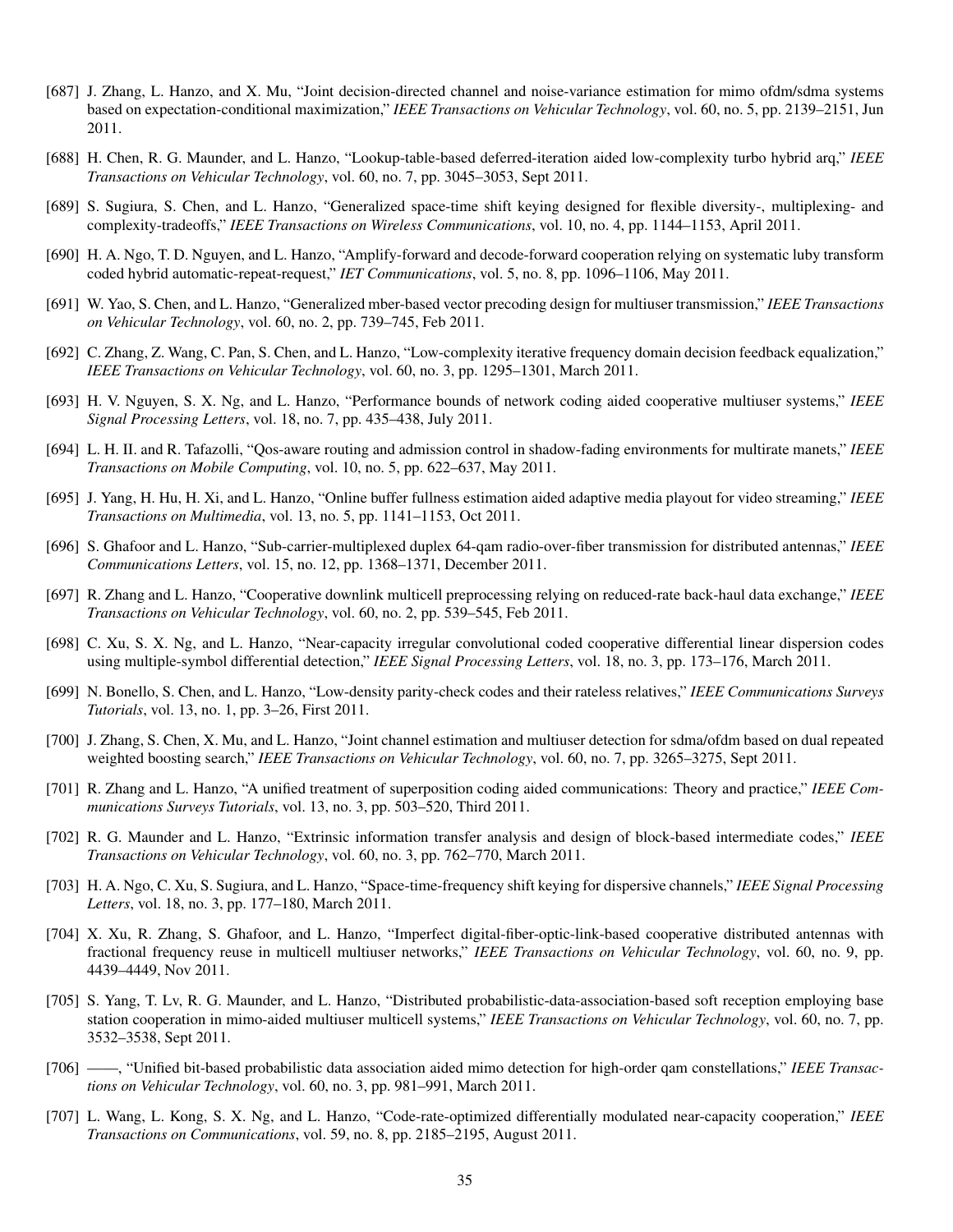[687] J. Zhang, L. Hanzo, and X. Mu, "Joint decision-directed channel and noise-variance estimation for mimo ofdm/sdma systems based on expectation-conditional maximization," *IEEE Transactions on Vehicular Technology*, vol. 60, no. 5, pp. 2139–2151, Jun 2011.

[688] H. Chen, R. G. Maunder, and L. Hanzo, "Lookup-table-based deferred-iteration aided low-complexity turbo hybrid arq," *IEEE Transactions on Vehicular Technology*, vol. 60, no. 7, pp. 3045–3053, Sept 2011.

[689] S. Sugiura, S. Chen, and L. Hanzo, "Generalized space-time shift keying designed for flexible diversity-, multiplexing- and complexity-tradeoffs," *IEEE Transactions on Wireless Communications*, vol. 10, no. 4, pp. 1144–1153, April 2011.

[690] H. A. Ngo, T. D. Nguyen, and L. Hanzo, "Amplify-forward and decode-forward cooperation relying on systematic luby transform coded hybrid automatic-repeat-request," *IET Communications*, vol. 5, no. 8, pp. 1096–1106, May 2011.

[691] W. Yao, S. Chen, and L. Hanzo, "Generalized mber-based vector precoding design for multiuser transmission," *IEEE Transactions on Vehicular Technology*, vol. 60, no. 2, pp. 739–745, Feb 2011.

[692] C. Zhang, Z. Wang, C. Pan, S. Chen, and L. Hanzo, "Low-complexity iterative frequency domain decision feedback equalization," *IEEE Transactions on Vehicular Technology*, vol. 60, no. 3, pp. 1295–1301, March 2011.

[693] H. V. Nguyen, S. X. Ng, and L. Hanzo, "Performance bounds of network coding aided cooperative multiuser systems," *IEEE Signal Processing Letters*, vol. 18, no. 7, pp. 435–438, July 2011.

[694] L. H. II. and R. Tafazolli, "Qos-aware routing and admission control in shadow-fading environments for multirate manets," *IEEE Transactions on Mobile Computing*, vol. 10, no. 5, pp. 622–637, May 2011.

[695] J. Yang, H. Hu, H. Xi, and L. Hanzo, "Online buffer fullness estimation aided adaptive media playout for video streaming," *IEEE Transactions on Multimedia*, vol. 13, no. 5, pp. 1141–1153, Oct 2011.

[696] S. Ghafoor and L. Hanzo, "Sub-carrier-multiplexed duplex 64-qam radio-over-fiber transmission for distributed antennas," *IEEE Communications Letters*, vol. 15, no. 12, pp. 1368–1371, December 2011.

[697] R. Zhang and L. Hanzo, "Cooperative downlink multicell preprocessing relying on reduced-rate back-haul data exchange," *IEEE Transactions on Vehicular Technology*, vol. 60, no. 2, pp. 539–545, Feb 2011.

[698] C. Xu, S. X. Ng, and L. Hanzo, "Near-capacity irregular convolutional coded cooperative differential linear dispersion codes using multiple-symbol differential detection," *IEEE Signal Processing Letters*, vol. 18, no. 3, pp. 173–176, March 2011.

[699] N. Bonello, S. Chen, and L. Hanzo, "Low-density parity-check codes and their rateless relatives," *IEEE Communications Surveys Tutorials*, vol. 13, no. 1, pp. 3–26, First 2011.

[700] J. Zhang, S. Chen, X. Mu, and L. Hanzo, "Joint channel estimation and multiuser detection for sdma/ofdm based on dual repeated weighted boosting search," *IEEE Transactions on Vehicular Technology*, vol. 60, no. 7, pp. 3265–3275, Sept 2011.

[701] R. Zhang and L. Hanzo, "A unified treatment of superposition coding aided communications: Theory and practice," *IEEE Communications Surveys Tutorials*, vol. 13, no. 3, pp. 503–520, Third 2011.

[702] R. G. Maunder and L. Hanzo, "Extrinsic information transfer analysis and design of block-based intermediate codes," *IEEE Transactions on Vehicular Technology*, vol. 60, no. 3, pp. 762–770, March 2011.

[703] H. A. Ngo, C. Xu, S. Sugiura, and L. Hanzo, "Space-time-frequency shift keying for dispersive channels," *IEEE Signal Processing Letters*, vol. 18, no. 3, pp. 177–180, March 2011.

[704] X. Xu, R. Zhang, S. Ghafoor, and L. Hanzo, "Imperfect digital-fiber-optic-link-based cooperative distributed antennas with fractional frequency reuse in multicell multiuser networks," *IEEE Transactions on Vehicular Technology*, vol. 60, no. 9, pp. 4439–4449, Nov 2011.

[705] S. Yang, T. Lv, R. G. Maunder, and L. Hanzo, "Distributed probabilistic-data-association-based soft reception employing base station cooperation in mimo-aided multiuser multicell systems," *IEEE Transactions on Vehicular Technology*, vol. 60, no. 7, pp. 3532–3538, Sept 2011.

[706] ——, "Unified bit-based probabilistic data association aided mimo detection for high-order qam constellations," *IEEE Transactions on Vehicular Technology*, vol. 60, no. 3, pp. 981–991, March 2011.

[707] L. Wang, L. Kong, S. X. Ng, and L. Hanzo, "Code-rate-optimized differentially modulated near-capacity cooperation," *IEEE Transactions on Communications*, vol. 59, no. 8, pp. 2185–2195, August 2011.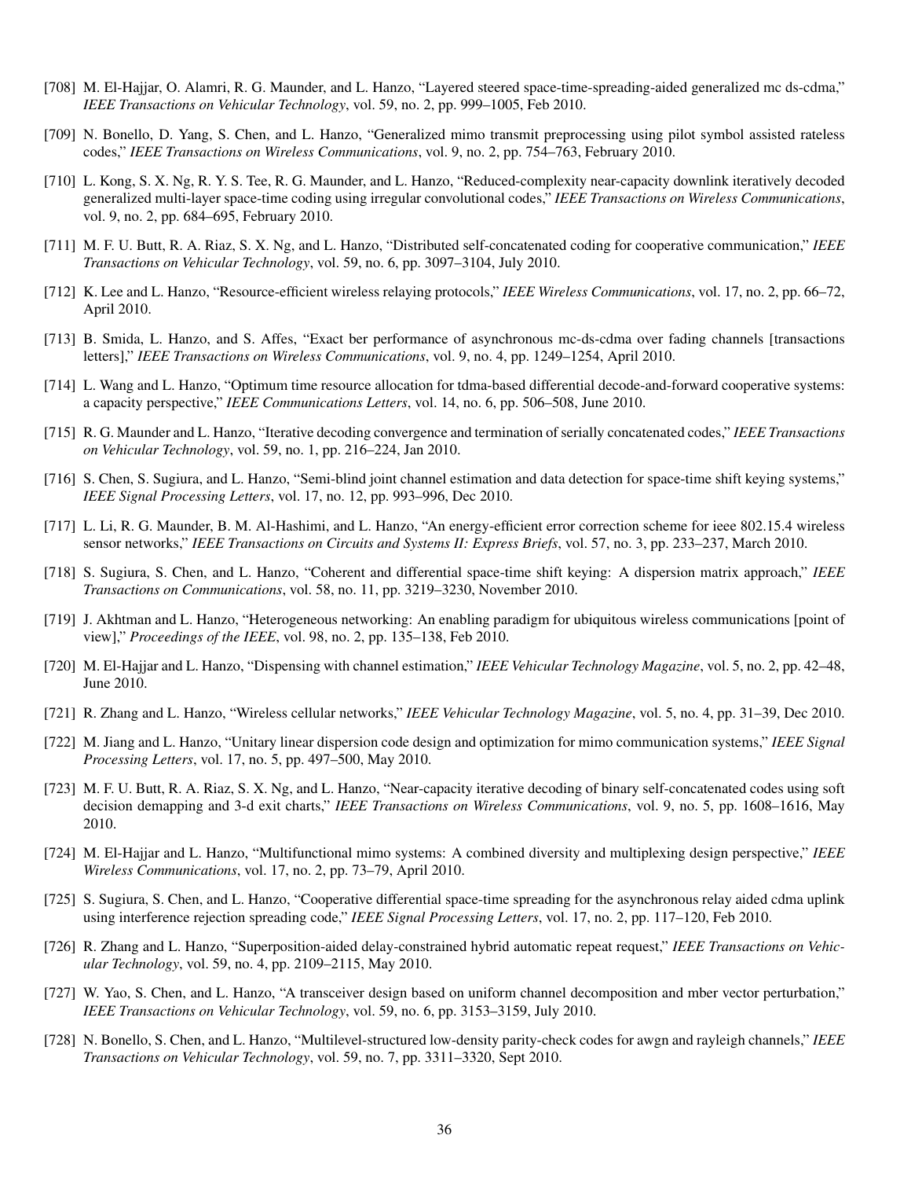[708] M. El-Hajjar, O. Alamri, R. G. Maunder, and L. Hanzo, "Layered steered space-time-spreading-aided generalized mc ds-cdma," *IEEE Transactions on Vehicular Technology*, vol. 59, no. 2, pp. 999–1005, Feb 2010.

[709] N. Bonello, D. Yang, S. Chen, and L. Hanzo, "Generalized mimo transmit preprocessing using pilot symbol assisted rateless codes," *IEEE Transactions on Wireless Communications*, vol. 9, no. 2, pp. 754–763, February 2010.

[710] L. Kong, S. X. Ng, R. Y. S. Tee, R. G. Maunder, and L. Hanzo, "Reduced-complexity near-capacity downlink iteratively decoded generalized multi-layer space-time coding using irregular convolutional codes," *IEEE Transactions on Wireless Communications*, vol. 9, no. 2, pp. 684–695, February 2010.

[711] M. F. U. Butt, R. A. Riaz, S. X. Ng, and L. Hanzo, "Distributed self-concatenated coding for cooperative communication," *IEEE Transactions on Vehicular Technology*, vol. 59, no. 6, pp. 3097–3104, July 2010.

[712] K. Lee and L. Hanzo, "Resource-efficient wireless relaying protocols," *IEEE Wireless Communications*, vol. 17, no. 2, pp. 66–72, April 2010.

[713] B. Smida, L. Hanzo, and S. Affes, "Exact ber performance of asynchronous mc-ds-cdma over fading channels [transactions letters]," *IEEE Transactions on Wireless Communications*, vol. 9, no. 4, pp. 1249–1254, April 2010.

[714] L. Wang and L. Hanzo, "Optimum time resource allocation for tdma-based differential decode-and-forward cooperative systems: a capacity perspective," *IEEE Communications Letters*, vol. 14, no. 6, pp. 506–508, June 2010.

[715] R. G. Maunder and L. Hanzo, "Iterative decoding convergence and termination of serially concatenated codes," *IEEE Transactions on Vehicular Technology*, vol. 59, no. 1, pp. 216–224, Jan 2010.

[716] S. Chen, S. Sugiura, and L. Hanzo, "Semi-blind joint channel estimation and data detection for space-time shift keying systems," *IEEE Signal Processing Letters*, vol. 17, no. 12, pp. 993–996, Dec 2010.

[717] L. Li, R. G. Maunder, B. M. Al-Hashimi, and L. Hanzo, "An energy-efficient error correction scheme for ieee 802.15.4 wireless sensor networks," *IEEE Transactions on Circuits and Systems II: Express Briefs*, vol. 57, no. 3, pp. 233–237, March 2010.

[718] S. Sugiura, S. Chen, and L. Hanzo, "Coherent and differential space-time shift keying: A dispersion matrix approach," *IEEE Transactions on Communications*, vol. 58, no. 11, pp. 3219–3230, November 2010.

[719] J. Akhtman and L. Hanzo, "Heterogeneous networking: An enabling paradigm for ubiquitous wireless communications [point of view]," *Proceedings of the IEEE*, vol. 98, no. 2, pp. 135–138, Feb 2010.

[720] M. El-Hajjar and L. Hanzo, "Dispensing with channel estimation," *IEEE Vehicular Technology Magazine*, vol. 5, no. 2, pp. 42–48, June 2010.

[721] R. Zhang and L. Hanzo, "Wireless cellular networks," *IEEE Vehicular Technology Magazine*, vol. 5, no. 4, pp. 31–39, Dec 2010.

[722] M. Jiang and L. Hanzo, "Unitary linear dispersion code design and optimization for mimo communication systems," *IEEE Signal Processing Letters*, vol. 17, no. 5, pp. 497–500, May 2010.

[723] M. F. U. Butt, R. A. Riaz, S. X. Ng, and L. Hanzo, "Near-capacity iterative decoding of binary self-concatenated codes using soft decision demapping and 3-d exit charts," *IEEE Transactions on Wireless Communications*, vol. 9, no. 5, pp. 1608–1616, May 2010.

[724] M. El-Hajjar and L. Hanzo, "Multifunctional mimo systems: A combined diversity and multiplexing design perspective," *IEEE Wireless Communications*, vol. 17, no. 2, pp. 73–79, April 2010.

[725] S. Sugiura, S. Chen, and L. Hanzo, "Cooperative differential space-time spreading for the asynchronous relay aided cdma uplink using interference rejection spreading code," *IEEE Signal Processing Letters*, vol. 17, no. 2, pp. 117–120, Feb 2010.

[726] R. Zhang and L. Hanzo, "Superposition-aided delay-constrained hybrid automatic repeat request," *IEEE Transactions on Vehicular Technology*, vol. 59, no. 4, pp. 2109–2115, May 2010.

[727] W. Yao, S. Chen, and L. Hanzo, "A transceiver design based on uniform channel decomposition and mber vector perturbation," *IEEE Transactions on Vehicular Technology*, vol. 59, no. 6, pp. 3153–3159, July 2010.

[728] N. Bonello, S. Chen, and L. Hanzo, "Multilevel-structured low-density parity-check codes for awgn and rayleigh channels," *IEEE Transactions on Vehicular Technology*, vol. 59, no. 7, pp. 3311–3320, Sept 2010.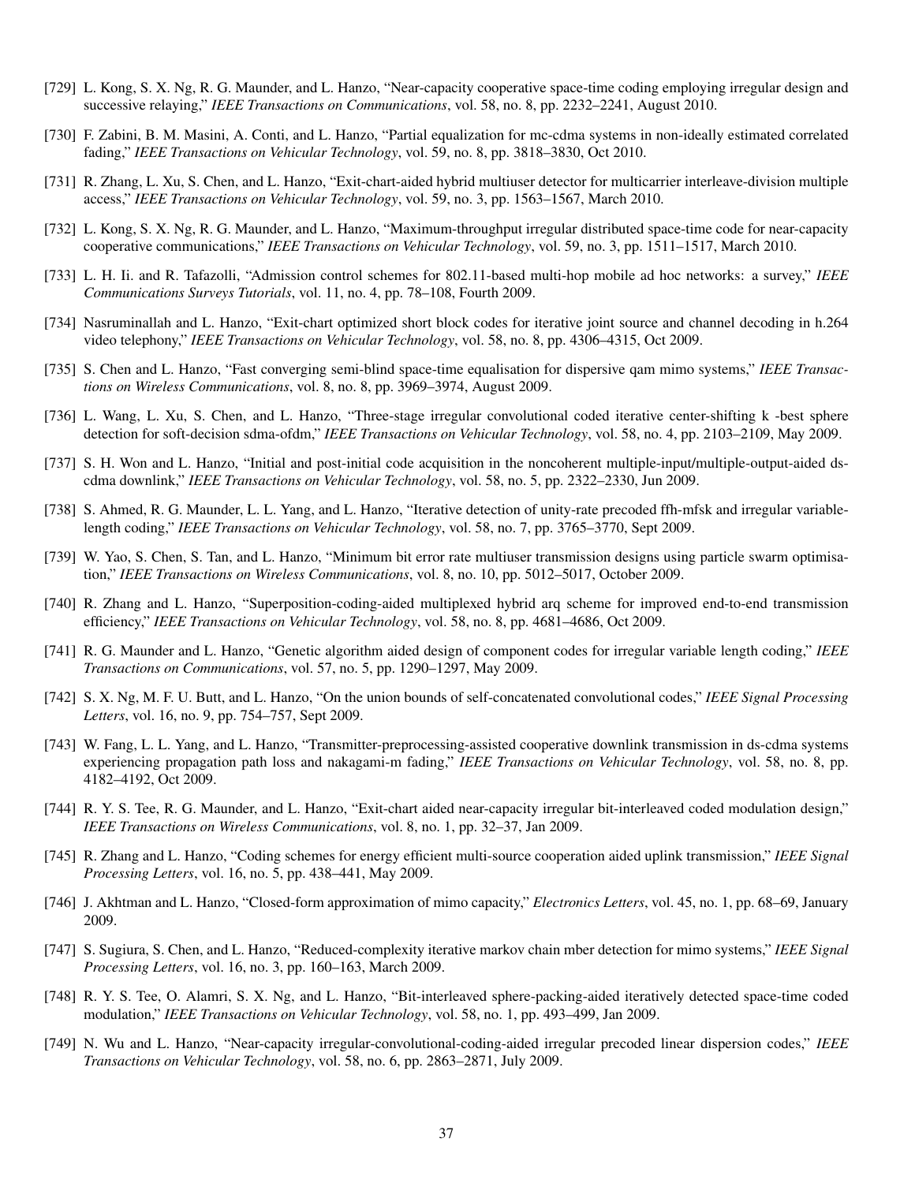[729] L. Kong, S. X. Ng, R. G. Maunder, and L. Hanzo, "Near-capacity cooperative space-time coding employing irregular design and successive relaying," *IEEE Transactions on Communications*, vol. 58, no. 8, pp. 2232–2241, August 2010.

[730] F. Zabini, B. M. Masini, A. Conti, and L. Hanzo, "Partial equalization for mc-cdma systems in non-ideally estimated correlated fading," *IEEE Transactions on Vehicular Technology*, vol. 59, no. 8, pp. 3818–3830, Oct 2010.

[731] R. Zhang, L. Xu, S. Chen, and L. Hanzo, "Exit-chart-aided hybrid multiuser detector for multicarrier interleave-division multiple access," *IEEE Transactions on Vehicular Technology*, vol. 59, no. 3, pp. 1563–1567, March 2010.

[732] L. Kong, S. X. Ng, R. G. Maunder, and L. Hanzo, "Maximum-throughput irregular distributed space-time code for near-capacity cooperative communications," *IEEE Transactions on Vehicular Technology*, vol. 59, no. 3, pp. 1511–1517, March 2010.

[733] L. H. Ii. and R. Tafazolli, "Admission control schemes for 802.11-based multi-hop mobile ad hoc networks: a survey," *IEEE Communications Surveys Tutorials*, vol. 11, no. 4, pp. 78–108, Fourth 2009.

[734] Nasruminallah and L. Hanzo, "Exit-chart optimized short block codes for iterative joint source and channel decoding in h.264 video telephony," *IEEE Transactions on Vehicular Technology*, vol. 58, no. 8, pp. 4306–4315, Oct 2009.

[735] S. Chen and L. Hanzo, "Fast converging semi-blind space-time equalisation for dispersive qam mimo systems," *IEEE Transactions on Wireless Communications*, vol. 8, no. 8, pp. 3969–3974, August 2009.

[736] L. Wang, L. Xu, S. Chen, and L. Hanzo, "Three-stage irregular convolutional coded iterative center-shifting k -best sphere detection for soft-decision sdma-ofdm," *IEEE Transactions on Vehicular Technology*, vol. 58, no. 4, pp. 2103–2109, May 2009.

[737] S. H. Won and L. Hanzo, "Initial and post-initial code acquisition in the noncoherent multiple-input/multiple-output-aided ds-cdma downlink," *IEEE Transactions on Vehicular Technology*, vol. 58, no. 5, pp. 2322–2330, Jun 2009.

[738] S. Ahmed, R. G. Maunder, L. L. Yang, and L. Hanzo, "Iterative detection of unity-rate precoded ffh-mfsk and irregular variable-length coding," *IEEE Transactions on Vehicular Technology*, vol. 58, no. 7, pp. 3765–3770, Sept 2009.

[739] W. Yao, S. Chen, S. Tan, and L. Hanzo, "Minimum bit error rate multiuser transmission designs using particle swarm optimisation," *IEEE Transactions on Wireless Communications*, vol. 8, no. 10, pp. 5012–5017, October 2009.

[740] R. Zhang and L. Hanzo, "Superposition-coding-aided multiplexed hybrid arq scheme for improved end-to-end transmission efficiency," *IEEE Transactions on Vehicular Technology*, vol. 58, no. 8, pp. 4681–4686, Oct 2009.

[741] R. G. Maunder and L. Hanzo, "Genetic algorithm aided design of component codes for irregular variable length coding," *IEEE Transactions on Communications*, vol. 57, no. 5, pp. 1290–1297, May 2009.

[742] S. X. Ng, M. F. U. Butt, and L. Hanzo, "On the union bounds of self-concatenated convolutional codes," *IEEE Signal Processing Letters*, vol. 16, no. 9, pp. 754–757, Sept 2009.

[743] W. Fang, L. L. Yang, and L. Hanzo, "Transmitter-preprocessing-assisted cooperative downlink transmission in ds-cdma systems experiencing propagation path loss and nakagami-m fading," *IEEE Transactions on Vehicular Technology*, vol. 58, no. 8, pp. 4182–4192, Oct 2009.

[744] R. Y. S. Tee, R. G. Maunder, and L. Hanzo, "Exit-chart aided near-capacity irregular bit-interleaved coded modulation design," *IEEE Transactions on Wireless Communications*, vol. 8, no. 1, pp. 32–37, Jan 2009.

[745] R. Zhang and L. Hanzo, "Coding schemes for energy efficient multi-source cooperation aided uplink transmission," *IEEE Signal Processing Letters*, vol. 16, no. 5, pp. 438–441, May 2009.

[746] J. Akhtman and L. Hanzo, "Closed-form approximation of mimo capacity," *Electronics Letters*, vol. 45, no. 1, pp. 68–69, January 2009.

[747] S. Sugiura, S. Chen, and L. Hanzo, "Reduced-complexity iterative markov chain mber detection for mimo systems," *IEEE Signal Processing Letters*, vol. 16, no. 3, pp. 160–163, March 2009.

[748] R. Y. S. Tee, O. Alamri, S. X. Ng, and L. Hanzo, "Bit-interleaved sphere-packing-aided iteratively detected space-time coded modulation," *IEEE Transactions on Vehicular Technology*, vol. 58, no. 1, pp. 493–499, Jan 2009.

[749] N. Wu and L. Hanzo, "Near-capacity irregular-convolutional-coding-aided irregular precoded linear dispersion codes," *IEEE Transactions on Vehicular Technology*, vol. 58, no. 6, pp. 2863–2871, July 2009.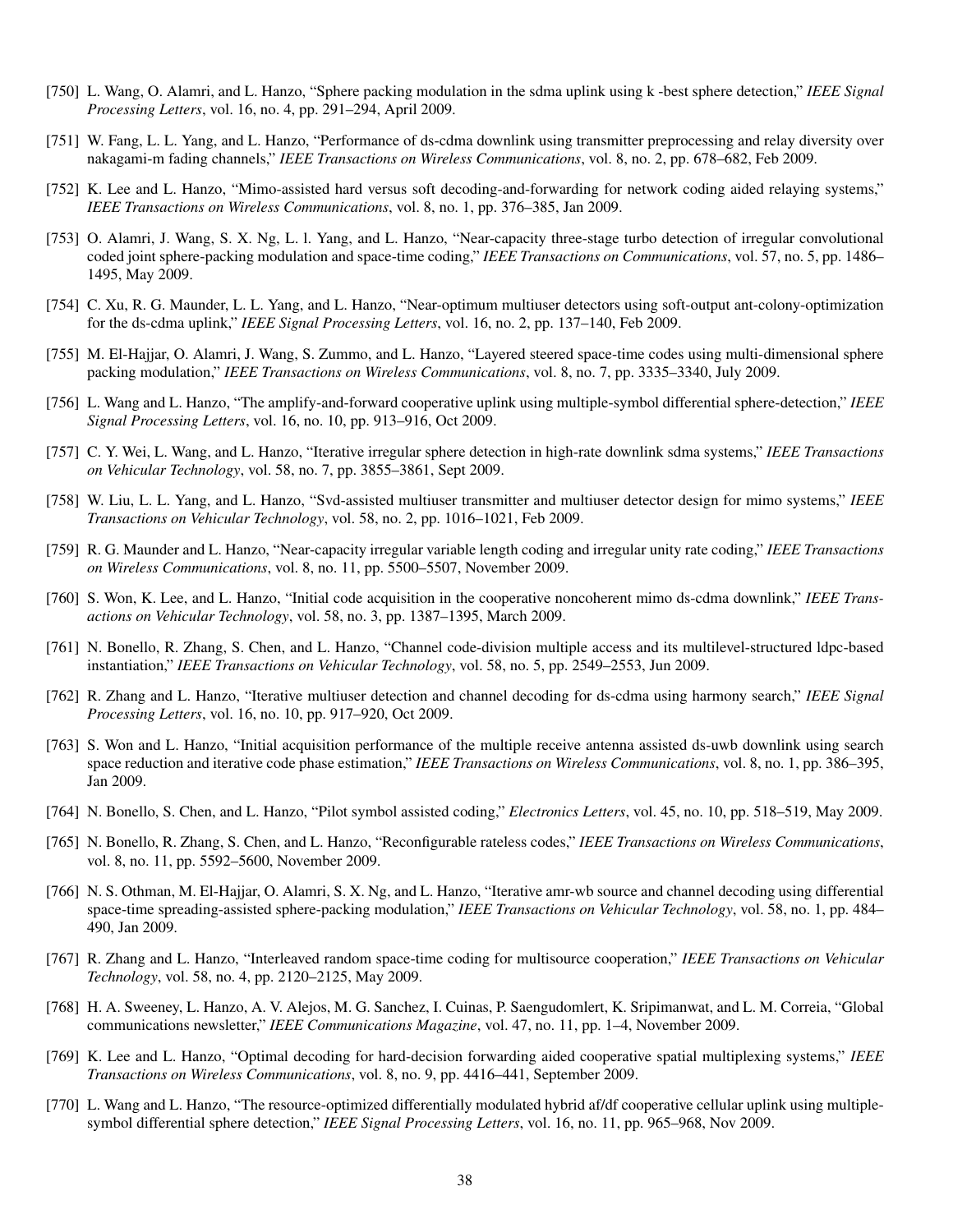[750] L. Wang, O. Alamri, and L. Hanzo, "Sphere packing modulation in the sdma uplink using k -best sphere detection," *IEEE Signal Processing Letters*, vol. 16, no. 4, pp. 291–294, April 2009.

[751] W. Fang, L. L. Yang, and L. Hanzo, "Performance of ds-cdma downlink using transmitter preprocessing and relay diversity over nakagami-m fading channels," *IEEE Transactions on Wireless Communications*, vol. 8, no. 2, pp. 678–682, Feb 2009.

[752] K. Lee and L. Hanzo, "Mimo-assisted hard versus soft decoding-and-forwarding for network coding aided relaying systems," *IEEE Transactions on Wireless Communications*, vol. 8, no. 1, pp. 376–385, Jan 2009.

[753] O. Alamri, J. Wang, S. X. Ng, L. l. Yang, and L. Hanzo, "Near-capacity three-stage turbo detection of irregular convolutional coded joint sphere-packing modulation and space-time coding," *IEEE Transactions on Communications*, vol. 57, no. 5, pp. 1486–1495, May 2009.

[754] C. Xu, R. G. Maunder, L. L. Yang, and L. Hanzo, "Near-optimum multiuser detectors using soft-output ant-colony-optimization for the ds-cdma uplink," *IEEE Signal Processing Letters*, vol. 16, no. 2, pp. 137–140, Feb 2009.

[755] M. El-Hajjar, O. Alamri, J. Wang, S. Zummo, and L. Hanzo, "Layered steered space-time codes using multi-dimensional sphere packing modulation," *IEEE Transactions on Wireless Communications*, vol. 8, no. 7, pp. 3335–3340, July 2009.

[756] L. Wang and L. Hanzo, "The amplify-and-forward cooperative uplink using multiple-symbol differential sphere-detection," *IEEE Signal Processing Letters*, vol. 16, no. 10, pp. 913–916, Oct 2009.

[757] C. Y. Wei, L. Wang, and L. Hanzo, "Iterative irregular sphere detection in high-rate downlink sdma systems," *IEEE Transactions on Vehicular Technology*, vol. 58, no. 7, pp. 3855–3861, Sept 2009.

[758] W. Liu, L. L. Yang, and L. Hanzo, "Svd-assisted multiuser transmitter and multiuser detector design for mimo systems," *IEEE Transactions on Vehicular Technology*, vol. 58, no. 2, pp. 1016–1021, Feb 2009.

[759] R. G. Maunder and L. Hanzo, "Near-capacity irregular variable length coding and irregular unity rate coding," *IEEE Transactions on Wireless Communications*, vol. 8, no. 11, pp. 5500–5507, November 2009.

[760] S. Won, K. Lee, and L. Hanzo, "Initial code acquisition in the cooperative noncoherent mimo ds-cdma downlink," *IEEE Transactions on Vehicular Technology*, vol. 58, no. 3, pp. 1387–1395, March 2009.

[761] N. Bonello, R. Zhang, S. Chen, and L. Hanzo, "Channel code-division multiple access and its multilevel-structured ldpc-based instantiation," *IEEE Transactions on Vehicular Technology*, vol. 58, no. 5, pp. 2549–2553, Jun 2009.

[762] R. Zhang and L. Hanzo, "Iterative multiuser detection and channel decoding for ds-cdma using harmony search," *IEEE Signal Processing Letters*, vol. 16, no. 10, pp. 917–920, Oct 2009.

[763] S. Won and L. Hanzo, "Initial acquisition performance of the multiple receive antenna assisted ds-uwb downlink using search space reduction and iterative code phase estimation," *IEEE Transactions on Wireless Communications*, vol. 8, no. 1, pp. 386–395, Jan 2009.

[764] N. Bonello, S. Chen, and L. Hanzo, "Pilot symbol assisted coding," *Electronics Letters*, vol. 45, no. 10, pp. 518–519, May 2009.

[765] N. Bonello, R. Zhang, S. Chen, and L. Hanzo, "Reconfigurable rateless codes," *IEEE Transactions on Wireless Communications*, vol. 8, no. 11, pp. 5592–5600, November 2009.

[766] N. S. Othman, M. El-Hajjar, O. Alamri, S. X. Ng, and L. Hanzo, "Iterative amr-wb source and channel decoding using differential space-time spreading-assisted sphere-packing modulation," *IEEE Transactions on Vehicular Technology*, vol. 58, no. 1, pp. 484–490, Jan 2009.

[767] R. Zhang and L. Hanzo, "Interleaved random space-time coding for multisource cooperation," *IEEE Transactions on Vehicular Technology*, vol. 58, no. 4, pp. 2120–2125, May 2009.

[768] H. A. Sweeney, L. Hanzo, A. V. Alejos, M. G. Sanchez, I. Cuinas, P. Saengudomlert, K. Sripimanwat, and L. M. Correia, "Global communications newsletter," *IEEE Communications Magazine*, vol. 47, no. 11, pp. 1–4, November 2009.

[769] K. Lee and L. Hanzo, "Optimal decoding for hard-decision forwarding aided cooperative spatial multiplexing systems," *IEEE Transactions on Wireless Communications*, vol. 8, no. 9, pp. 4416–441, September 2009.

[770] L. Wang and L. Hanzo, "The resource-optimized differentially modulated hybrid af/df cooperative cellular uplink using multiple-symbol differential sphere detection," *IEEE Signal Processing Letters*, vol. 16, no. 11, pp. 965–968, Nov 2009.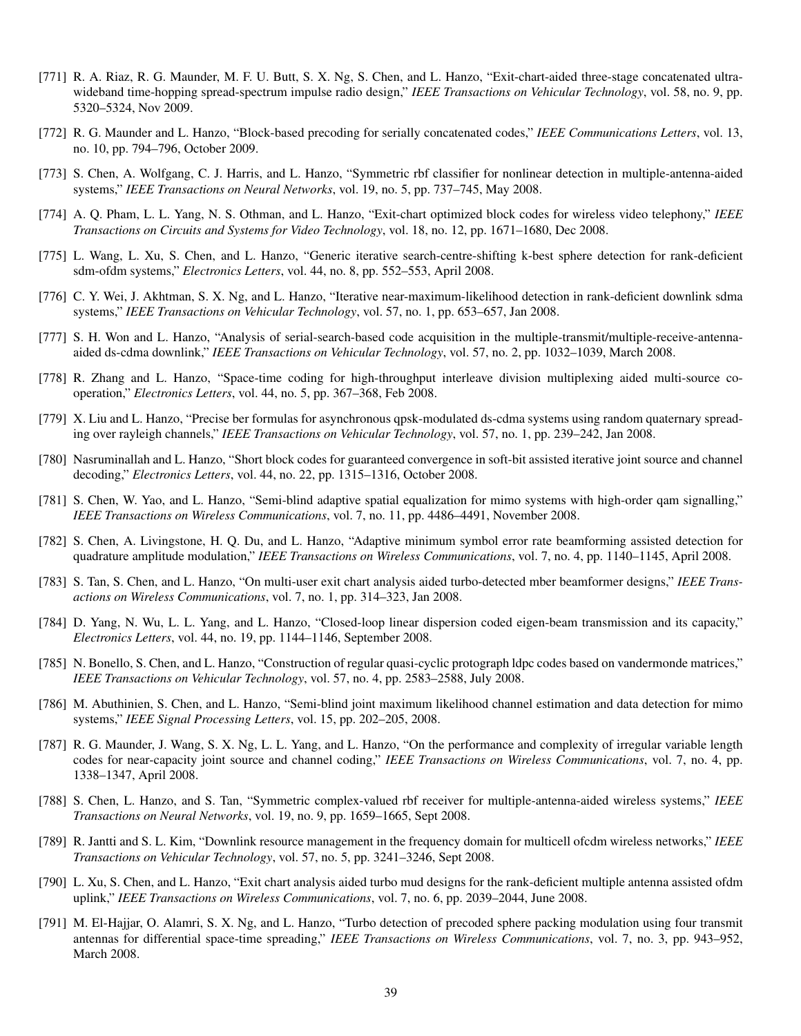[771] R. A. Riaz, R. G. Maunder, M. F. U. Butt, S. X. Ng, S. Chen, and L. Hanzo, "Exit-chart-aided three-stage concatenated ultra-wideband time-hopping spread-spectrum impulse radio design," *IEEE Transactions on Vehicular Technology*, vol. 58, no. 9, pp. 5320–5324, Nov 2009.

[772] R. G. Maunder and L. Hanzo, "Block-based precoding for serially concatenated codes," *IEEE Communications Letters*, vol. 13, no. 10, pp. 794–796, October 2009.

[773] S. Chen, A. Wolfgang, C. J. Harris, and L. Hanzo, "Symmetric rbf classifier for nonlinear detection in multiple-antenna-aided systems," *IEEE Transactions on Neural Networks*, vol. 19, no. 5, pp. 737–745, May 2008.

[774] A. Q. Pham, L. L. Yang, N. S. Othman, and L. Hanzo, "Exit-chart optimized block codes for wireless video telephony," *IEEE Transactions on Circuits and Systems for Video Technology*, vol. 18, no. 12, pp. 1671–1680, Dec 2008.

[775] L. Wang, L. Xu, S. Chen, and L. Hanzo, "Generic iterative search-centre-shifting k-best sphere detection for rank-deficient sdm-ofdm systems," *Electronics Letters*, vol. 44, no. 8, pp. 552–553, April 2008.

[776] C. Y. Wei, J. Akhtman, S. X. Ng, and L. Hanzo, "Iterative near-maximum-likelihood detection in rank-deficient downlink sdma systems," *IEEE Transactions on Vehicular Technology*, vol. 57, no. 1, pp. 653–657, Jan 2008.

[777] S. H. Won and L. Hanzo, "Analysis of serial-search-based code acquisition in the multiple-transmit/multiple-receive-antenna-aided ds-cdma downlink," *IEEE Transactions on Vehicular Technology*, vol. 57, no. 2, pp. 1032–1039, March 2008.

[778] R. Zhang and L. Hanzo, "Space-time coding for high-throughput interleave division multiplexing aided multi-source co-operation," *Electronics Letters*, vol. 44, no. 5, pp. 367–368, Feb 2008.

[779] X. Liu and L. Hanzo, "Precise ber formulas for asynchronous qpsk-modulated ds-cdma systems using random quaternary spreading over rayleigh channels," *IEEE Transactions on Vehicular Technology*, vol. 57, no. 1, pp. 239–242, Jan 2008.

[780] Nasruminallah and L. Hanzo, "Short block codes for guaranteed convergence in soft-bit assisted iterative joint source and channel decoding," *Electronics Letters*, vol. 44, no. 22, pp. 1315–1316, October 2008.

[781] S. Chen, W. Yao, and L. Hanzo, "Semi-blind adaptive spatial equalization for mimo systems with high-order qam signalling," *IEEE Transactions on Wireless Communications*, vol. 7, no. 11, pp. 4486–4491, November 2008.

[782] S. Chen, A. Livingstone, H. Q. Du, and L. Hanzo, "Adaptive minimum symbol error rate beamforming assisted detection for quadrature amplitude modulation," *IEEE Transactions on Wireless Communications*, vol. 7, no. 4, pp. 1140–1145, April 2008.

[783] S. Tan, S. Chen, and L. Hanzo, "On multi-user exit chart analysis aided turbo-detected mber beamformer designs," *IEEE Transactions on Wireless Communications*, vol. 7, no. 1, pp. 314–323, Jan 2008.

[784] D. Yang, N. Wu, L. L. Yang, and L. Hanzo, "Closed-loop linear dispersion coded eigen-beam transmission and its capacity," *Electronics Letters*, vol. 44, no. 19, pp. 1144–1146, September 2008.

[785] N. Bonello, S. Chen, and L. Hanzo, "Construction of regular quasi-cyclic protograph ldpc codes based on vandermonde matrices," *IEEE Transactions on Vehicular Technology*, vol. 57, no. 4, pp. 2583–2588, July 2008.

[786] M. Abuthinien, S. Chen, and L. Hanzo, "Semi-blind joint maximum likelihood channel estimation and data detection for mimo systems," *IEEE Signal Processing Letters*, vol. 15, pp. 202–205, 2008.

[787] R. G. Maunder, J. Wang, S. X. Ng, L. L. Yang, and L. Hanzo, "On the performance and complexity of irregular variable length codes for near-capacity joint source and channel coding," *IEEE Transactions on Wireless Communications*, vol. 7, no. 4, pp. 1338–1347, April 2008.

[788] S. Chen, L. Hanzo, and S. Tan, "Symmetric complex-valued rbf receiver for multiple-antenna-aided wireless systems," *IEEE Transactions on Neural Networks*, vol. 19, no. 9, pp. 1659–1665, Sept 2008.

[789] R. Jantti and S. L. Kim, "Downlink resource management in the frequency domain for multicell ofcdm wireless networks," *IEEE Transactions on Vehicular Technology*, vol. 57, no. 5, pp. 3241–3246, Sept 2008.

[790] L. Xu, S. Chen, and L. Hanzo, "Exit chart analysis aided turbo mud designs for the rank-deficient multiple antenna assisted ofdm uplink," *IEEE Transactions on Wireless Communications*, vol. 7, no. 6, pp. 2039–2044, June 2008.

[791] M. El-Hajjar, O. Alamri, S. X. Ng, and L. Hanzo, "Turbo detection of precoded sphere packing modulation using four transmit antennas for differential space-time spreading," *IEEE Transactions on Wireless Communications*, vol. 7, no. 3, pp. 943–952, March 2008.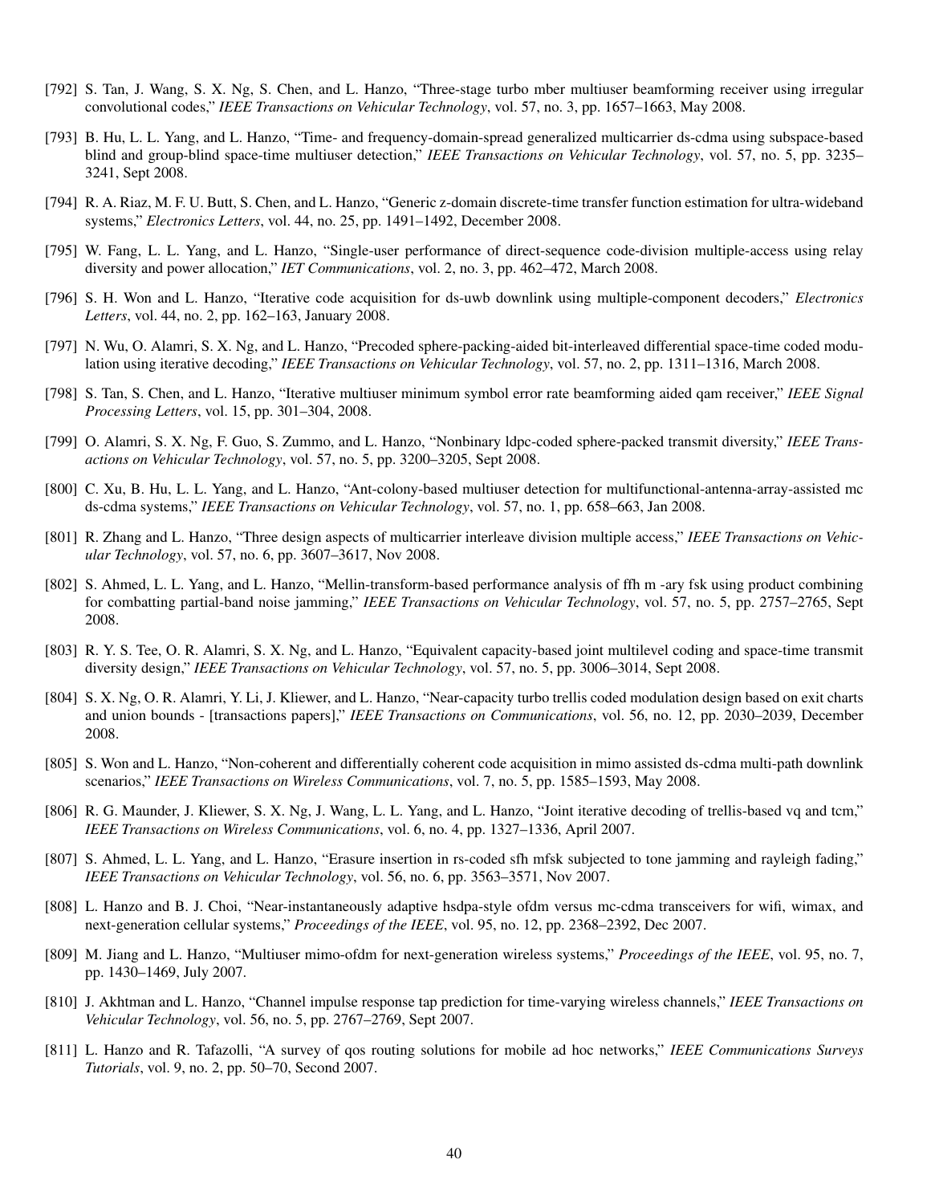[792] S. Tan, J. Wang, S. X. Ng, S. Chen, and L. Hanzo, "Three-stage turbo mber multiuser beamforming receiver using irregular convolutional codes," *IEEE Transactions on Vehicular Technology*, vol. 57, no. 3, pp. 1657–1663, May 2008.

[793] B. Hu, L. L. Yang, and L. Hanzo, "Time- and frequency-domain-spread generalized multicarrier ds-cdma using subspace-based blind and group-blind space-time multiuser detection," *IEEE Transactions on Vehicular Technology*, vol. 57, no. 5, pp. 3235–3241, Sept 2008.

[794] R. A. Riaz, M. F. U. Butt, S. Chen, and L. Hanzo, "Generic z-domain discrete-time transfer function estimation for ultra-wideband systems," *Electronics Letters*, vol. 44, no. 25, pp. 1491–1492, December 2008.

[795] W. Fang, L. L. Yang, and L. Hanzo, "Single-user performance of direct-sequence code-division multiple-access using relay diversity and power allocation," *IET Communications*, vol. 2, no. 3, pp. 462–472, March 2008.

[796] S. H. Won and L. Hanzo, "Iterative code acquisition for ds-uwb downlink using multiple-component decoders," *Electronics Letters*, vol. 44, no. 2, pp. 162–163, January 2008.

[797] N. Wu, O. Alamri, S. X. Ng, and L. Hanzo, "Precoded sphere-packing-aided bit-interleaved differential space-time coded modulation using iterative decoding," *IEEE Transactions on Vehicular Technology*, vol. 57, no. 2, pp. 1311–1316, March 2008.

[798] S. Tan, S. Chen, and L. Hanzo, "Iterative multiuser minimum symbol error rate beamforming aided qam receiver," *IEEE Signal Processing Letters*, vol. 15, pp. 301–304, 2008.

[799] O. Alamri, S. X. Ng, F. Guo, S. Zummo, and L. Hanzo, "Nonbinary ldpc-coded sphere-packed transmit diversity," *IEEE Transactions on Vehicular Technology*, vol. 57, no. 5, pp. 3200–3205, Sept 2008.

[800] C. Xu, B. Hu, L. L. Yang, and L. Hanzo, "Ant-colony-based multiuser detection for multifunctional-antenna-array-assisted mc ds-cdma systems," *IEEE Transactions on Vehicular Technology*, vol. 57, no. 1, pp. 658–663, Jan 2008.

[801] R. Zhang and L. Hanzo, "Three design aspects of multicarrier interleave division multiple access," *IEEE Transactions on Vehicular Technology*, vol. 57, no. 6, pp. 3607–3617, Nov 2008.

[802] S. Ahmed, L. L. Yang, and L. Hanzo, "Mellin-transform-based performance analysis of ffh m -ary fsk using product combining for combatting partial-band noise jamming," *IEEE Transactions on Vehicular Technology*, vol. 57, no. 5, pp. 2757–2765, Sept 2008.

[803] R. Y. S. Tee, O. R. Alamri, S. X. Ng, and L. Hanzo, "Equivalent capacity-based joint multilevel coding and space-time transmit diversity design," *IEEE Transactions on Vehicular Technology*, vol. 57, no. 5, pp. 3006–3014, Sept 2008.

[804] S. X. Ng, O. R. Alamri, Y. Li, J. Kliewer, and L. Hanzo, "Near-capacity turbo trellis coded modulation design based on exit charts and union bounds - [transactions papers]," *IEEE Transactions on Communications*, vol. 56, no. 12, pp. 2030–2039, December 2008.

[805] S. Won and L. Hanzo, "Non-coherent and differentially coherent code acquisition in mimo assisted ds-cdma multi-path downlink scenarios," *IEEE Transactions on Wireless Communications*, vol. 7, no. 5, pp. 1585–1593, May 2008.

[806] R. G. Maunder, J. Kliewer, S. X. Ng, J. Wang, L. L. Yang, and L. Hanzo, "Joint iterative decoding of trellis-based vq and tcm," *IEEE Transactions on Wireless Communications*, vol. 6, no. 4, pp. 1327–1336, April 2007.

[807] S. Ahmed, L. L. Yang, and L. Hanzo, "Erasure insertion in rs-coded sfh mfsk subjected to tone jamming and rayleigh fading," *IEEE Transactions on Vehicular Technology*, vol. 56, no. 6, pp. 3563–3571, Nov 2007.

[808] L. Hanzo and B. J. Choi, "Near-instantaneously adaptive hsdpa-style ofdm versus mc-cdma transceivers for wifi, wimax, and next-generation cellular systems," *Proceedings of the IEEE*, vol. 95, no. 12, pp. 2368–2392, Dec 2007.

[809] M. Jiang and L. Hanzo, "Multiuser mimo-ofdm for next-generation wireless systems," *Proceedings of the IEEE*, vol. 95, no. 7, pp. 1430–1469, July 2007.

[810] J. Akhtman and L. Hanzo, "Channel impulse response tap prediction for time-varying wireless channels," *IEEE Transactions on Vehicular Technology*, vol. 56, no. 5, pp. 2767–2769, Sept 2007.

[811] L. Hanzo and R. Tafazolli, "A survey of qos routing solutions for mobile ad hoc networks," *IEEE Communications Surveys Tutorials*, vol. 9, no. 2, pp. 50–70, Second 2007.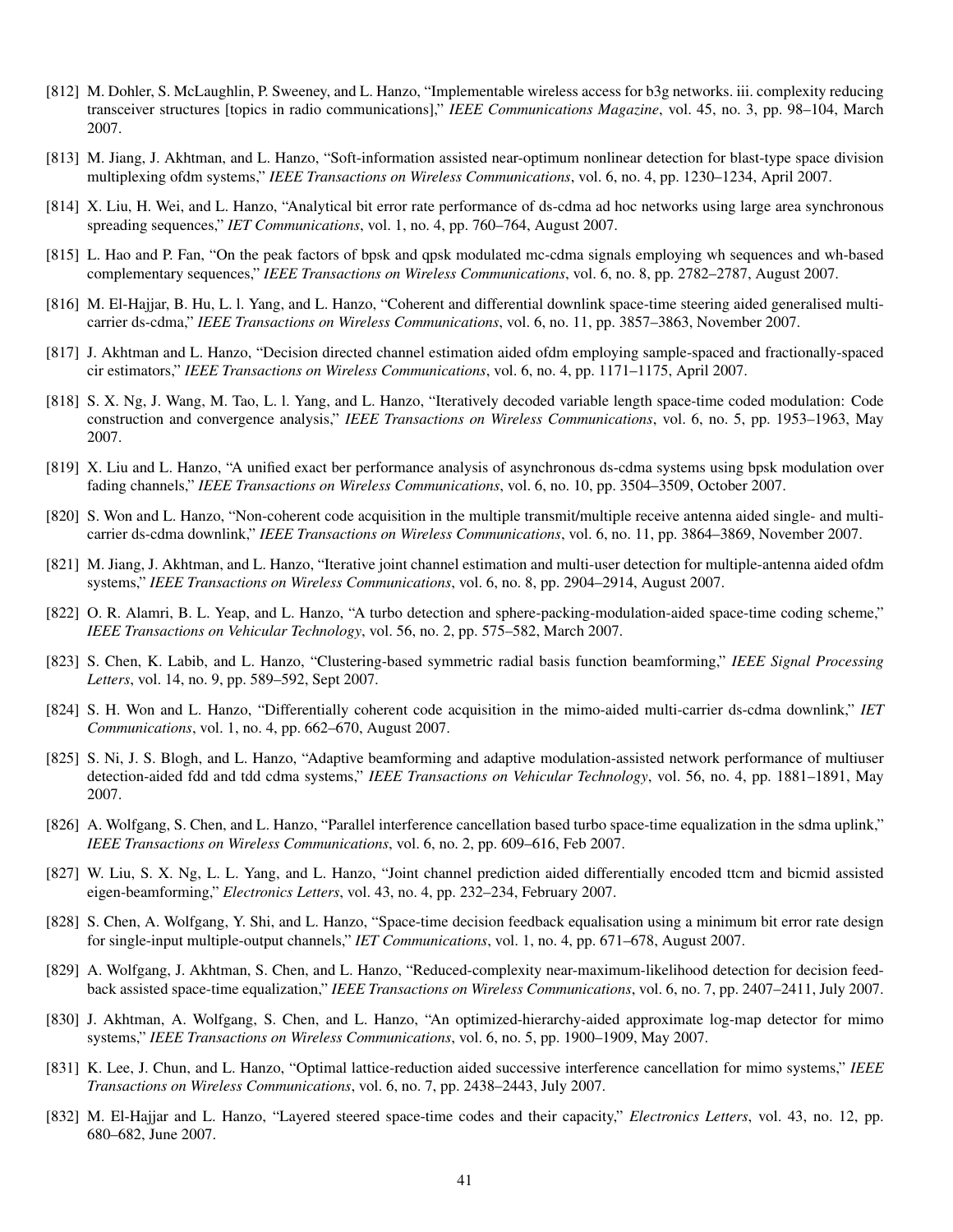[812] M. Dohler, S. McLaughlin, P. Sweeney, and L. Hanzo, "Implementable wireless access for b3g networks. iii. complexity reducing transceiver structures [topics in radio communications]," *IEEE Communications Magazine*, vol. 45, no. 3, pp. 98–104, March 2007.

[813] M. Jiang, J. Akhtman, and L. Hanzo, "Soft-information assisted near-optimum nonlinear detection for blast-type space division multiplexing ofdm systems," *IEEE Transactions on Wireless Communications*, vol. 6, no. 4, pp. 1230–1234, April 2007.

[814] X. Liu, H. Wei, and L. Hanzo, "Analytical bit error rate performance of ds-cdma ad hoc networks using large area synchronous spreading sequences," *IET Communications*, vol. 1, no. 4, pp. 760–764, August 2007.

[815] L. Hao and P. Fan, "On the peak factors of bpsk and qpsk modulated mc-cdma signals employing wh sequences and wh-based complementary sequences," *IEEE Transactions on Wireless Communications*, vol. 6, no. 8, pp. 2782–2787, August 2007.

[816] M. El-Hajjar, B. Hu, L. l. Yang, and L. Hanzo, "Coherent and differential downlink space-time steering aided generalised multi-carrier ds-cdma," *IEEE Transactions on Wireless Communications*, vol. 6, no. 11, pp. 3857–3863, November 2007.

[817] J. Akhtman and L. Hanzo, "Decision directed channel estimation aided ofdm employing sample-spaced and fractionally-spaced cir estimators," *IEEE Transactions on Wireless Communications*, vol. 6, no. 4, pp. 1171–1175, April 2007.

[818] S. X. Ng, J. Wang, M. Tao, L. l. Yang, and L. Hanzo, "Iteratively decoded variable length space-time coded modulation: Code construction and convergence analysis," *IEEE Transactions on Wireless Communications*, vol. 6, no. 5, pp. 1953–1963, May 2007.

[819] X. Liu and L. Hanzo, "A unified exact ber performance analysis of asynchronous ds-cdma systems using bpsk modulation over fading channels," *IEEE Transactions on Wireless Communications*, vol. 6, no. 10, pp. 3504–3509, October 2007.

[820] S. Won and L. Hanzo, "Non-coherent code acquisition in the multiple transmit/multiple receive antenna aided single- and multi-carrier ds-cdma downlink," *IEEE Transactions on Wireless Communications*, vol. 6, no. 11, pp. 3864–3869, November 2007.

[821] M. Jiang, J. Akhtman, and L. Hanzo, "Iterative joint channel estimation and multi-user detection for multiple-antenna aided ofdm systems," *IEEE Transactions on Wireless Communications*, vol. 6, no. 8, pp. 2904–2914, August 2007.

[822] O. R. Alamri, B. L. Yeap, and L. Hanzo, "A turbo detection and sphere-packing-modulation-aided space-time coding scheme," *IEEE Transactions on Vehicular Technology*, vol. 56, no. 2, pp. 575–582, March 2007.

[823] S. Chen, K. Labib, and L. Hanzo, "Clustering-based symmetric radial basis function beamforming," *IEEE Signal Processing Letters*, vol. 14, no. 9, pp. 589–592, Sept 2007.

[824] S. H. Won and L. Hanzo, "Differentially coherent code acquisition in the mimo-aided multi-carrier ds-cdma downlink," *IET Communications*, vol. 1, no. 4, pp. 662–670, August 2007.

[825] S. Ni, J. S. Blogh, and L. Hanzo, "Adaptive beamforming and adaptive modulation-assisted network performance of multiuser detection-aided fdd and tdd cdma systems," *IEEE Transactions on Vehicular Technology*, vol. 56, no. 4, pp. 1881–1891, May 2007.

[826] A. Wolfgang, S. Chen, and L. Hanzo, "Parallel interference cancellation based turbo space-time equalization in the sdma uplink," *IEEE Transactions on Wireless Communications*, vol. 6, no. 2, pp. 609–616, Feb 2007.

[827] W. Liu, S. X. Ng, L. L. Yang, and L. Hanzo, "Joint channel prediction aided differentially encoded ttcm and bicmid assisted eigen-beamforming," *Electronics Letters*, vol. 43, no. 4, pp. 232–234, February 2007.

[828] S. Chen, A. Wolfgang, Y. Shi, and L. Hanzo, "Space-time decision feedback equalisation using a minimum bit error rate design for single-input multiple-output channels," *IET Communications*, vol. 1, no. 4, pp. 671–678, August 2007.

[829] A. Wolfgang, J. Akhtman, S. Chen, and L. Hanzo, "Reduced-complexity near-maximum-likelihood detection for decision feedback assisted space-time equalization," *IEEE Transactions on Wireless Communications*, vol. 6, no. 7, pp. 2407–2411, July 2007.

[830] J. Akhtman, A. Wolfgang, S. Chen, and L. Hanzo, "An optimized-hierarchy-aided approximate log-map detector for mimo systems," *IEEE Transactions on Wireless Communications*, vol. 6, no. 5, pp. 1900–1909, May 2007.

[831] K. Lee, J. Chun, and L. Hanzo, "Optimal lattice-reduction aided successive interference cancellation for mimo systems," *IEEE Transactions on Wireless Communications*, vol. 6, no. 7, pp. 2438–2443, July 2007.

[832] M. El-Hajjar and L. Hanzo, "Layered steered space-time codes and their capacity," *Electronics Letters*, vol. 43, no. 12, pp. 680–682, June 2007.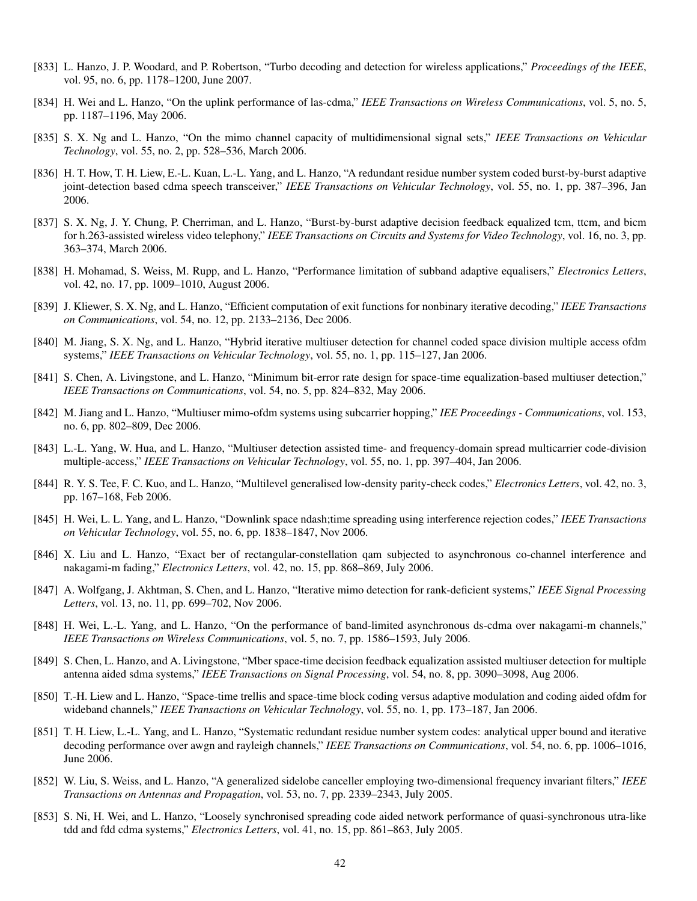[833] L. Hanzo, J. P. Woodard, and P. Robertson, "Turbo decoding and detection for wireless applications," *Proceedings of the IEEE*, vol. 95, no. 6, pp. 1178–1200, June 2007.

[834] H. Wei and L. Hanzo, "On the uplink performance of las-cdma," *IEEE Transactions on Wireless Communications*, vol. 5, no. 5, pp. 1187–1196, May 2006.

[835] S. X. Ng and L. Hanzo, "On the mimo channel capacity of multidimensional signal sets," *IEEE Transactions on Vehicular Technology*, vol. 55, no. 2, pp. 528–536, March 2006.

[836] H. T. How, T. H. Liew, E.-L. Kuan, L.-L. Yang, and L. Hanzo, "A redundant residue number system coded burst-by-burst adaptive joint-detection based cdma speech transceiver," *IEEE Transactions on Vehicular Technology*, vol. 55, no. 1, pp. 387–396, Jan 2006.

[837] S. X. Ng, J. Y. Chung, P. Cherriman, and L. Hanzo, "Burst-by-burst adaptive decision feedback equalized tcm, ttcm, and bicm for h.263-assisted wireless video telephony," *IEEE Transactions on Circuits and Systems for Video Technology*, vol. 16, no. 3, pp. 363–374, March 2006.

[838] H. Mohamad, S. Weiss, M. Rupp, and L. Hanzo, "Performance limitation of subband adaptive equalisers," *Electronics Letters*, vol. 42, no. 17, pp. 1009–1010, August 2006.

[839] J. Kliewer, S. X. Ng, and L. Hanzo, "Efficient computation of exit functions for nonbinary iterative decoding," *IEEE Transactions on Communications*, vol. 54, no. 12, pp. 2133–2136, Dec 2006.

[840] M. Jiang, S. X. Ng, and L. Hanzo, "Hybrid iterative multiuser detection for channel coded space division multiple access ofdm systems," *IEEE Transactions on Vehicular Technology*, vol. 55, no. 1, pp. 115–127, Jan 2006.

[841] S. Chen, A. Livingstone, and L. Hanzo, "Minimum bit-error rate design for space-time equalization-based multiuser detection," *IEEE Transactions on Communications*, vol. 54, no. 5, pp. 824–832, May 2006.

[842] M. Jiang and L. Hanzo, "Multiuser mimo-ofdm systems using subcarrier hopping," *IEE Proceedings - Communications*, vol. 153, no. 6, pp. 802–809, Dec 2006.

[843] L.-L. Yang, W. Hua, and L. Hanzo, "Multiuser detection assisted time- and frequency-domain spread multicarrier code-division multiple-access," *IEEE Transactions on Vehicular Technology*, vol. 55, no. 1, pp. 397–404, Jan 2006.

[844] R. Y. S. Tee, F. C. Kuo, and L. Hanzo, "Multilevel generalised low-density parity-check codes," *Electronics Letters*, vol. 42, no. 3, pp. 167–168, Feb 2006.

[845] H. Wei, L. L. Yang, and L. Hanzo, "Downlink space ndash;time spreading using interference rejection codes," *IEEE Transactions on Vehicular Technology*, vol. 55, no. 6, pp. 1838–1847, Nov 2006.

[846] X. Liu and L. Hanzo, "Exact ber of rectangular-constellation qam subjected to asynchronous co-channel interference and nakagami-m fading," *Electronics Letters*, vol. 42, no. 15, pp. 868–869, July 2006.

[847] A. Wolfgang, J. Akhtman, S. Chen, and L. Hanzo, "Iterative mimo detection for rank-deficient systems," *IEEE Signal Processing Letters*, vol. 13, no. 11, pp. 699–702, Nov 2006.

[848] H. Wei, L.-L. Yang, and L. Hanzo, "On the performance of band-limited asynchronous ds-cdma over nakagami-m channels," *IEEE Transactions on Wireless Communications*, vol. 5, no. 7, pp. 1586–1593, July 2006.

[849] S. Chen, L. Hanzo, and A. Livingstone, "Mber space-time decision feedback equalization assisted multiuser detection for multiple antenna aided sdma systems," *IEEE Transactions on Signal Processing*, vol. 54, no. 8, pp. 3090–3098, Aug 2006.

[850] T.-H. Liew and L. Hanzo, "Space-time trellis and space-time block coding versus adaptive modulation and coding aided ofdm for wideband channels," *IEEE Transactions on Vehicular Technology*, vol. 55, no. 1, pp. 173–187, Jan 2006.

[851] T. H. Liew, L.-L. Yang, and L. Hanzo, "Systematic redundant residue number system codes: analytical upper bound and iterative decoding performance over awgn and rayleigh channels," *IEEE Transactions on Communications*, vol. 54, no. 6, pp. 1006–1016, June 2006.

[852] W. Liu, S. Weiss, and L. Hanzo, "A generalized sidelobe canceller employing two-dimensional frequency invariant filters," *IEEE Transactions on Antennas and Propagation*, vol. 53, no. 7, pp. 2339–2343, July 2005.

[853] S. Ni, H. Wei, and L. Hanzo, "Loosely synchronised spreading code aided network performance of quasi-synchronous utra-like tdd and fdd cdma systems," *Electronics Letters*, vol. 41, no. 15, pp. 861–863, July 2005.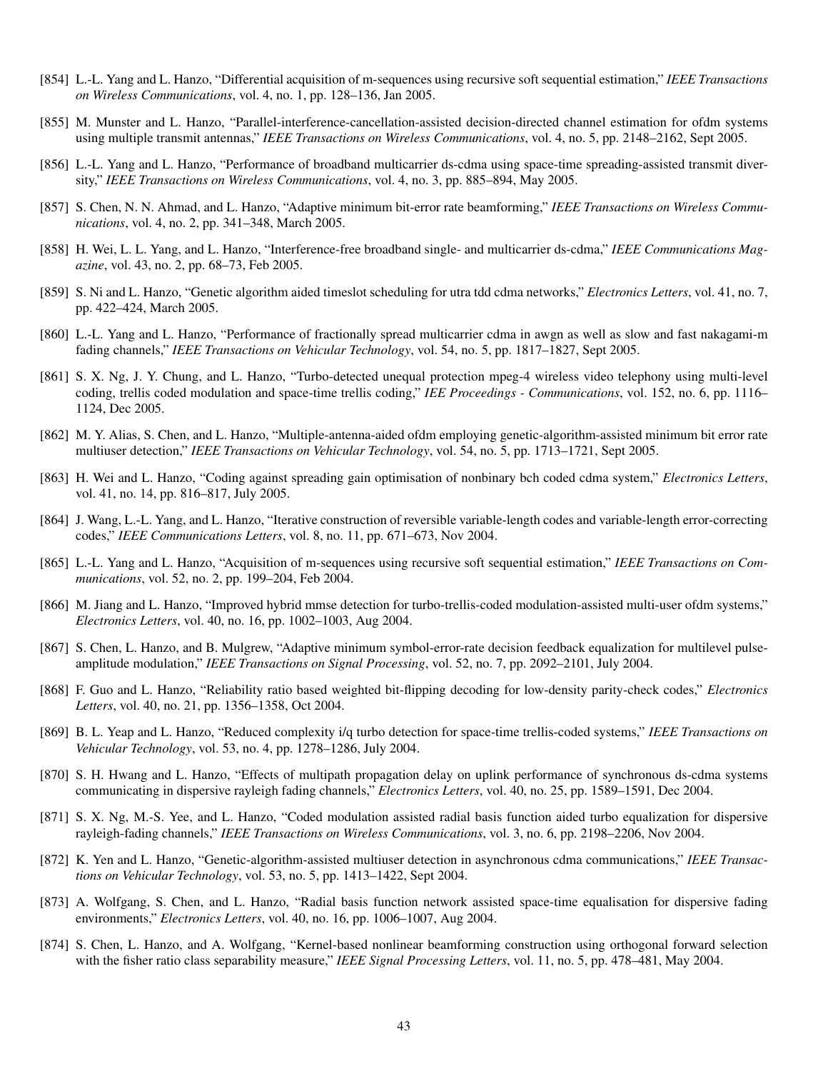[854] L.-L. Yang and L. Hanzo, "Differential acquisition of m-sequences using recursive soft sequential estimation," *IEEE Transactions on Wireless Communications*, vol. 4, no. 1, pp. 128–136, Jan 2005.

[855] M. Munster and L. Hanzo, "Parallel-interference-cancellation-assisted decision-directed channel estimation for ofdm systems using multiple transmit antennas," *IEEE Transactions on Wireless Communications*, vol. 4, no. 5, pp. 2148–2162, Sept 2005.

[856] L.-L. Yang and L. Hanzo, "Performance of broadband multicarrier ds-cdma using space-time spreading-assisted transmit diversity," *IEEE Transactions on Wireless Communications*, vol. 4, no. 3, pp. 885–894, May 2005.

[857] S. Chen, N. N. Ahmad, and L. Hanzo, "Adaptive minimum bit-error rate beamforming," *IEEE Transactions on Wireless Communications*, vol. 4, no. 2, pp. 341–348, March 2005.

[858] H. Wei, L. L. Yang, and L. Hanzo, "Interference-free broadband single- and multicarrier ds-cdma," *IEEE Communications Magazine*, vol. 43, no. 2, pp. 68–73, Feb 2005.

[859] S. Ni and L. Hanzo, "Genetic algorithm aided timeslot scheduling for utra tdd cdma networks," *Electronics Letters*, vol. 41, no. 7, pp. 422–424, March 2005.

[860] L.-L. Yang and L. Hanzo, "Performance of fractionally spread multicarrier cdma in awgn as well as slow and fast nakagami-m fading channels," *IEEE Transactions on Vehicular Technology*, vol. 54, no. 5, pp. 1817–1827, Sept 2005.

[861] S. X. Ng, J. Y. Chung, and L. Hanzo, "Turbo-detected unequal protection mpeg-4 wireless video telephony using multi-level coding, trellis coded modulation and space-time trellis coding," *IEE Proceedings - Communications*, vol. 152, no. 6, pp. 1116–1124, Dec 2005.

[862] M. Y. Alias, S. Chen, and L. Hanzo, "Multiple-antenna-aided ofdm employing genetic-algorithm-assisted minimum bit error rate multiuser detection," *IEEE Transactions on Vehicular Technology*, vol. 54, no. 5, pp. 1713–1721, Sept 2005.

[863] H. Wei and L. Hanzo, "Coding against spreading gain optimisation of nonbinary bch coded cdma system," *Electronics Letters*, vol. 41, no. 14, pp. 816–817, July 2005.

[864] J. Wang, L.-L. Yang, and L. Hanzo, "Iterative construction of reversible variable-length codes and variable-length error-correcting codes," *IEEE Communications Letters*, vol. 8, no. 11, pp. 671–673, Nov 2004.

[865] L.-L. Yang and L. Hanzo, "Acquisition of m-sequences using recursive soft sequential estimation," *IEEE Transactions on Communications*, vol. 52, no. 2, pp. 199–204, Feb 2004.

[866] M. Jiang and L. Hanzo, "Improved hybrid mmse detection for turbo-trellis-coded modulation-assisted multi-user ofdm systems," *Electronics Letters*, vol. 40, no. 16, pp. 1002–1003, Aug 2004.

[867] S. Chen, L. Hanzo, and B. Mulgrew, "Adaptive minimum symbol-error-rate decision feedback equalization for multilevel pulse-amplitude modulation," *IEEE Transactions on Signal Processing*, vol. 52, no. 7, pp. 2092–2101, July 2004.

[868] F. Guo and L. Hanzo, "Reliability ratio based weighted bit-flipping decoding for low-density parity-check codes," *Electronics Letters*, vol. 40, no. 21, pp. 1356–1358, Oct 2004.

[869] B. L. Yeap and L. Hanzo, "Reduced complexity i/q turbo detection for space-time trellis-coded systems," *IEEE Transactions on Vehicular Technology*, vol. 53, no. 4, pp. 1278–1286, July 2004.

[870] S. H. Hwang and L. Hanzo, "Effects of multipath propagation delay on uplink performance of synchronous ds-cdma systems communicating in dispersive rayleigh fading channels," *Electronics Letters*, vol. 40, no. 25, pp. 1589–1591, Dec 2004.

[871] S. X. Ng, M.-S. Yee, and L. Hanzo, "Coded modulation assisted radial basis function aided turbo equalization for dispersive rayleigh-fading channels," *IEEE Transactions on Wireless Communications*, vol. 3, no. 6, pp. 2198–2206, Nov 2004.

[872] K. Yen and L. Hanzo, "Genetic-algorithm-assisted multiuser detection in asynchronous cdma communications," *IEEE Transactions on Vehicular Technology*, vol. 53, no. 5, pp. 1413–1422, Sept 2004.

[873] A. Wolfgang, S. Chen, and L. Hanzo, "Radial basis function network assisted space-time equalisation for dispersive fading environments," *Electronics Letters*, vol. 40, no. 16, pp. 1006–1007, Aug 2004.

[874] S. Chen, L. Hanzo, and A. Wolfgang, "Kernel-based nonlinear beamforming construction using orthogonal forward selection with the fisher ratio class separability measure," *IEEE Signal Processing Letters*, vol. 11, no. 5, pp. 478–481, May 2004.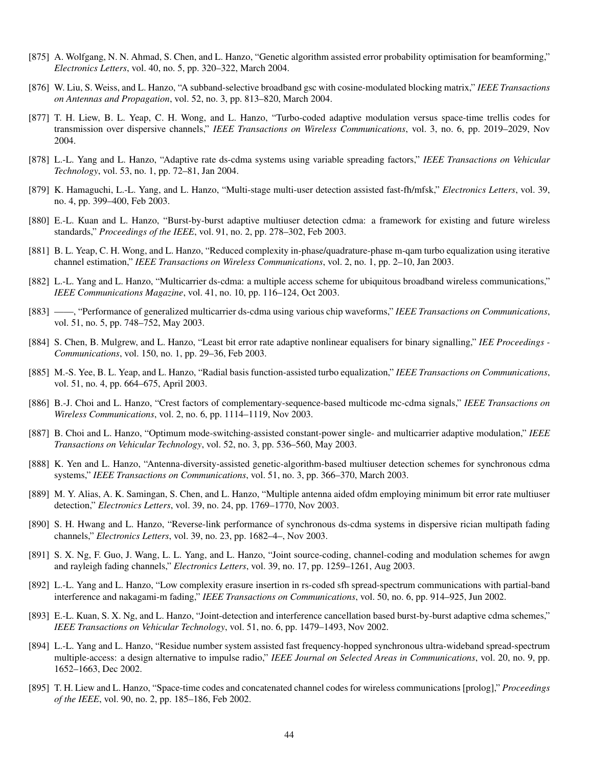[875] A. Wolfgang, N. N. Ahmad, S. Chen, and L. Hanzo, "Genetic algorithm assisted error probability optimisation for beamforming," *Electronics Letters*, vol. 40, no. 5, pp. 320–322, March 2004.

[876] W. Liu, S. Weiss, and L. Hanzo, "A subband-selective broadband gsc with cosine-modulated blocking matrix," *IEEE Transactions on Antennas and Propagation*, vol. 52, no. 3, pp. 813–820, March 2004.

[877] T. H. Liew, B. L. Yeap, C. H. Wong, and L. Hanzo, "Turbo-coded adaptive modulation versus space-time trellis codes for transmission over dispersive channels," *IEEE Transactions on Wireless Communications*, vol. 3, no. 6, pp. 2019–2029, Nov 2004.

[878] L.-L. Yang and L. Hanzo, "Adaptive rate ds-cdma systems using variable spreading factors," *IEEE Transactions on Vehicular Technology*, vol. 53, no. 1, pp. 72–81, Jan 2004.

[879] K. Hamaguchi, L.-L. Yang, and L. Hanzo, "Multi-stage multi-user detection assisted fast-fh/mfsk," *Electronics Letters*, vol. 39, no. 4, pp. 399–400, Feb 2003.

[880] E.-L. Kuan and L. Hanzo, "Burst-by-burst adaptive multiuser detection cdma: a framework for existing and future wireless standards," *Proceedings of the IEEE*, vol. 91, no. 2, pp. 278–302, Feb 2003.

[881] B. L. Yeap, C. H. Wong, and L. Hanzo, "Reduced complexity in-phase/quadrature-phase m-qam turbo equalization using iterative channel estimation," *IEEE Transactions on Wireless Communications*, vol. 2, no. 1, pp. 2–10, Jan 2003.

[882] L.-L. Yang and L. Hanzo, "Multicarrier ds-cdma: a multiple access scheme for ubiquitous broadband wireless communications," *IEEE Communications Magazine*, vol. 41, no. 10, pp. 116–124, Oct 2003.

[883] ——, "Performance of generalized multicarrier ds-cdma using various chip waveforms," *IEEE Transactions on Communications*, vol. 51, no. 5, pp. 748–752, May 2003.

[884] S. Chen, B. Mulgrew, and L. Hanzo, "Least bit error rate adaptive nonlinear equalisers for binary signalling," *IEE Proceedings - Communications*, vol. 150, no. 1, pp. 29–36, Feb 2003.

[885] M.-S. Yee, B. L. Yeap, and L. Hanzo, "Radial basis function-assisted turbo equalization," *IEEE Transactions on Communications*, vol. 51, no. 4, pp. 664–675, April 2003.

[886] B.-J. Choi and L. Hanzo, "Crest factors of complementary-sequence-based multicode mc-cdma signals," *IEEE Transactions on Wireless Communications*, vol. 2, no. 6, pp. 1114–1119, Nov 2003.

[887] B. Choi and L. Hanzo, "Optimum mode-switching-assisted constant-power single- and multicarrier adaptive modulation," *IEEE Transactions on Vehicular Technology*, vol. 52, no. 3, pp. 536–560, May 2003.

[888] K. Yen and L. Hanzo, "Antenna-diversity-assisted genetic-algorithm-based multiuser detection schemes for synchronous cdma systems," *IEEE Transactions on Communications*, vol. 51, no. 3, pp. 366–370, March 2003.

[889] M. Y. Alias, A. K. Samingan, S. Chen, and L. Hanzo, "Multiple antenna aided ofdm employing minimum bit error rate multiuser detection," *Electronics Letters*, vol. 39, no. 24, pp. 1769–1770, Nov 2003.

[890] S. H. Hwang and L. Hanzo, "Reverse-link performance of synchronous ds-cdma systems in dispersive rician multipath fading channels," *Electronics Letters*, vol. 39, no. 23, pp. 1682–4–, Nov 2003.

[891] S. X. Ng, F. Guo, J. Wang, L. L. Yang, and L. Hanzo, "Joint source-coding, channel-coding and modulation schemes for awgn and rayleigh fading channels," *Electronics Letters*, vol. 39, no. 17, pp. 1259–1261, Aug 2003.

[892] L.-L. Yang and L. Hanzo, "Low complexity erasure insertion in rs-coded sfh spread-spectrum communications with partial-band interference and nakagami-m fading," *IEEE Transactions on Communications*, vol. 50, no. 6, pp. 914–925, Jun 2002.

[893] E.-L. Kuan, S. X. Ng, and L. Hanzo, "Joint-detection and interference cancellation based burst-by-burst adaptive cdma schemes," *IEEE Transactions on Vehicular Technology*, vol. 51, no. 6, pp. 1479–1493, Nov 2002.

[894] L.-L. Yang and L. Hanzo, "Residue number system assisted fast frequency-hopped synchronous ultra-wideband spread-spectrum multiple-access: a design alternative to impulse radio," *IEEE Journal on Selected Areas in Communications*, vol. 20, no. 9, pp. 1652–1663, Dec 2002.

[895] T. H. Liew and L. Hanzo, "Space-time codes and concatenated channel codes for wireless communications [prolog]," *Proceedings of the IEEE*, vol. 90, no. 2, pp. 185–186, Feb 2002.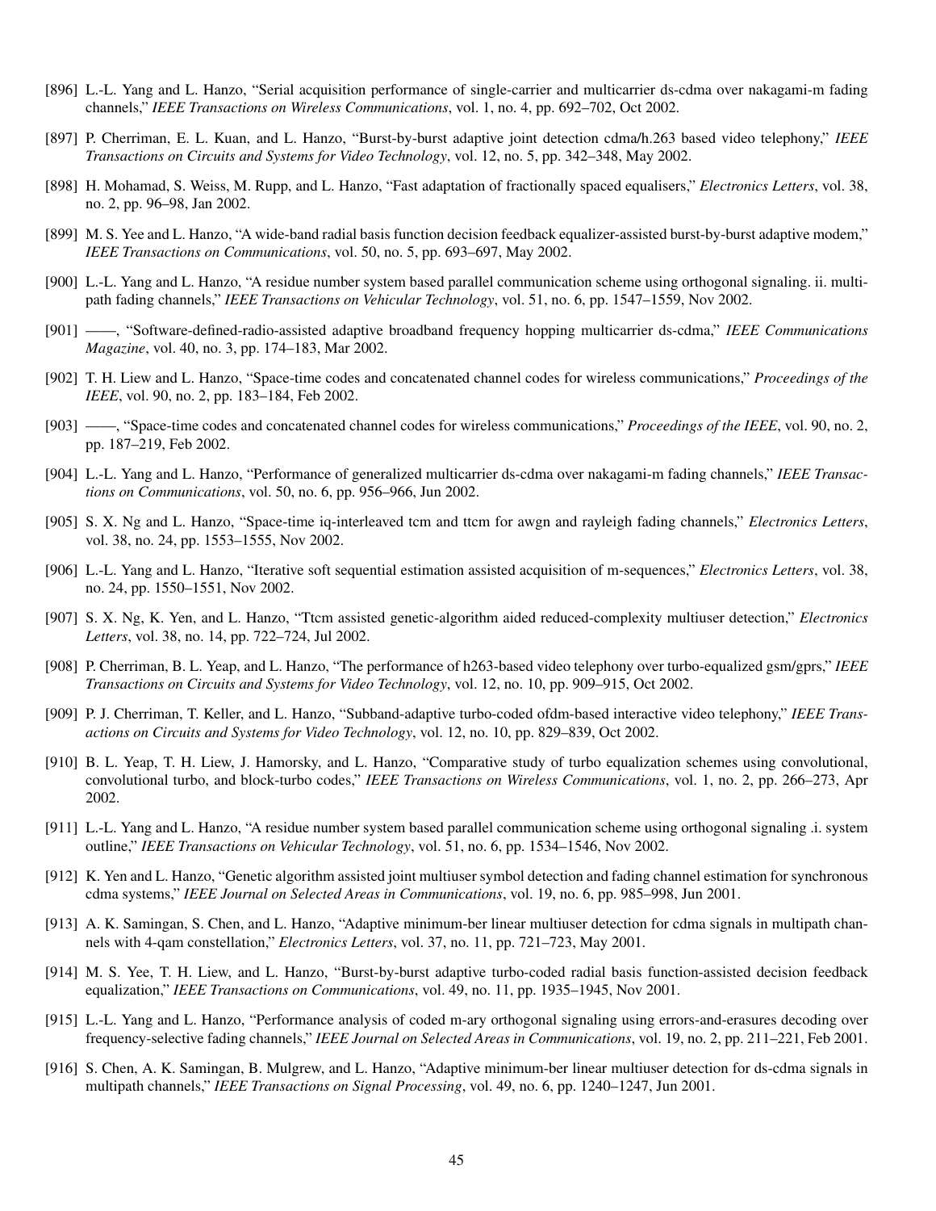[896] L.-L. Yang and L. Hanzo, "Serial acquisition performance of single-carrier and multicarrier ds-cdma over nakagami-m fading channels," *IEEE Transactions on Wireless Communications*, vol. 1, no. 4, pp. 692–702, Oct 2002.

[897] P. Cherriman, E. L. Kuan, and L. Hanzo, "Burst-by-burst adaptive joint detection cdma/h.263 based video telephony," *IEEE Transactions on Circuits and Systems for Video Technology*, vol. 12, no. 5, pp. 342–348, May 2002.

[898] H. Mohamad, S. Weiss, M. Rupp, and L. Hanzo, "Fast adaptation of fractionally spaced equalisers," *Electronics Letters*, vol. 38, no. 2, pp. 96–98, Jan 2002.

[899] M. S. Yee and L. Hanzo, "A wide-band radial basis function decision feedback equalizer-assisted burst-by-burst adaptive modem," *IEEE Transactions on Communications*, vol. 50, no. 5, pp. 693–697, May 2002.

[900] L.-L. Yang and L. Hanzo, "A residue number system based parallel communication scheme using orthogonal signaling. ii. multipath fading channels," *IEEE Transactions on Vehicular Technology*, vol. 51, no. 6, pp. 1547–1559, Nov 2002.

[901] ——, "Software-defined-radio-assisted adaptive broadband frequency hopping multicarrier ds-cdma," *IEEE Communications Magazine*, vol. 40, no. 3, pp. 174–183, Mar 2002.

[902] T. H. Liew and L. Hanzo, "Space-time codes and concatenated channel codes for wireless communications," *Proceedings of the IEEE*, vol. 90, no. 2, pp. 183–184, Feb 2002.

[903] ——, "Space-time codes and concatenated channel codes for wireless communications," *Proceedings of the IEEE*, vol. 90, no. 2, pp. 187–219, Feb 2002.

[904] L.-L. Yang and L. Hanzo, "Performance of generalized multicarrier ds-cdma over nakagami-m fading channels," *IEEE Transactions on Communications*, vol. 50, no. 6, pp. 956–966, Jun 2002.

[905] S. X. Ng and L. Hanzo, "Space-time iq-interleaved tcm and ttcm for awgn and rayleigh fading channels," *Electronics Letters*, vol. 38, no. 24, pp. 1553–1555, Nov 2002.

[906] L.-L. Yang and L. Hanzo, "Iterative soft sequential estimation assisted acquisition of m-sequences," *Electronics Letters*, vol. 38, no. 24, pp. 1550–1551, Nov 2002.

[907] S. X. Ng, K. Yen, and L. Hanzo, "Ttcm assisted genetic-algorithm aided reduced-complexity multiuser detection," *Electronics Letters*, vol. 38, no. 14, pp. 722–724, Jul 2002.

[908] P. Cherriman, B. L. Yeap, and L. Hanzo, "The performance of h263-based video telephony over turbo-equalized gsm/gprs," *IEEE Transactions on Circuits and Systems for Video Technology*, vol. 12, no. 10, pp. 909–915, Oct 2002.

[909] P. J. Cherriman, T. Keller, and L. Hanzo, "Subband-adaptive turbo-coded ofdm-based interactive video telephony," *IEEE Transactions on Circuits and Systems for Video Technology*, vol. 12, no. 10, pp. 829–839, Oct 2002.

[910] B. L. Yeap, T. H. Liew, J. Hamorsky, and L. Hanzo, "Comparative study of turbo equalization schemes using convolutional, convolutional turbo, and block-turbo codes," *IEEE Transactions on Wireless Communications*, vol. 1, no. 2, pp. 266–273, Apr 2002.

[911] L.-L. Yang and L. Hanzo, "A residue number system based parallel communication scheme using orthogonal signaling .i. system outline," *IEEE Transactions on Vehicular Technology*, vol. 51, no. 6, pp. 1534–1546, Nov 2002.

[912] K. Yen and L. Hanzo, "Genetic algorithm assisted joint multiuser symbol detection and fading channel estimation for synchronous cdma systems," *IEEE Journal on Selected Areas in Communications*, vol. 19, no. 6, pp. 985–998, Jun 2001.

[913] A. K. Samingan, S. Chen, and L. Hanzo, "Adaptive minimum-ber linear multiuser detection for cdma signals in multipath channels with 4-qam constellation," *Electronics Letters*, vol. 37, no. 11, pp. 721–723, May 2001.

[914] M. S. Yee, T. H. Liew, and L. Hanzo, "Burst-by-burst adaptive turbo-coded radial basis function-assisted decision feedback equalization," *IEEE Transactions on Communications*, vol. 49, no. 11, pp. 1935–1945, Nov 2001.

[915] L.-L. Yang and L. Hanzo, "Performance analysis of coded m-ary orthogonal signaling using errors-and-erasures decoding over frequency-selective fading channels," *IEEE Journal on Selected Areas in Communications*, vol. 19, no. 2, pp. 211–221, Feb 2001.

[916] S. Chen, A. K. Samingan, B. Mulgrew, and L. Hanzo, "Adaptive minimum-ber linear multiuser detection for ds-cdma signals in multipath channels," *IEEE Transactions on Signal Processing*, vol. 49, no. 6, pp. 1240–1247, Jun 2001.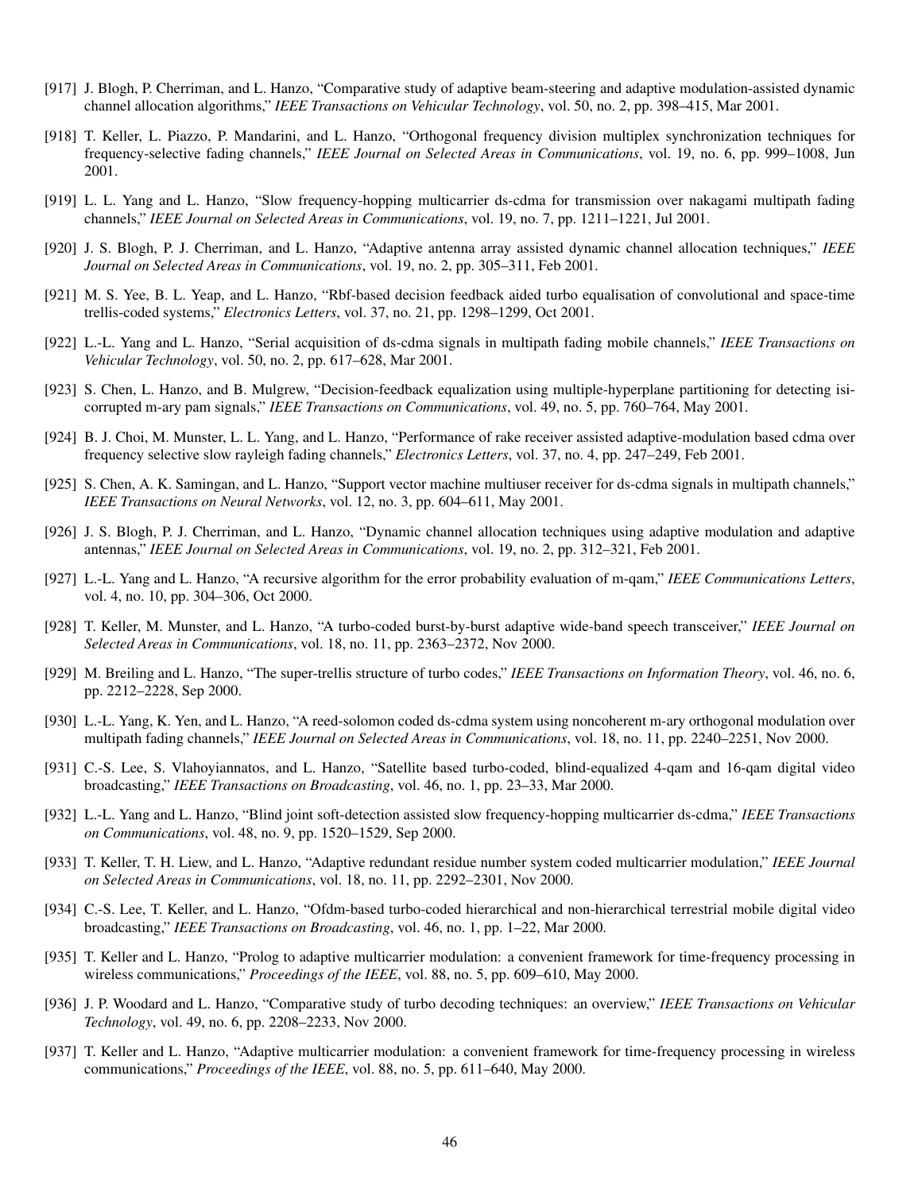[917] J. Blogh, P. Cherriman, and L. Hanzo, "Comparative study of adaptive beam-steering and adaptive modulation-assisted dynamic channel allocation algorithms," *IEEE Transactions on Vehicular Technology*, vol. 50, no. 2, pp. 398–415, Mar 2001.

[918] T. Keller, L. Piazzo, P. Mandarini, and L. Hanzo, "Orthogonal frequency division multiplex synchronization techniques for frequency-selective fading channels," *IEEE Journal on Selected Areas in Communications*, vol. 19, no. 6, pp. 999–1008, Jun 2001.

[919] L. L. Yang and L. Hanzo, "Slow frequency-hopping multicarrier ds-cdma for transmission over nakagami multipath fading channels," *IEEE Journal on Selected Areas in Communications*, vol. 19, no. 7, pp. 1211–1221, Jul 2001.

[920] J. S. Blogh, P. J. Cherriman, and L. Hanzo, "Adaptive antenna array assisted dynamic channel allocation techniques," *IEEE Journal on Selected Areas in Communications*, vol. 19, no. 2, pp. 305–311, Feb 2001.

[921] M. S. Yee, B. L. Yeap, and L. Hanzo, "Rbf-based decision feedback aided turbo equalisation of convolutional and space-time trellis-coded systems," *Electronics Letters*, vol. 37, no. 21, pp. 1298–1299, Oct 2001.

[922] L.-L. Yang and L. Hanzo, "Serial acquisition of ds-cdma signals in multipath fading mobile channels," *IEEE Transactions on Vehicular Technology*, vol. 50, no. 2, pp. 617–628, Mar 2001.

[923] S. Chen, L. Hanzo, and B. Mulgrew, "Decision-feedback equalization using multiple-hyperplane partitioning for detecting isi-corrupted m-ary pam signals," *IEEE Transactions on Communications*, vol. 49, no. 5, pp. 760–764, May 2001.

[924] B. J. Choi, M. Munster, L. L. Yang, and L. Hanzo, "Performance of rake receiver assisted adaptive-modulation based cdma over frequency selective slow rayleigh fading channels," *Electronics Letters*, vol. 37, no. 4, pp. 247–249, Feb 2001.

[925] S. Chen, A. K. Samingan, and L. Hanzo, "Support vector machine multiuser receiver for ds-cdma signals in multipath channels," *IEEE Transactions on Neural Networks*, vol. 12, no. 3, pp. 604–611, May 2001.

[926] J. S. Blogh, P. J. Cherriman, and L. Hanzo, "Dynamic channel allocation techniques using adaptive modulation and adaptive antennas," *IEEE Journal on Selected Areas in Communications*, vol. 19, no. 2, pp. 312–321, Feb 2001.

[927] L.-L. Yang and L. Hanzo, "A recursive algorithm for the error probability evaluation of m-qam," *IEEE Communications Letters*, vol. 4, no. 10, pp. 304–306, Oct 2000.

[928] T. Keller, M. Munster, and L. Hanzo, "A turbo-coded burst-by-burst adaptive wide-band speech transceiver," *IEEE Journal on Selected Areas in Communications*, vol. 18, no. 11, pp. 2363–2372, Nov 2000.

[929] M. Breiling and L. Hanzo, "The super-trellis structure of turbo codes," *IEEE Transactions on Information Theory*, vol. 46, no. 6, pp. 2212–2228, Sep 2000.

[930] L.-L. Yang, K. Yen, and L. Hanzo, "A reed-solomon coded ds-cdma system using noncoherent m-ary orthogonal modulation over multipath fading channels," *IEEE Journal on Selected Areas in Communications*, vol. 18, no. 11, pp. 2240–2251, Nov 2000.

[931] C.-S. Lee, S. Vlahoyiannatos, and L. Hanzo, "Satellite based turbo-coded, blind-equalized 4-qam and 16-qam digital video broadcasting," *IEEE Transactions on Broadcasting*, vol. 46, no. 1, pp. 23–33, Mar 2000.

[932] L.-L. Yang and L. Hanzo, "Blind joint soft-detection assisted slow frequency-hopping multicarrier ds-cdma," *IEEE Transactions on Communications*, vol. 48, no. 9, pp. 1520–1529, Sep 2000.

[933] T. Keller, T. H. Liew, and L. Hanzo, "Adaptive redundant residue number system coded multicarrier modulation," *IEEE Journal on Selected Areas in Communications*, vol. 18, no. 11, pp. 2292–2301, Nov 2000.

[934] C.-S. Lee, T. Keller, and L. Hanzo, "Ofdm-based turbo-coded hierarchical and non-hierarchical terrestrial mobile digital video broadcasting," *IEEE Transactions on Broadcasting*, vol. 46, no. 1, pp. 1–22, Mar 2000.

[935] T. Keller and L. Hanzo, "Prolog to adaptive multicarrier modulation: a convenient framework for time-frequency processing in wireless communications," *Proceedings of the IEEE*, vol. 88, no. 5, pp. 609–610, May 2000.

[936] J. P. Woodard and L. Hanzo, "Comparative study of turbo decoding techniques: an overview," *IEEE Transactions on Vehicular Technology*, vol. 49, no. 6, pp. 2208–2233, Nov 2000.

[937] T. Keller and L. Hanzo, "Adaptive multicarrier modulation: a convenient framework for time-frequency processing in wireless communications," *Proceedings of the IEEE*, vol. 88, no. 5, pp. 611–640, May 2000.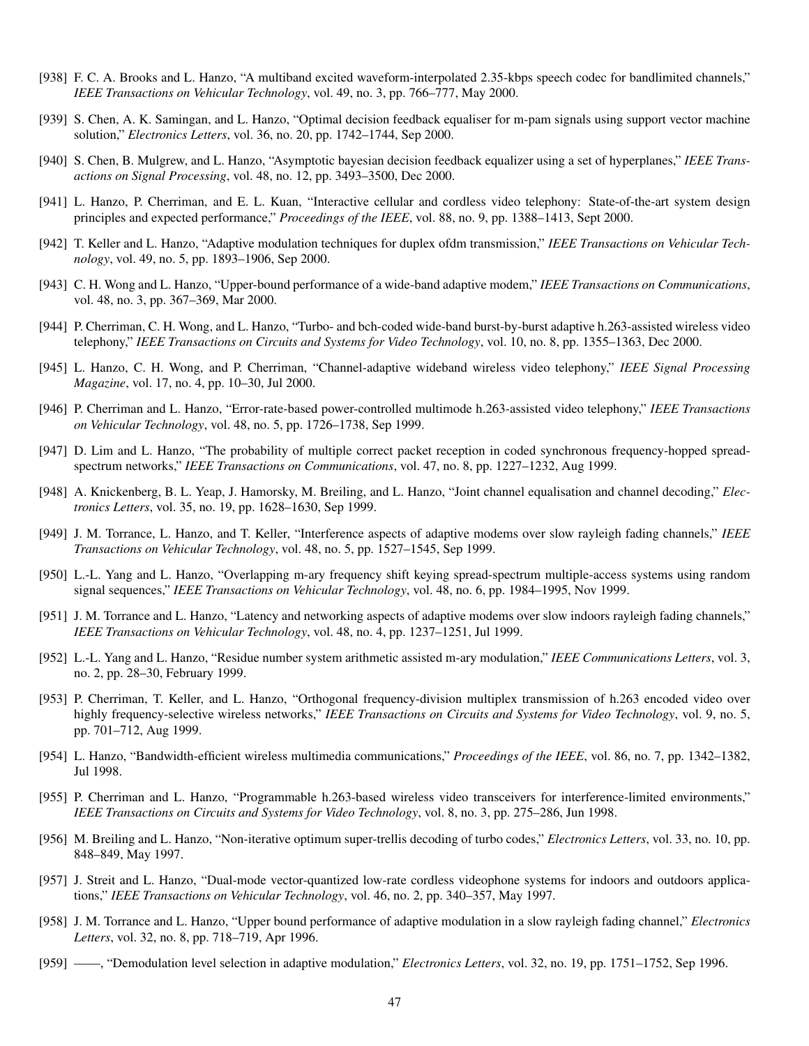[938] F. C. A. Brooks and L. Hanzo, "A multiband excited waveform-interpolated 2.35-kbps speech codec for bandlimited channels," *IEEE Transactions on Vehicular Technology*, vol. 49, no. 3, pp. 766–777, May 2000.

[939] S. Chen, A. K. Samingan, and L. Hanzo, "Optimal decision feedback equaliser for m-pam signals using support vector machine solution," *Electronics Letters*, vol. 36, no. 20, pp. 1742–1744, Sep 2000.

[940] S. Chen, B. Mulgrew, and L. Hanzo, "Asymptotic bayesian decision feedback equalizer using a set of hyperplanes," *IEEE Transactions on Signal Processing*, vol. 48, no. 12, pp. 3493–3500, Dec 2000.

[941] L. Hanzo, P. Cherriman, and E. L. Kuan, "Interactive cellular and cordless video telephony: State-of-the-art system design principles and expected performance," *Proceedings of the IEEE*, vol. 88, no. 9, pp. 1388–1413, Sept 2000.

[942] T. Keller and L. Hanzo, "Adaptive modulation techniques for duplex ofdm transmission," *IEEE Transactions on Vehicular Technology*, vol. 49, no. 5, pp. 1893–1906, Sep 2000.

[943] C. H. Wong and L. Hanzo, "Upper-bound performance of a wide-band adaptive modem," *IEEE Transactions on Communications*, vol. 48, no. 3, pp. 367–369, Mar 2000.

[944] P. Cherriman, C. H. Wong, and L. Hanzo, "Turbo- and bch-coded wide-band burst-by-burst adaptive h.263-assisted wireless video telephony," *IEEE Transactions on Circuits and Systems for Video Technology*, vol. 10, no. 8, pp. 1355–1363, Dec 2000.

[945] L. Hanzo, C. H. Wong, and P. Cherriman, "Channel-adaptive wideband wireless video telephony," *IEEE Signal Processing Magazine*, vol. 17, no. 4, pp. 10–30, Jul 2000.

[946] P. Cherriman and L. Hanzo, "Error-rate-based power-controlled multimode h.263-assisted video telephony," *IEEE Transactions on Vehicular Technology*, vol. 48, no. 5, pp. 1726–1738, Sep 1999.

[947] D. Lim and L. Hanzo, "The probability of multiple correct packet reception in coded synchronous frequency-hopped spread-spectrum networks," *IEEE Transactions on Communications*, vol. 47, no. 8, pp. 1227–1232, Aug 1999.

[948] A. Knickenberg, B. L. Yeap, J. Hamorsky, M. Breiling, and L. Hanzo, "Joint channel equalisation and channel decoding," *Electronics Letters*, vol. 35, no. 19, pp. 1628–1630, Sep 1999.

[949] J. M. Torrance, L. Hanzo, and T. Keller, "Interference aspects of adaptive modems over slow rayleigh fading channels," *IEEE Transactions on Vehicular Technology*, vol. 48, no. 5, pp. 1527–1545, Sep 1999.

[950] L.-L. Yang and L. Hanzo, "Overlapping m-ary frequency shift keying spread-spectrum multiple-access systems using random signal sequences," *IEEE Transactions on Vehicular Technology*, vol. 48, no. 6, pp. 1984–1995, Nov 1999.

[951] J. M. Torrance and L. Hanzo, "Latency and networking aspects of adaptive modems over slow indoors rayleigh fading channels," *IEEE Transactions on Vehicular Technology*, vol. 48, no. 4, pp. 1237–1251, Jul 1999.

[952] L.-L. Yang and L. Hanzo, "Residue number system arithmetic assisted m-ary modulation," *IEEE Communications Letters*, vol. 3, no. 2, pp. 28–30, February 1999.

[953] P. Cherriman, T. Keller, and L. Hanzo, "Orthogonal frequency-division multiplex transmission of h.263 encoded video over highly frequency-selective wireless networks," *IEEE Transactions on Circuits and Systems for Video Technology*, vol. 9, no. 5, pp. 701–712, Aug 1999.

[954] L. Hanzo, "Bandwidth-efficient wireless multimedia communications," *Proceedings of the IEEE*, vol. 86, no. 7, pp. 1342–1382, Jul 1998.

[955] P. Cherriman and L. Hanzo, "Programmable h.263-based wireless video transceivers for interference-limited environments," *IEEE Transactions on Circuits and Systems for Video Technology*, vol. 8, no. 3, pp. 275–286, Jun 1998.

[956] M. Breiling and L. Hanzo, "Non-iterative optimum super-trellis decoding of turbo codes," *Electronics Letters*, vol. 33, no. 10, pp. 848–849, May 1997.

[957] J. Streit and L. Hanzo, "Dual-mode vector-quantized low-rate cordless videophone systems for indoors and outdoors applications," *IEEE Transactions on Vehicular Technology*, vol. 46, no. 2, pp. 340–357, May 1997.

[958] J. M. Torrance and L. Hanzo, "Upper bound performance of adaptive modulation in a slow rayleigh fading channel," *Electronics Letters*, vol. 32, no. 8, pp. 718–719, Apr 1996.

[959] ——, "Demodulation level selection in adaptive modulation," *Electronics Letters*, vol. 32, no. 19, pp. 1751–1752, Sep 1996.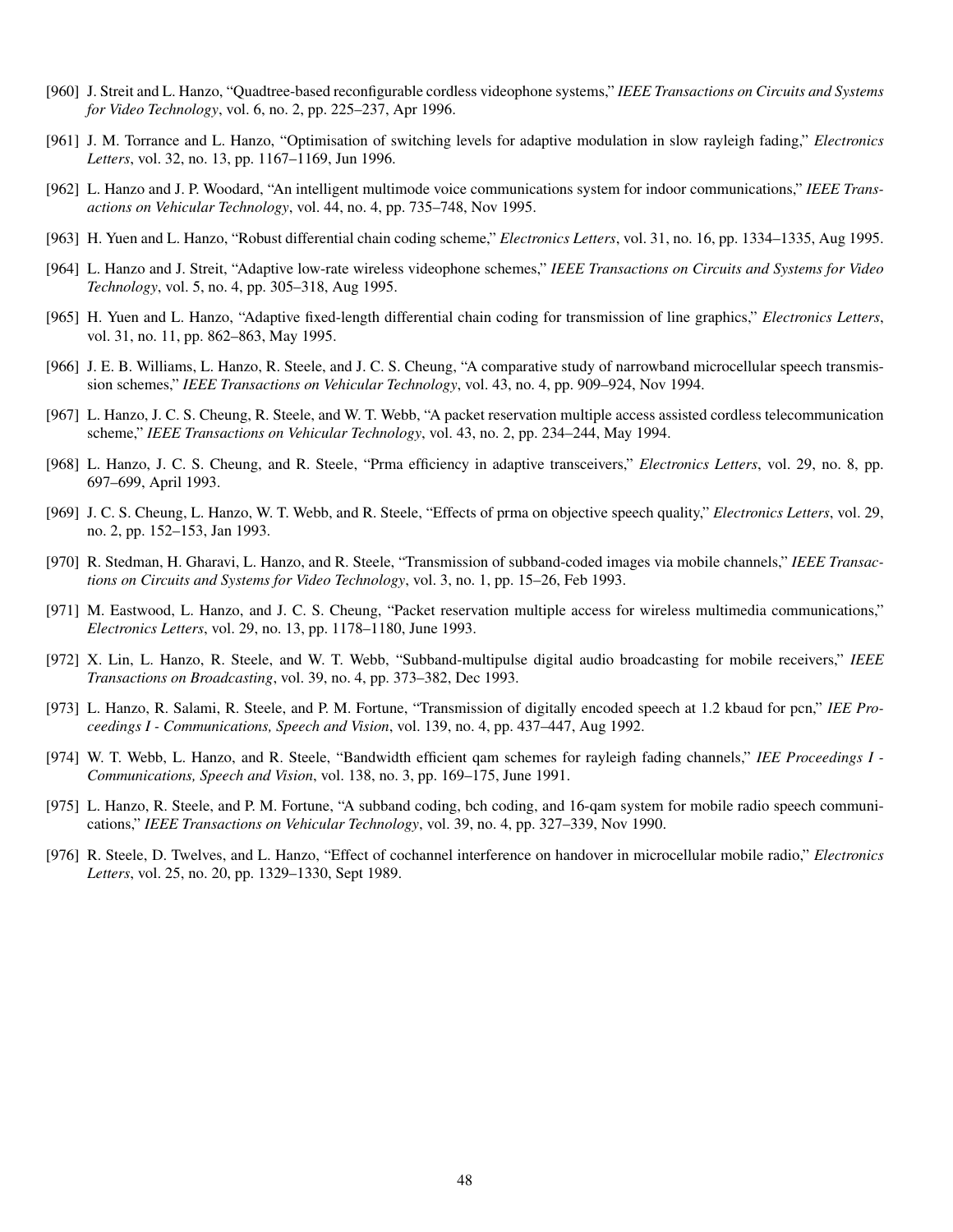[960] J. Streit and L. Hanzo, "Quadtree-based reconfigurable cordless videophone systems," *IEEE Transactions on Circuits and Systems for Video Technology*, vol. 6, no. 2, pp. 225–237, Apr 1996.

[961] J. M. Torrance and L. Hanzo, "Optimisation of switching levels for adaptive modulation in slow rayleigh fading," *Electronics Letters*, vol. 32, no. 13, pp. 1167–1169, Jun 1996.

[962] L. Hanzo and J. P. Woodard, "An intelligent multimode voice communications system for indoor communications," *IEEE Transactions on Vehicular Technology*, vol. 44, no. 4, pp. 735–748, Nov 1995.

[963] H. Yuen and L. Hanzo, "Robust differential chain coding scheme," *Electronics Letters*, vol. 31, no. 16, pp. 1334–1335, Aug 1995.

[964] L. Hanzo and J. Streit, "Adaptive low-rate wireless videophone schemes," *IEEE Transactions on Circuits and Systems for Video Technology*, vol. 5, no. 4, pp. 305–318, Aug 1995.

[965] H. Yuen and L. Hanzo, "Adaptive fixed-length differential chain coding for transmission of line graphics," *Electronics Letters*, vol. 31, no. 11, pp. 862–863, May 1995.

[966] J. E. B. Williams, L. Hanzo, R. Steele, and J. C. S. Cheung, "A comparative study of narrowband microcellular speech transmission schemes," *IEEE Transactions on Vehicular Technology*, vol. 43, no. 4, pp. 909–924, Nov 1994.

[967] L. Hanzo, J. C. S. Cheung, R. Steele, and W. T. Webb, "A packet reservation multiple access assisted cordless telecommunication scheme," *IEEE Transactions on Vehicular Technology*, vol. 43, no. 2, pp. 234–244, May 1994.

[968] L. Hanzo, J. C. S. Cheung, and R. Steele, "Prma efficiency in adaptive transceivers," *Electronics Letters*, vol. 29, no. 8, pp. 697–699, April 1993.

[969] J. C. S. Cheung, L. Hanzo, W. T. Webb, and R. Steele, "Effects of prma on objective speech quality," *Electronics Letters*, vol. 29, no. 2, pp. 152–153, Jan 1993.

[970] R. Stedman, H. Gharavi, L. Hanzo, and R. Steele, "Transmission of subband-coded images via mobile channels," *IEEE Transactions on Circuits and Systems for Video Technology*, vol. 3, no. 1, pp. 15–26, Feb 1993.

[971] M. Eastwood, L. Hanzo, and J. C. S. Cheung, "Packet reservation multiple access for wireless multimedia communications," *Electronics Letters*, vol. 29, no. 13, pp. 1178–1180, June 1993.

[972] X. Lin, L. Hanzo, R. Steele, and W. T. Webb, "Subband-multipulse digital audio broadcasting for mobile receivers," *IEEE Transactions on Broadcasting*, vol. 39, no. 4, pp. 373–382, Dec 1993.

[973] L. Hanzo, R. Salami, R. Steele, and P. M. Fortune, "Transmission of digitally encoded speech at 1.2 kbaud for pcn," *IEE Proceedings I - Communications, Speech and Vision*, vol. 139, no. 4, pp. 437–447, Aug 1992.

[974] W. T. Webb, L. Hanzo, and R. Steele, "Bandwidth efficient qam schemes for rayleigh fading channels," *IEE Proceedings I - Communications, Speech and Vision*, vol. 138, no. 3, pp. 169–175, June 1991.

[975] L. Hanzo, R. Steele, and P. M. Fortune, "A subband coding, bch coding, and 16-qam system for mobile radio speech communications," *IEEE Transactions on Vehicular Technology*, vol. 39, no. 4, pp. 327–339, Nov 1990.

[976] R. Steele, D. Twelves, and L. Hanzo, "Effect of cochannel interference on handover in microcellular mobile radio," *Electronics Letters*, vol. 25, no. 20, pp. 1329–1330, Sept 1989.